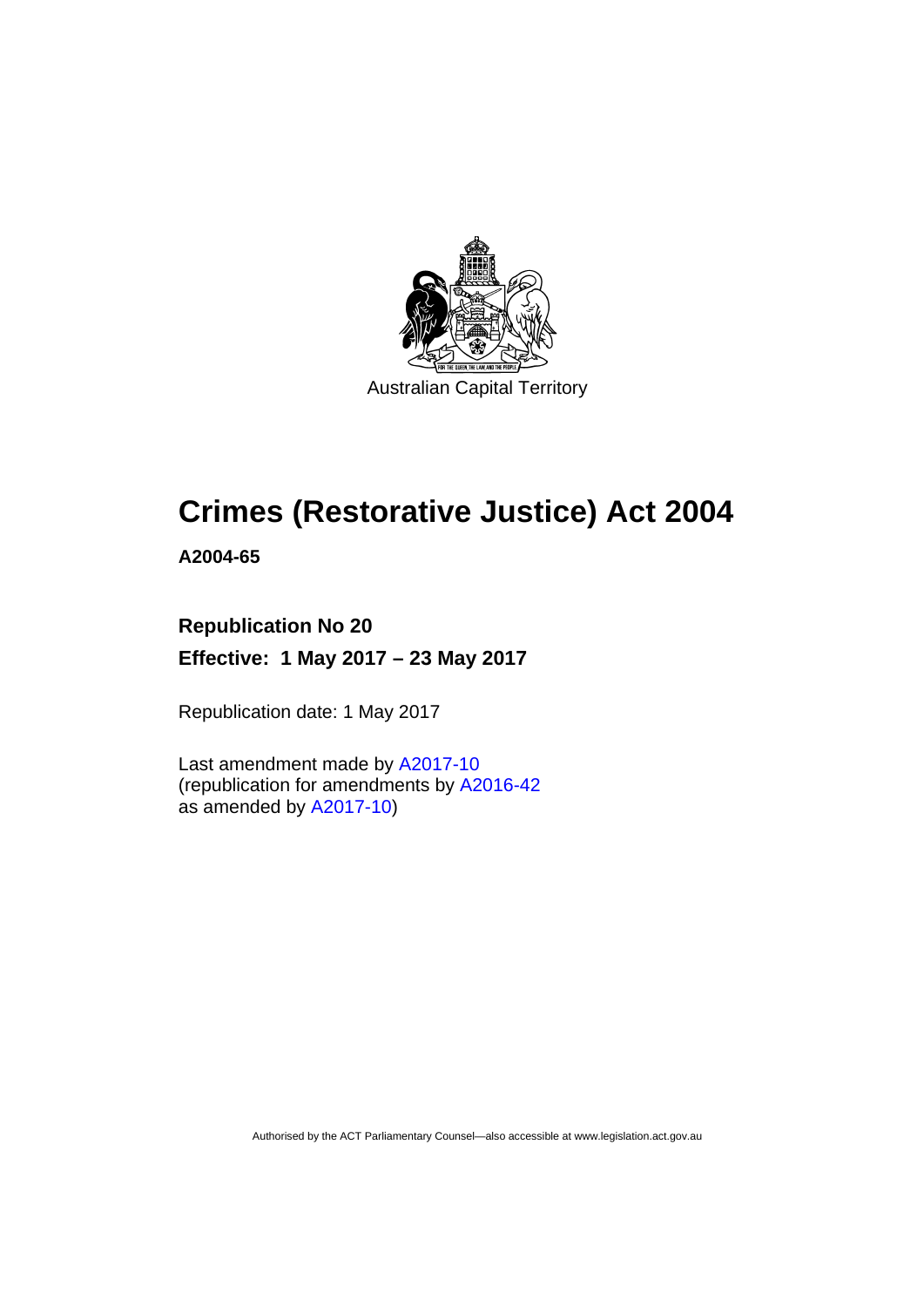Australian Capital Territory

# Crimes (Restorative Justice) Act 2004

**A2004-65**

**Republication No 20**

**Effective: 1 May 2017 – 23 May 2017**

Republication date: 1 May 2017

Last amendment made by A2017-10
(republication for amendments by A2016-42
as amended by A2017-10)

Authorised by the ACT Parliamentary Counsel—also accessible at www.legislation.act.gov.au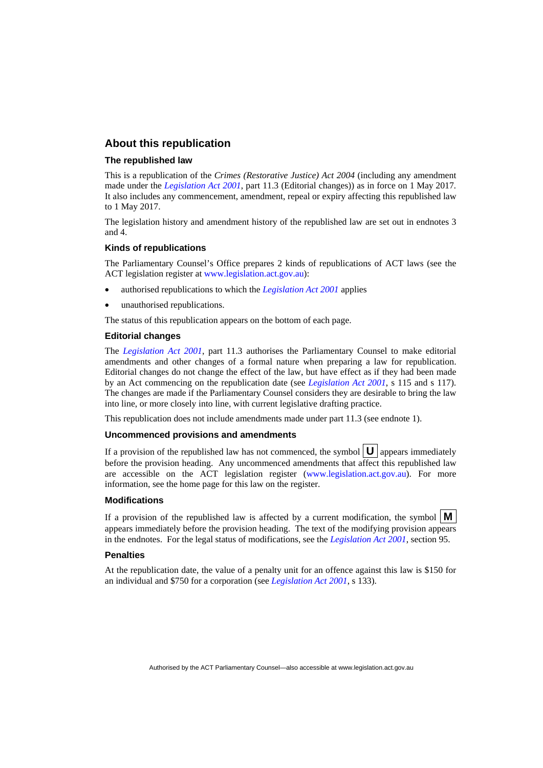## About this republication

### The republished law

This is a republication of the *Crimes (Restorative Justice) Act 2004* (including any amendment made under the *Legislation Act 2001*, part 11.3 (Editorial changes)) as in force on 1 May 2017. It also includes any commencement, amendment, repeal or expiry affecting this republished law to 1 May 2017.

The legislation history and amendment history of the republished law are set out in endnotes 3 and 4.

### Kinds of republications

The Parliamentary Counsel's Office prepares 2 kinds of republications of ACT laws (see the ACT legislation register at www.legislation.act.gov.au):

- authorised republications to which the *Legislation Act 2001* applies
- unauthorised republications.

The status of this republication appears on the bottom of each page.

### Editorial changes

The *Legislation Act 2001*, part 11.3 authorises the Parliamentary Counsel to make editorial amendments and other changes of a formal nature when preparing a law for republication. Editorial changes do not change the effect of the law, but have effect as if they had been made by an Act commencing on the republication date (see *Legislation Act 2001*, s 115 and s 117). The changes are made if the Parliamentary Counsel considers they are desirable to bring the law into line, or more closely into line, with current legislative drafting practice.

This republication does not include amendments made under part 11.3 (see endnote 1).

### Uncommenced provisions and amendments

If a provision of the republished law has not commenced, the symbol **U** appears immediately before the provision heading. Any uncommenced amendments that affect this republished law are accessible on the ACT legislation register (www.legislation.act.gov.au). For more information, see the home page for this law on the register.

### Modifications

If a provision of the republished law is affected by a current modification, the symbol **M** appears immediately before the provision heading. The text of the modifying provision appears in the endnotes. For the legal status of modifications, see the *Legislation Act 2001*, section 95.

### Penalties

At the republication date, the value of a penalty unit for an offence against this law is $150 for an individual and $750 for a corporation (see *Legislation Act 2001*, s 133).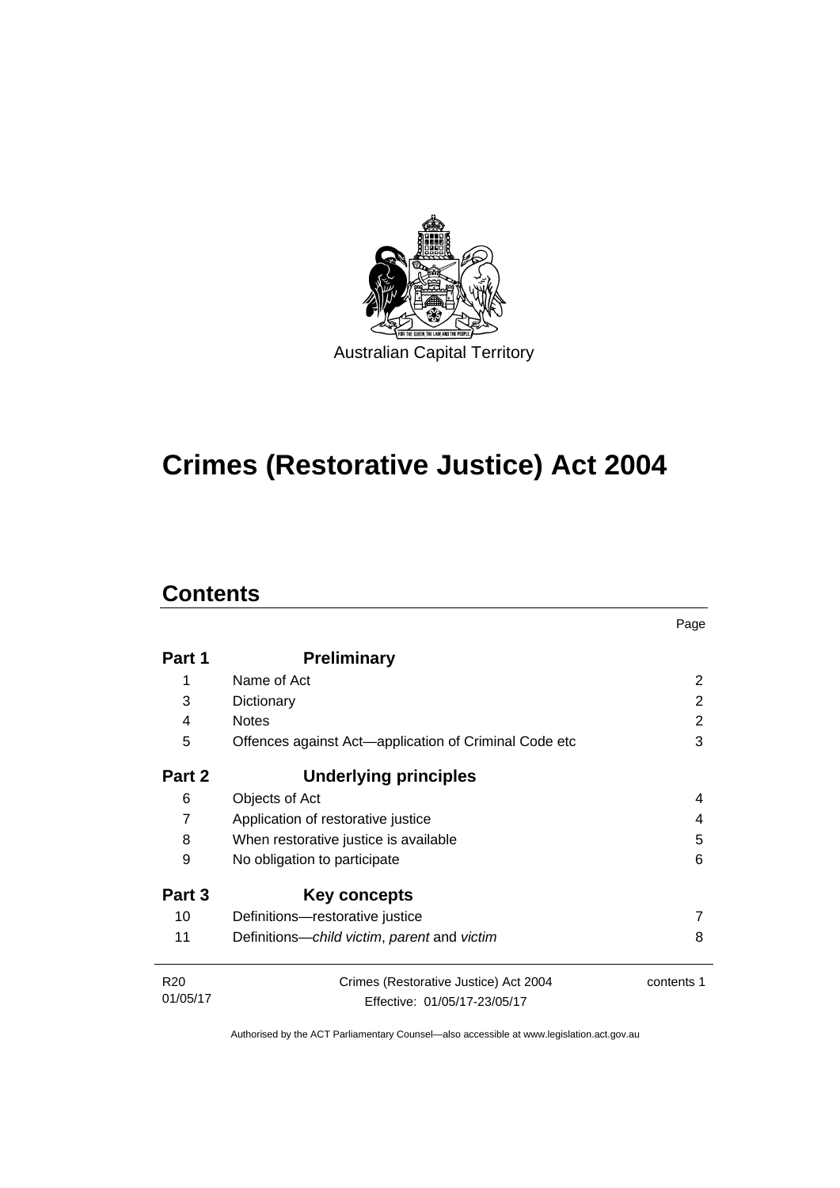Australian Capital Territory

# Crimes (Restorative Justice) Act 2004

## Contents

| | | Page |
|---|---|---|
| **Part 1** | **Preliminary** | |
| 1 | Name of Act | 2 |
| 3 | Dictionary | 2 |
| 4 | Notes | 2 |
| 5 | Offences against Act—application of Criminal Code etc | 3 |
| **Part 2** | **Underlying principles** | |
| 6 | Objects of Act | 4 |
| 7 | Application of restorative justice | 4 |
| 8 | When restorative justice is available | 5 |
| 9 | No obligation to participate | 6 |
| **Part 3** | **Key concepts** | |
| 10 | Definitions—restorative justice | 7 |
| 11 | Definitions—*child victim*, *parent* and *victim* | 8 |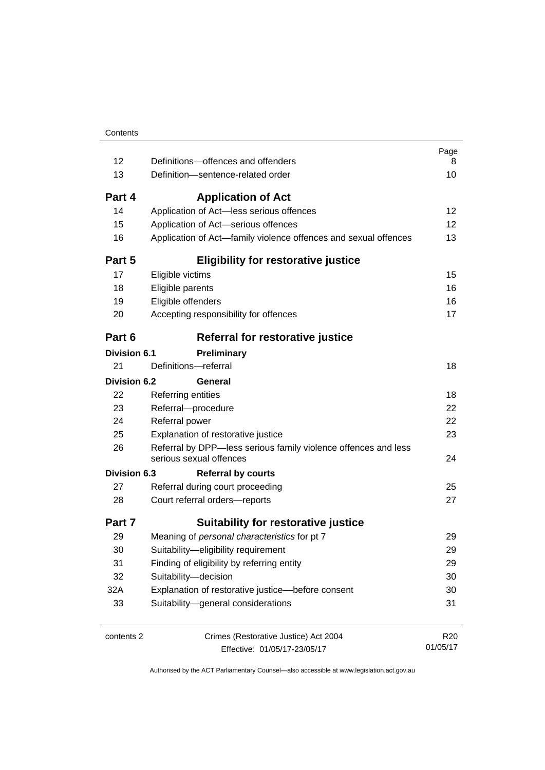| | | Page |
|---|---|---|
| 12 | Definitions—offences and offenders | 8 |
| 13 | Definition—sentence-related order | 10 |
| **Part 4** | **Application of Act** | |
| 14 | Application of Act—less serious offences | 12 |
| 15 | Application of Act—serious offences | 12 |
| 16 | Application of Act—family violence offences and sexual offences | 13 |
| **Part 5** | **Eligibility for restorative justice** | |
| 17 | Eligible victims | 15 |
| 18 | Eligible parents | 16 |
| 19 | Eligible offenders | 16 |
| 20 | Accepting responsibility for offences | 17 |
| **Part 6** | **Referral for restorative justice** | |
| **Division 6.1** | **Preliminary** | |
| 21 | Definitions—referral | 18 |
| **Division 6.2** | **General** | |
| 22 | Referring entities | 18 |
| 23 | Referral—procedure | 22 |
| 24 | Referral power | 22 |
| 25 | Explanation of restorative justice | 23 |
| 26 | Referral by DPP—less serious family violence offences and less serious sexual offences | 24 |
| **Division 6.3** | **Referral by courts** | |
| 27 | Referral during court proceeding | 25 |
| 28 | Court referral orders—reports | 27 |
| **Part 7** | **Suitability for restorative justice** | |
| 29 | Meaning of *personal characteristics* for pt 7 | 29 |
| 30 | Suitability—eligibility requirement | 29 |
| 31 | Finding of eligibility by referring entity | 29 |
| 32 | Suitability—decision | 30 |
| 32A | Explanation of restorative justice—before consent | 30 |
| 33 | Suitability—general considerations | 31 |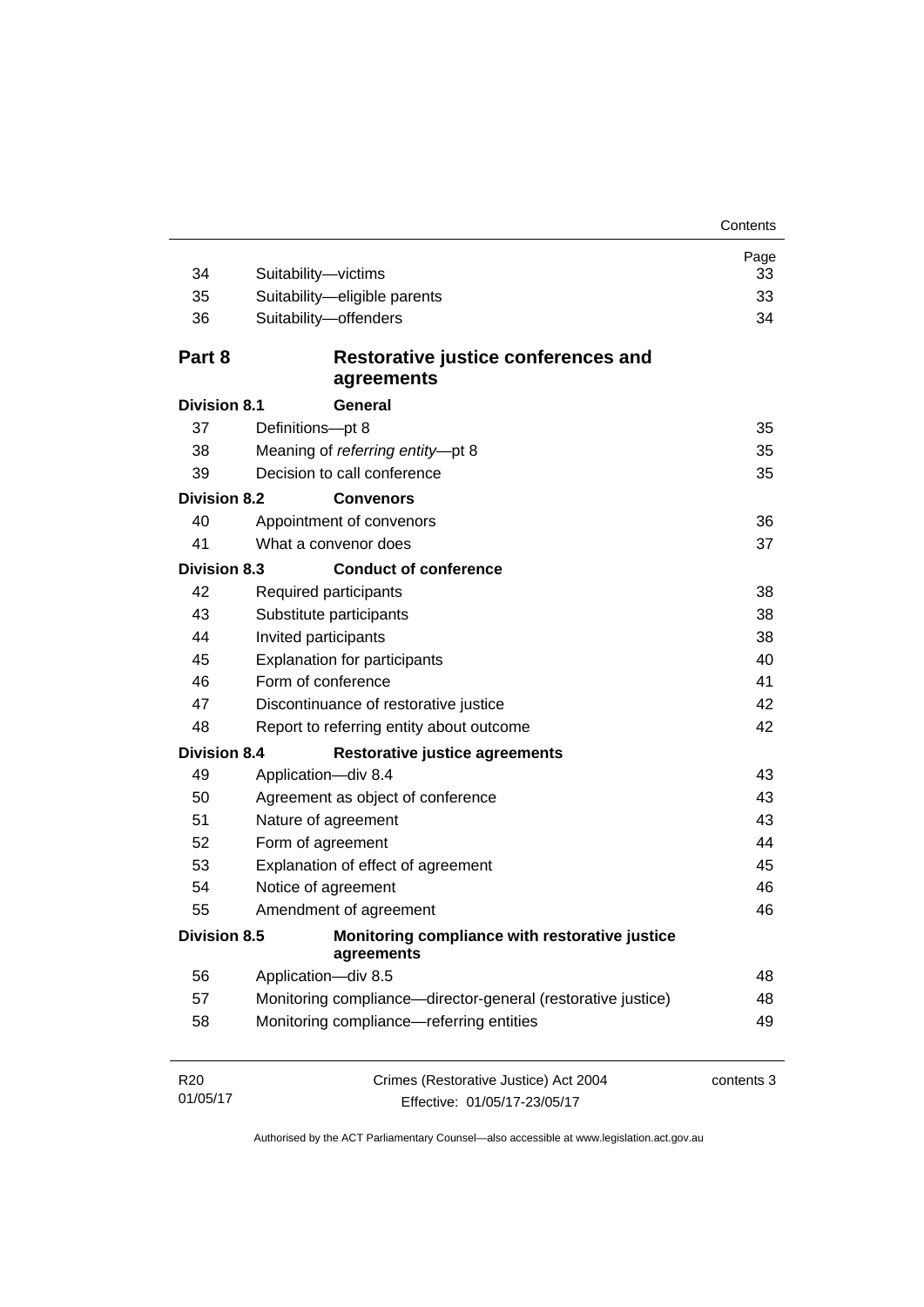| | | Page |
|---|---|---|
| 34 | Suitability—victims | 33 |
| 35 | Suitability—eligible parents | 33 |
| 36 | Suitability—offenders | 34 |

**Part 8 Restorative justice conferences and agreements**

**Division 8.1 General**

| | | |
|---|---|---|
| 37 | Definitions—pt 8 | 35 |
| 38 | Meaning of *referring entity*—pt 8 | 35 |
| 39 | Decision to call conference | 35 |

**Division 8.2 Convenors**

| | | |
|---|---|---|
| 40 | Appointment of convenors | 36 |
| 41 | What a convenor does | 37 |

**Division 8.3 Conduct of conference**

| | | |
|---|---|---|
| 42 | Required participants | 38 |
| 43 | Substitute participants | 38 |
| 44 | Invited participants | 38 |
| 45 | Explanation for participants | 40 |
| 46 | Form of conference | 41 |
| 47 | Discontinuance of restorative justice | 42 |
| 48 | Report to referring entity about outcome | 42 |

**Division 8.4 Restorative justice agreements**

| | | |
|---|---|---|
| 49 | Application—div 8.4 | 43 |
| 50 | Agreement as object of conference | 43 |
| 51 | Nature of agreement | 43 |
| 52 | Form of agreement | 44 |
| 53 | Explanation of effect of agreement | 45 |
| 54 | Notice of agreement | 46 |
| 55 | Amendment of agreement | 46 |

**Division 8.5 Monitoring compliance with restorative justice agreements**

| | | |
|---|---|---|
| 56 | Application—div 8.5 | 48 |
| 57 | Monitoring compliance—director-general (restorative justice) | 48 |
| 58 | Monitoring compliance—referring entities | 49 |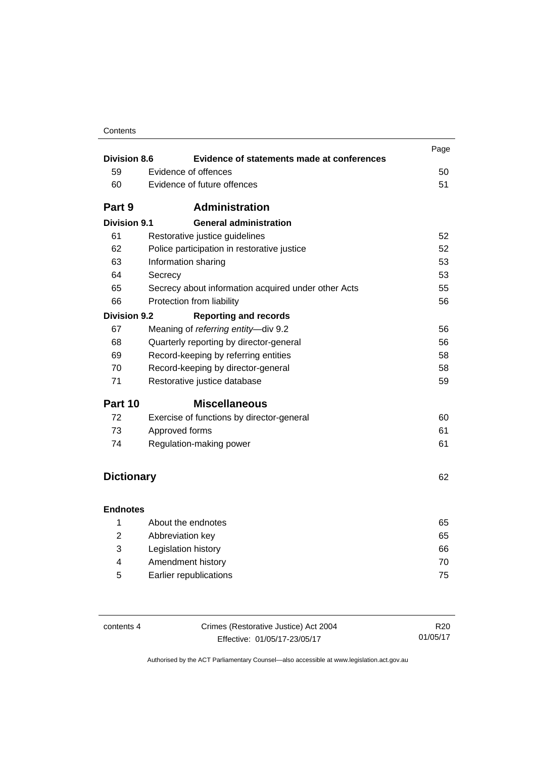| | | Page |
|---|---|---|
| **Division 8.6** | **Evidence of statements made at conferences** | |
| 59 | Evidence of offences | 50 |
| 60 | Evidence of future offences | 51 |
| **Part 9** | **Administration** | |
| **Division 9.1** | **General administration** | |
| 61 | Restorative justice guidelines | 52 |
| 62 | Police participation in restorative justice | 52 |
| 63 | Information sharing | 53 |
| 64 | Secrecy | 53 |
| 65 | Secrecy about information acquired under other Acts | 55 |
| 66 | Protection from liability | 56 |
| **Division 9.2** | **Reporting and records** | |
| 67 | Meaning of *referring entity*—div 9.2 | 56 |
| 68 | Quarterly reporting by director-general | 56 |
| 69 | Record-keeping by referring entities | 58 |
| 70 | Record-keeping by director-general | 58 |
| 71 | Restorative justice database | 59 |
| **Part 10** | **Miscellaneous** | |
| 72 | Exercise of functions by director-general | 60 |
| 73 | Approved forms | 61 |
| 74 | Regulation-making power | 61 |
| **Dictionary** | | 62 |
| **Endnotes** | | |
| 1 | About the endnotes | 65 |
| 2 | Abbreviation key | 65 |
| 3 | Legislation history | 66 |
| 4 | Amendment history | 70 |
| 5 | Earlier republications | 75 |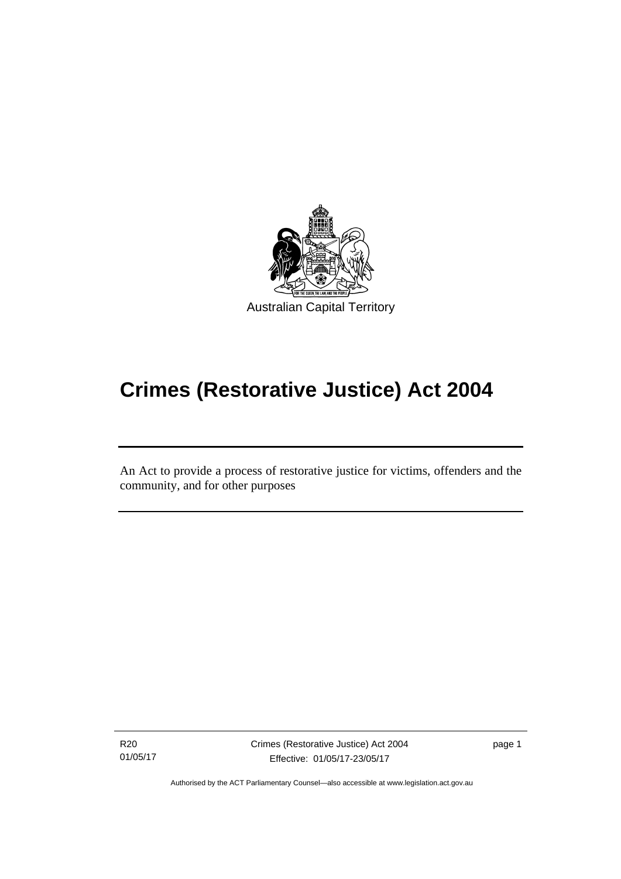Australian Capital Territory

# Crimes (Restorative Justice) Act 2004

An Act to provide a process of restorative justice for victims, offenders and the community, and for other purposes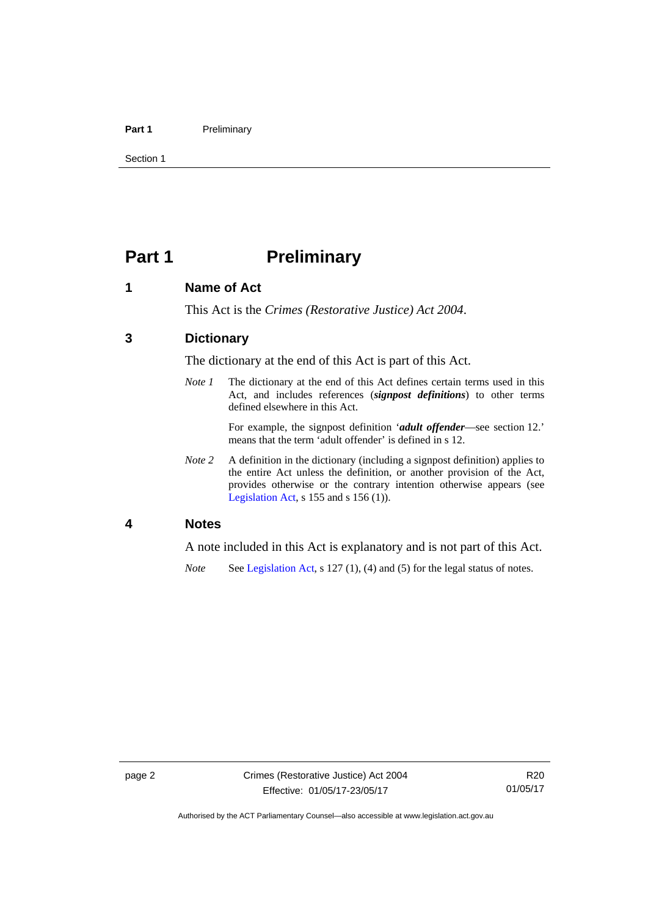# Part 1 Preliminary

## 1 Name of Act

This Act is the *Crimes (Restorative Justice) Act 2004*.

## 3 Dictionary

The dictionary at the end of this Act is part of this Act.

*Note 1* The dictionary at the end of this Act defines certain terms used in this Act, and includes references (***signpost definitions***) to other terms defined elsewhere in this Act.

For example, the signpost definition '***adult offender***—see section 12.' means that the term 'adult offender' is defined in s 12.

*Note 2* A definition in the dictionary (including a signpost definition) applies to the entire Act unless the definition, or another provision of the Act, provides otherwise or the contrary intention otherwise appears (see Legislation Act, s 155 and s 156 (1)).

## 4 Notes

A note included in this Act is explanatory and is not part of this Act.

*Note* See Legislation Act, s 127 (1), (4) and (5) for the legal status of notes.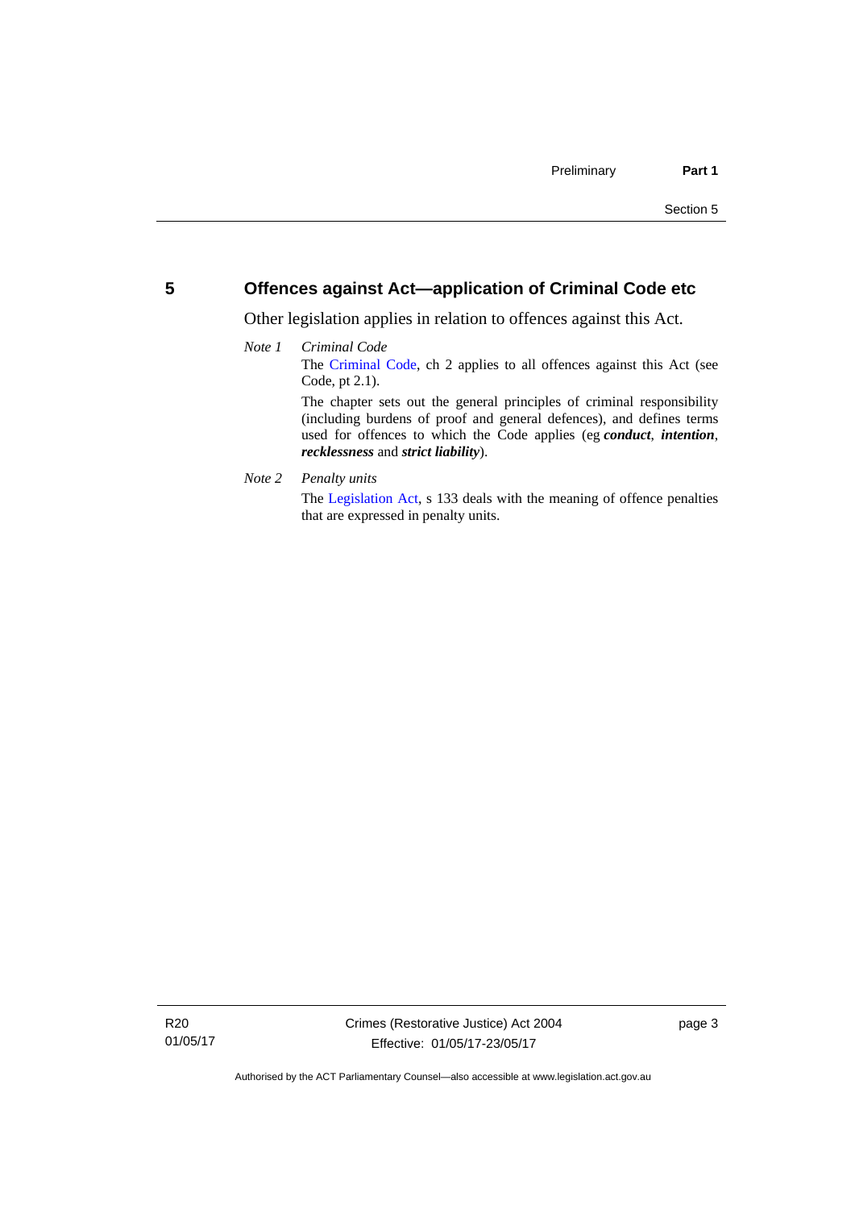## 5 Offences against Act—application of Criminal Code etc

Other legislation applies in relation to offences against this Act.

*Note 1* *Criminal Code*

The Criminal Code, ch 2 applies to all offences against this Act (see Code, pt 2.1).

The chapter sets out the general principles of criminal responsibility (including burdens of proof and general defences), and defines terms used for offences to which the Code applies (eg ***conduct***, ***intention***, ***recklessness*** and ***strict liability***).

*Note 2* *Penalty units*

The Legislation Act, s 133 deals with the meaning of offence penalties that are expressed in penalty units.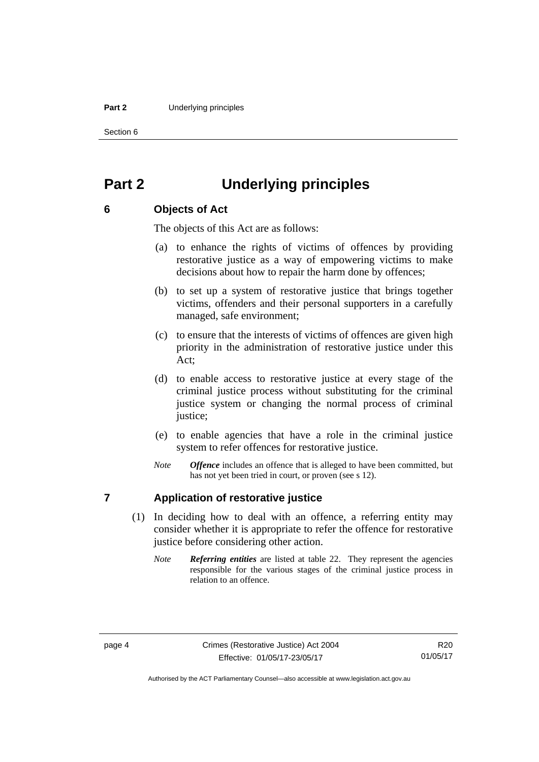# Part 2 Underlying principles

## 6 Objects of Act

The objects of this Act are as follows:

(a) to enhance the rights of victims of offences by providing restorative justice as a way of empowering victims to make decisions about how to repair the harm done by offences;

(b) to set up a system of restorative justice that brings together victims, offenders and their personal supporters in a carefully managed, safe environment;

(c) to ensure that the interests of victims of offences are given high priority in the administration of restorative justice under this Act;

(d) to enable access to restorative justice at every stage of the criminal justice process without substituting for the criminal justice system or changing the normal process of criminal justice;

(e) to enable agencies that have a role in the criminal justice system to refer offences for restorative justice.

*Note* ***Offence*** includes an offence that is alleged to have been committed, but has not yet been tried in court, or proven (see s 12).

## 7 Application of restorative justice

(1) In deciding how to deal with an offence, a referring entity may consider whether it is appropriate to refer the offence for restorative justice before considering other action.

*Note* ***Referring entities*** are listed at table 22. They represent the agencies responsible for the various stages of the criminal justice process in relation to an offence.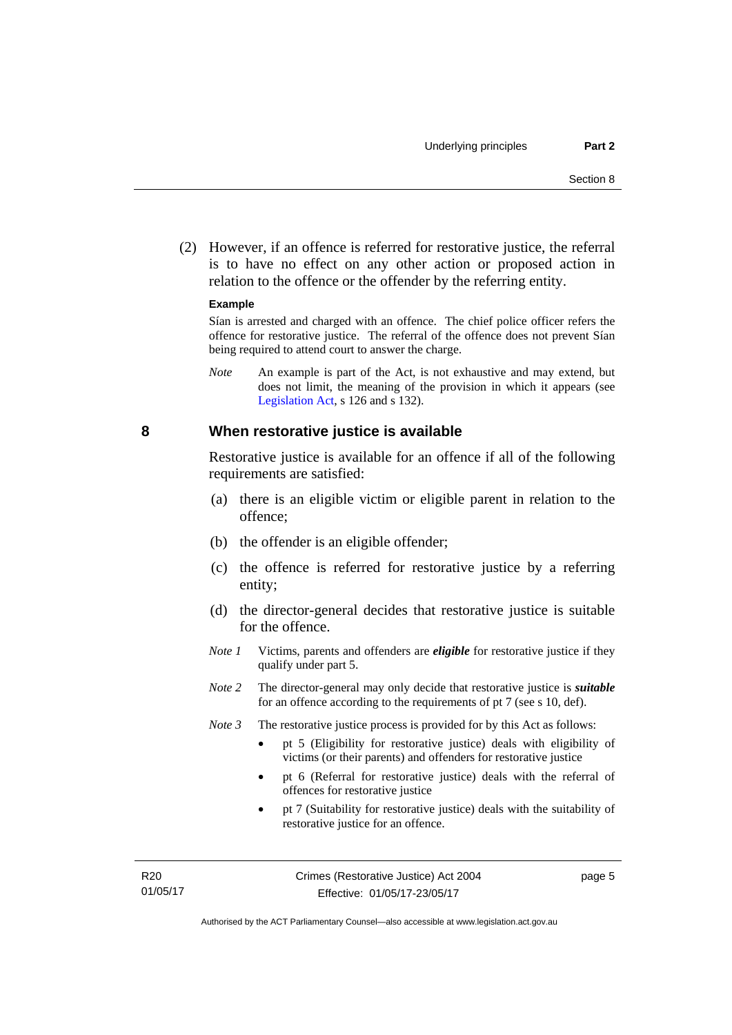(2) However, if an offence is referred for restorative justice, the referral is to have no effect on any other action or proposed action in relation to the offence or the offender by the referring entity.

**Example**

Sían is arrested and charged with an offence. The chief police officer refers the offence for restorative justice. The referral of the offence does not prevent Sían being required to attend court to answer the charge.

*Note* An example is part of the Act, is not exhaustive and may extend, but does not limit, the meaning of the provision in which it appears (see Legislation Act, s 126 and s 132).

## 8 When restorative justice is available

Restorative justice is available for an offence if all of the following requirements are satisfied:

(a) there is an eligible victim or eligible parent in relation to the offence;

(b) the offender is an eligible offender;

(c) the offence is referred for restorative justice by a referring entity;

(d) the director-general decides that restorative justice is suitable for the offence.

*Note 1* Victims, parents and offenders are ***eligible*** for restorative justice if they qualify under part 5.

*Note 2* The director-general may only decide that restorative justice is ***suitable*** for an offence according to the requirements of pt 7 (see s 10, def).

*Note 3* The restorative justice process is provided for by this Act as follows:

- pt 5 (Eligibility for restorative justice) deals with eligibility of victims (or their parents) and offenders for restorative justice
- pt 6 (Referral for restorative justice) deals with the referral of offences for restorative justice
- pt 7 (Suitability for restorative justice) deals with the suitability of restorative justice for an offence.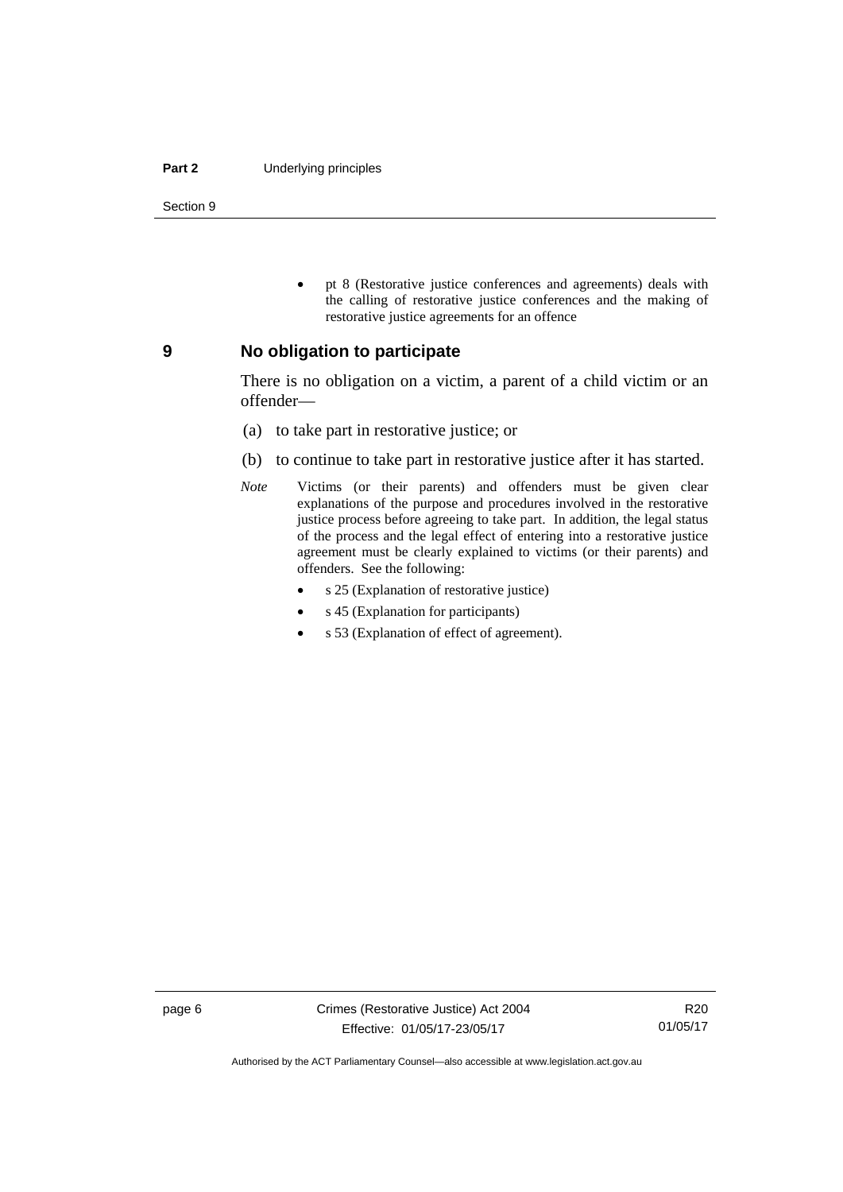- pt 8 (Restorative justice conferences and agreements) deals with the calling of restorative justice conferences and the making of restorative justice agreements for an offence

## 9 No obligation to participate

There is no obligation on a victim, a parent of a child victim or an offender—

(a) to take part in restorative justice; or

(b) to continue to take part in restorative justice after it has started.

*Note* Victims (or their parents) and offenders must be given clear explanations of the purpose and procedures involved in the restorative justice process before agreeing to take part. In addition, the legal status of the process and the legal effect of entering into a restorative justice agreement must be clearly explained to victims (or their parents) and offenders. See the following:

- s 25 (Explanation of restorative justice)
- s 45 (Explanation for participants)
- s 53 (Explanation of effect of agreement).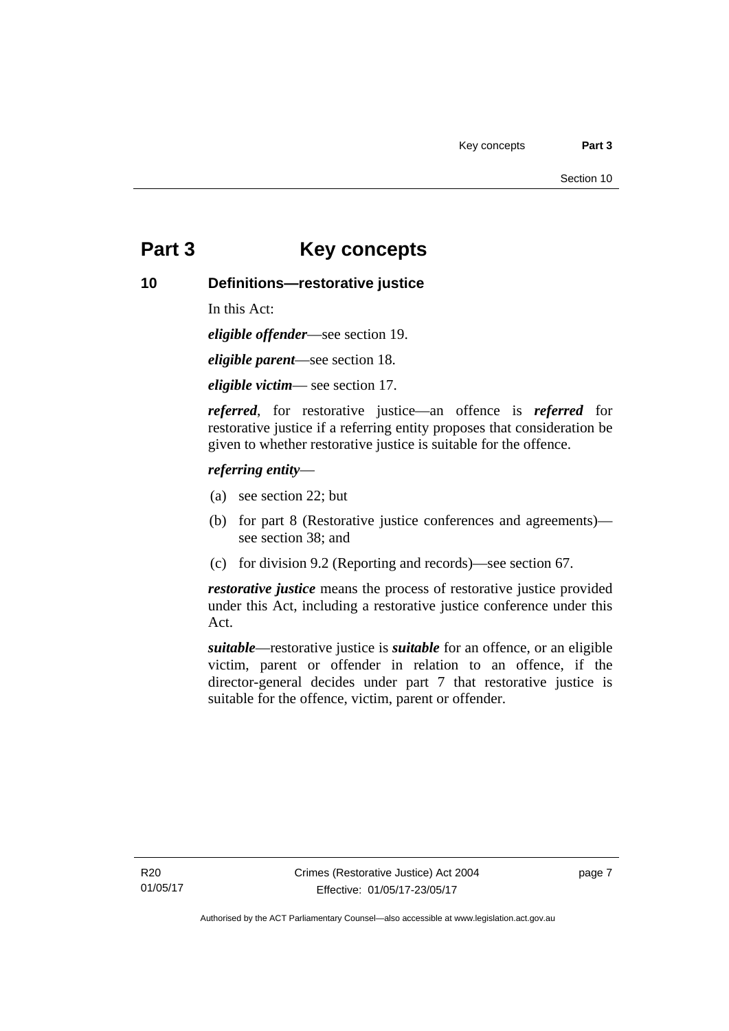# Part 3 Key concepts

## 10 Definitions—restorative justice

In this Act:

***eligible offender***—see section 19.

***eligible parent***—see section 18.

***eligible victim***— see section 17.

***referred***, for restorative justice—an offence is ***referred*** for restorative justice if a referring entity proposes that consideration be given to whether restorative justice is suitable for the offence.

***referring entity***—

(a) see section 22; but

(b) for part 8 (Restorative justice conferences and agreements)—see section 38; and

(c) for division 9.2 (Reporting and records)—see section 67.

***restorative justice*** means the process of restorative justice provided under this Act, including a restorative justice conference under this Act.

***suitable***—restorative justice is ***suitable*** for an offence, or an eligible victim, parent or offender in relation to an offence, if the director-general decides under part 7 that restorative justice is suitable for the offence, victim, parent or offender.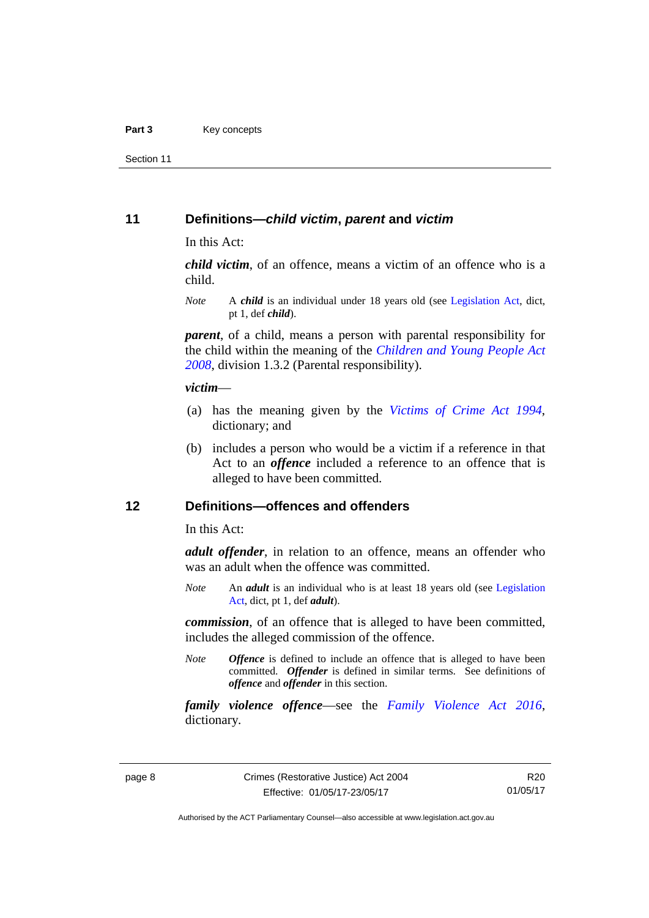## 11 Definitions—*child victim*, *parent* and *victim*

In this Act:

***child victim***, of an offence, means a victim of an offence who is a child.

*Note* A ***child*** is an individual under 18 years old (see Legislation Act, dict, pt 1, def ***child***).

***parent***, of a child, means a person with parental responsibility for the child within the meaning of the *Children and Young People Act 2008*, division 1.3.2 (Parental responsibility).

***victim***—

(a) has the meaning given by the *Victims of Crime Act 1994*, dictionary; and

(b) includes a person who would be a victim if a reference in that Act to an ***offence*** included a reference to an offence that is alleged to have been committed.

## 12 Definitions—offences and offenders

In this Act:

***adult offender***, in relation to an offence, means an offender who was an adult when the offence was committed.

*Note* An ***adult*** is an individual who is at least 18 years old (see Legislation Act, dict, pt 1, def ***adult***).

***commission***, of an offence that is alleged to have been committed, includes the alleged commission of the offence.

*Note* ***Offence*** is defined to include an offence that is alleged to have been committed. ***Offender*** is defined in similar terms. See definitions of ***offence*** and ***offender*** in this section.

***family violence offence***—see the *Family Violence Act 2016*, dictionary.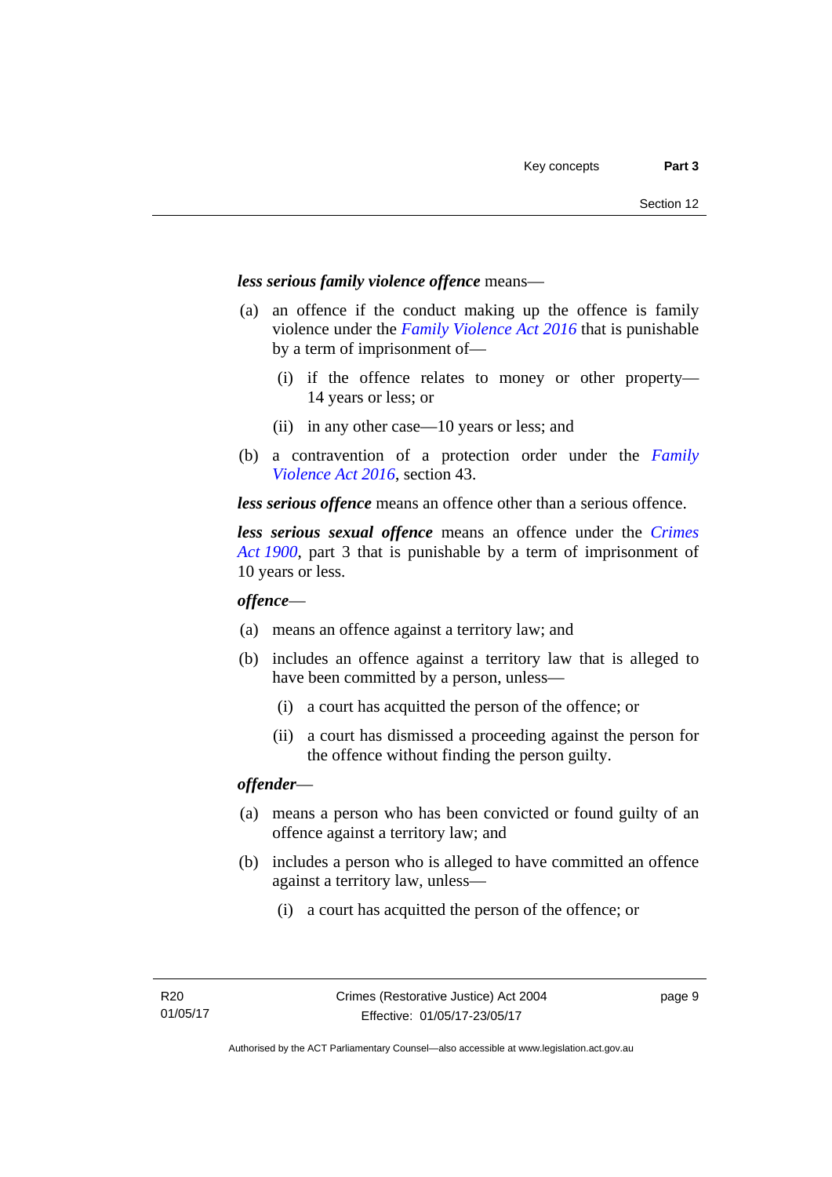***less serious family violence offence*** means—

(a) an offence if the conduct making up the offence is family violence under the *Family Violence Act 2016* that is punishable by a term of imprisonment of—

  (i) if the offence relates to money or other property—14 years or less; or

  (ii) in any other case—10 years or less; and

(b) a contravention of a protection order under the *Family Violence Act 2016*, section 43.

***less serious offence*** means an offence other than a serious offence.

***less serious sexual offence*** means an offence under the *Crimes Act 1900*, part 3 that is punishable by a term of imprisonment of 10 years or less.

***offence***—

(a) means an offence against a territory law; and

(b) includes an offence against a territory law that is alleged to have been committed by a person, unless—

  (i) a court has acquitted the person of the offence; or

  (ii) a court has dismissed a proceeding against the person for the offence without finding the person guilty.

***offender***—

(a) means a person who has been convicted or found guilty of an offence against a territory law; and

(b) includes a person who is alleged to have committed an offence against a territory law, unless—

  (i) a court has acquitted the person of the offence; or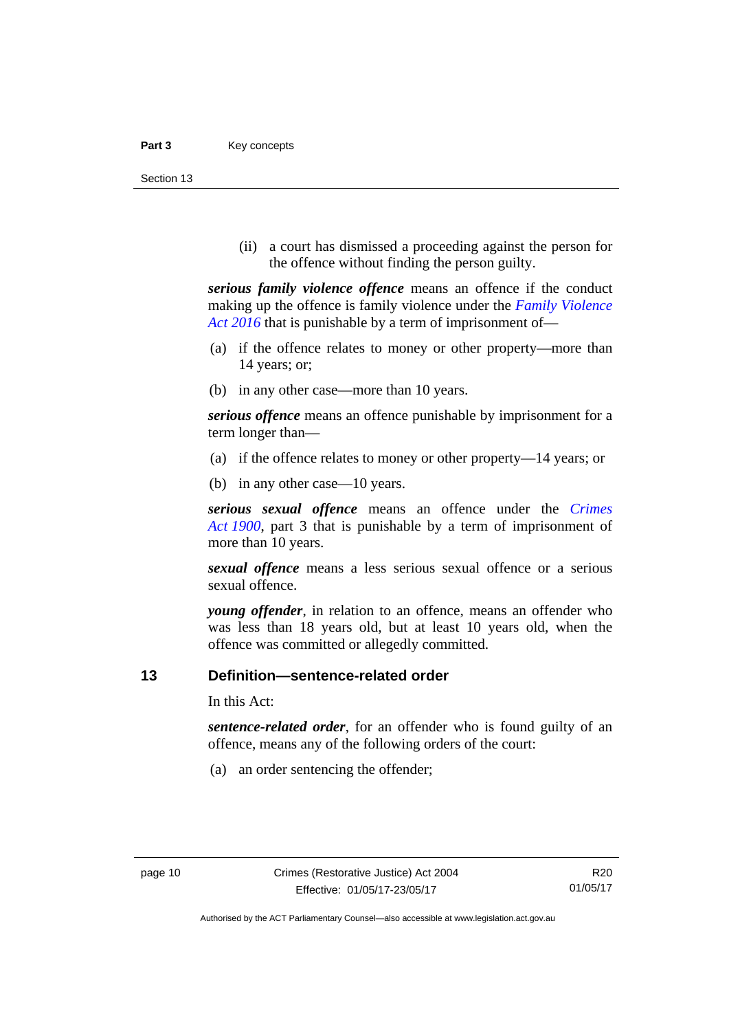(ii) a court has dismissed a proceeding against the person for the offence without finding the person guilty.

***serious family violence offence*** means an offence if the conduct making up the offence is family violence under the *Family Violence Act 2016* that is punishable by a term of imprisonment of—

(a) if the offence relates to money or other property—more than 14 years; or;

(b) in any other case—more than 10 years.

***serious offence*** means an offence punishable by imprisonment for a term longer than—

(a) if the offence relates to money or other property—14 years; or

(b) in any other case—10 years.

***serious sexual offence*** means an offence under the *Crimes Act 1900*, part 3 that is punishable by a term of imprisonment of more than 10 years.

***sexual offence*** means a less serious sexual offence or a serious sexual offence.

***young offender***, in relation to an offence, means an offender who was less than 18 years old, but at least 10 years old, when the offence was committed or allegedly committed.

## 13 Definition—sentence-related order

In this Act:

***sentence-related order***, for an offender who is found guilty of an offence, means any of the following orders of the court:

(a) an order sentencing the offender;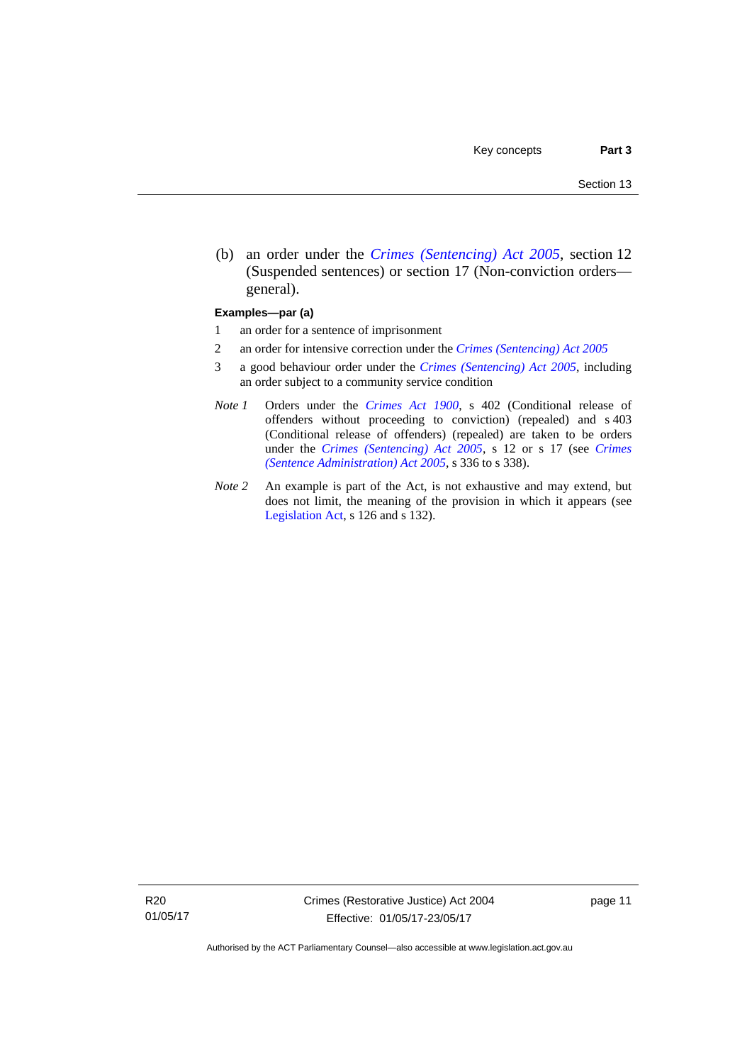(b) an order under the *Crimes (Sentencing) Act 2005*, section 12 (Suspended sentences) or section 17 (Non-conviction orders—general).

**Examples—par (a)**

1 an order for a sentence of imprisonment

2 an order for intensive correction under the *Crimes (Sentencing) Act 2005*

3 a good behaviour order under the *Crimes (Sentencing) Act 2005*, including an order subject to a community service condition

*Note 1* Orders under the *Crimes Act 1900*, s 402 (Conditional release of offenders without proceeding to conviction) (repealed) and s 403 (Conditional release of offenders) (repealed) are taken to be orders under the *Crimes (Sentencing) Act 2005*, s 12 or s 17 (see *Crimes (Sentence Administration) Act 2005*, s 336 to s 338).

*Note 2* An example is part of the Act, is not exhaustive and may extend, but does not limit, the meaning of the provision in which it appears (see Legislation Act, s 126 and s 132).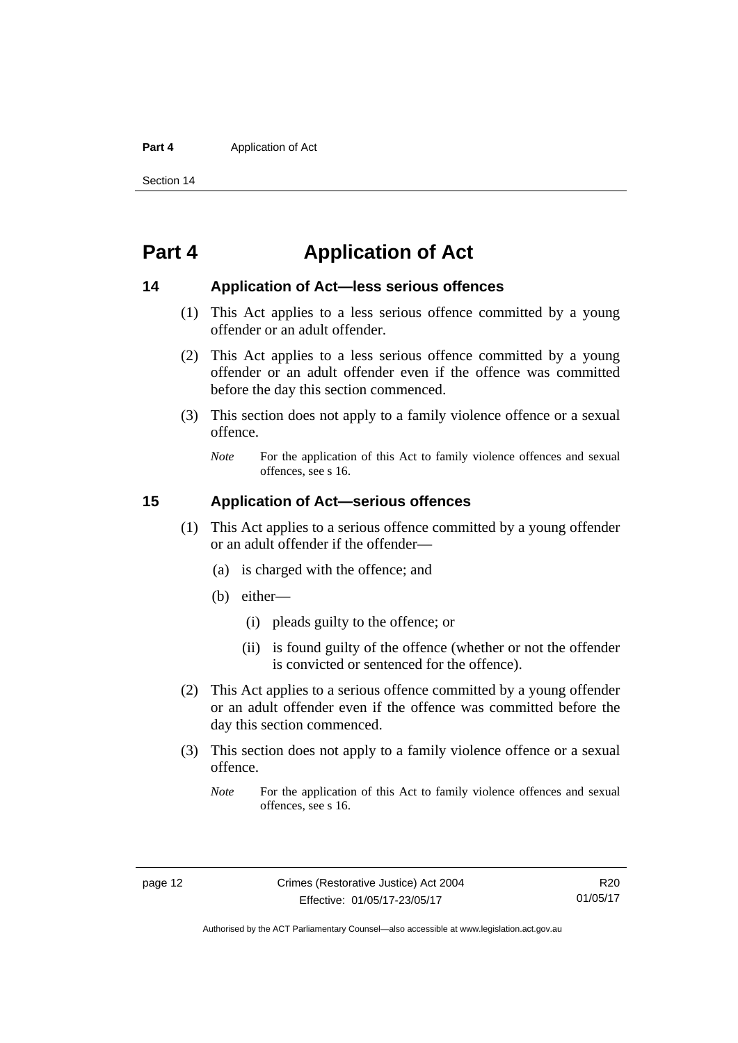# Part 4 Application of Act

## 14 Application of Act—less serious offences

(1) This Act applies to a less serious offence committed by a young offender or an adult offender.

(2) This Act applies to a less serious offence committed by a young offender or an adult offender even if the offence was committed before the day this section commenced.

(3) This section does not apply to a family violence offence or a sexual offence.

*Note* For the application of this Act to family violence offences and sexual offences, see s 16.

## 15 Application of Act—serious offences

(1) This Act applies to a serious offence committed by a young offender or an adult offender if the offender—

(a) is charged with the offence; and

(b) either—

(i) pleads guilty to the offence; or

(ii) is found guilty of the offence (whether or not the offender is convicted or sentenced for the offence).

(2) This Act applies to a serious offence committed by a young offender or an adult offender even if the offence was committed before the day this section commenced.

(3) This section does not apply to a family violence offence or a sexual offence.

*Note* For the application of this Act to family violence offences and sexual offences, see s 16.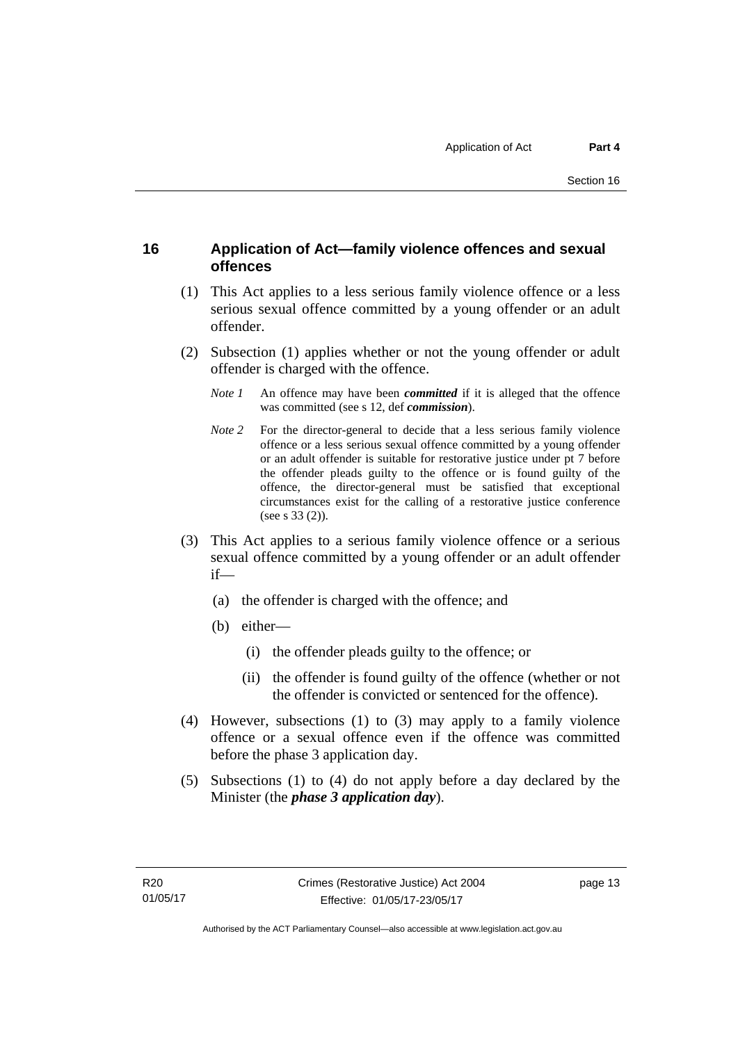## 16 Application of Act—family violence offences and sexual offences

(1) This Act applies to a less serious family violence offence or a less serious sexual offence committed by a young offender or an adult offender.

(2) Subsection (1) applies whether or not the young offender or adult offender is charged with the offence.

*Note 1* An offence may have been ***committed*** if it is alleged that the offence was committed (see s 12, def ***commission***).

*Note 2* For the director-general to decide that a less serious family violence offence or a less serious sexual offence committed by a young offender or an adult offender is suitable for restorative justice under pt 7 before the offender pleads guilty to the offence or is found guilty of the offence, the director-general must be satisfied that exceptional circumstances exist for the calling of a restorative justice conference (see s 33 (2)).

(3) This Act applies to a serious family violence offence or a serious sexual offence committed by a young offender or an adult offender if—

(a) the offender is charged with the offence; and

(b) either—

(i) the offender pleads guilty to the offence; or

(ii) the offender is found guilty of the offence (whether or not the offender is convicted or sentenced for the offence).

(4) However, subsections (1) to (3) may apply to a family violence offence or a sexual offence even if the offence was committed before the phase 3 application day.

(5) Subsections (1) to (4) do not apply before a day declared by the Minister (the ***phase 3 application day***).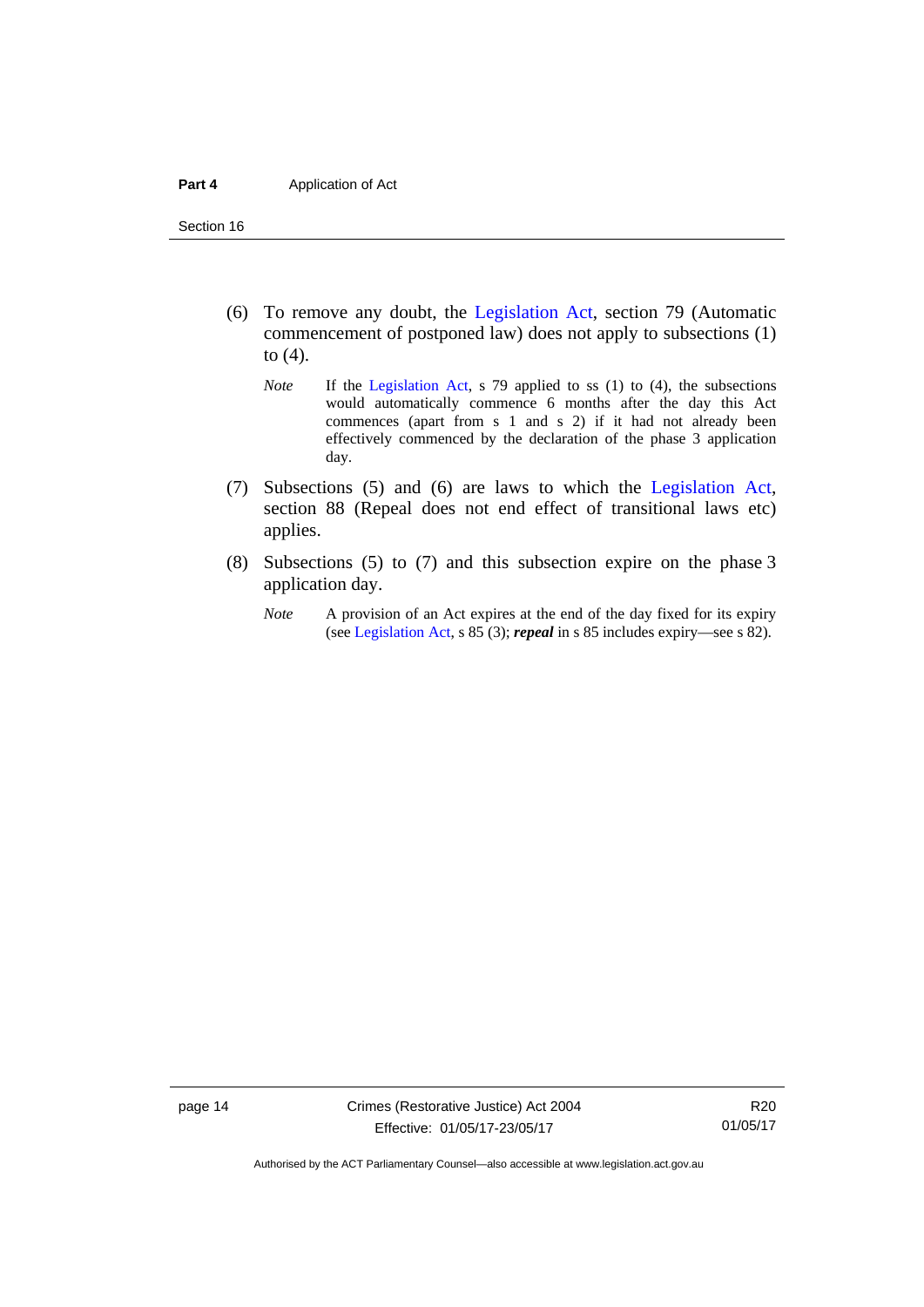(6) To remove any doubt, the Legislation Act, section 79 (Automatic commencement of postponed law) does not apply to subsections (1) to (4).

*Note* If the Legislation Act, s 79 applied to ss (1) to (4), the subsections would automatically commence 6 months after the day this Act commences (apart from s 1 and s 2) if it had not already been effectively commenced by the declaration of the phase 3 application day.

(7) Subsections (5) and (6) are laws to which the Legislation Act, section 88 (Repeal does not end effect of transitional laws etc) applies.

(8) Subsections (5) to (7) and this subsection expire on the phase 3 application day.

*Note* A provision of an Act expires at the end of the day fixed for its expiry (see Legislation Act, s 85 (3); ***repeal*** in s 85 includes expiry—see s 82).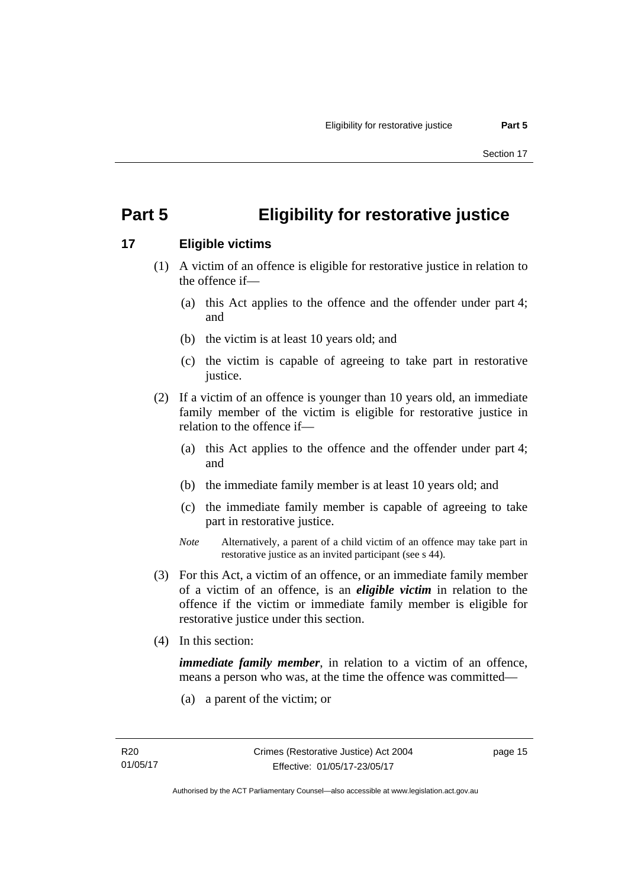# Part 5 Eligibility for restorative justice

## 17 Eligible victims

(1) A victim of an offence is eligible for restorative justice in relation to the offence if—

(a) this Act applies to the offence and the offender under part 4; and

(b) the victim is at least 10 years old; and

(c) the victim is capable of agreeing to take part in restorative justice.

(2) If a victim of an offence is younger than 10 years old, an immediate family member of the victim is eligible for restorative justice in relation to the offence if—

(a) this Act applies to the offence and the offender under part 4; and

(b) the immediate family member is at least 10 years old; and

(c) the immediate family member is capable of agreeing to take part in restorative justice.

*Note* Alternatively, a parent of a child victim of an offence may take part in restorative justice as an invited participant (see s 44).

(3) For this Act, a victim of an offence, or an immediate family member of a victim of an offence, is an ***eligible victim*** in relation to the offence if the victim or immediate family member is eligible for restorative justice under this section.

(4) In this section:

***immediate family member***, in relation to a victim of an offence, means a person who was, at the time the offence was committed—

(a) a parent of the victim; or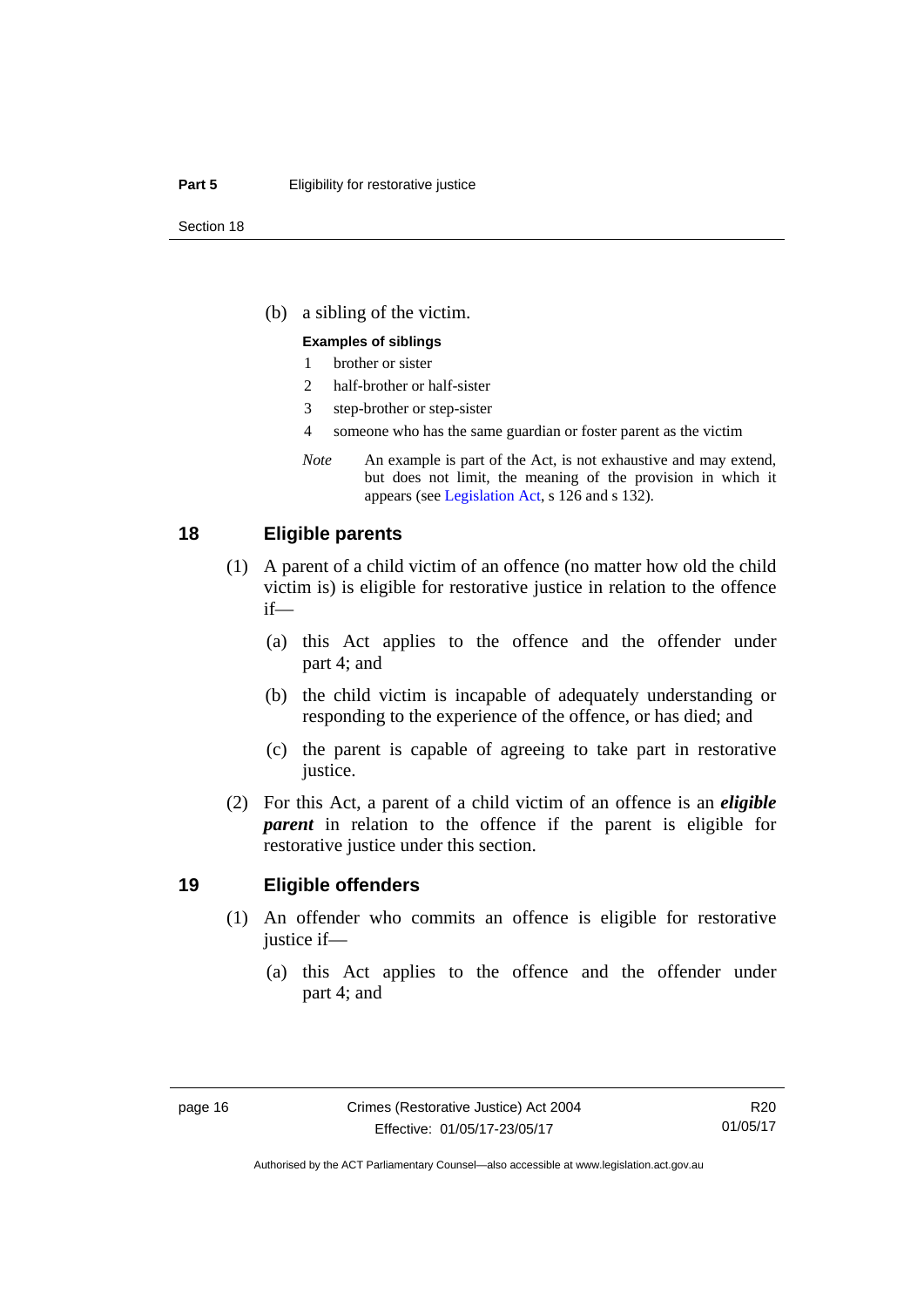(b) a sibling of the victim.

**Examples of siblings**

1 brother or sister

2 half-brother or half-sister

3 step-brother or step-sister

4 someone who has the same guardian or foster parent as the victim

*Note* An example is part of the Act, is not exhaustive and may extend, but does not limit, the meaning of the provision in which it appears (see Legislation Act, s 126 and s 132).

## 18 Eligible parents

(1) A parent of a child victim of an offence (no matter how old the child victim is) is eligible for restorative justice in relation to the offence if—

(a) this Act applies to the offence and the offender under part 4; and

(b) the child victim is incapable of adequately understanding or responding to the experience of the offence, or has died; and

(c) the parent is capable of agreeing to take part in restorative justice.

(2) For this Act, a parent of a child victim of an offence is an ***eligible parent*** in relation to the offence if the parent is eligible for restorative justice under this section.

## 19 Eligible offenders

(1) An offender who commits an offence is eligible for restorative justice if—

(a) this Act applies to the offence and the offender under part 4; and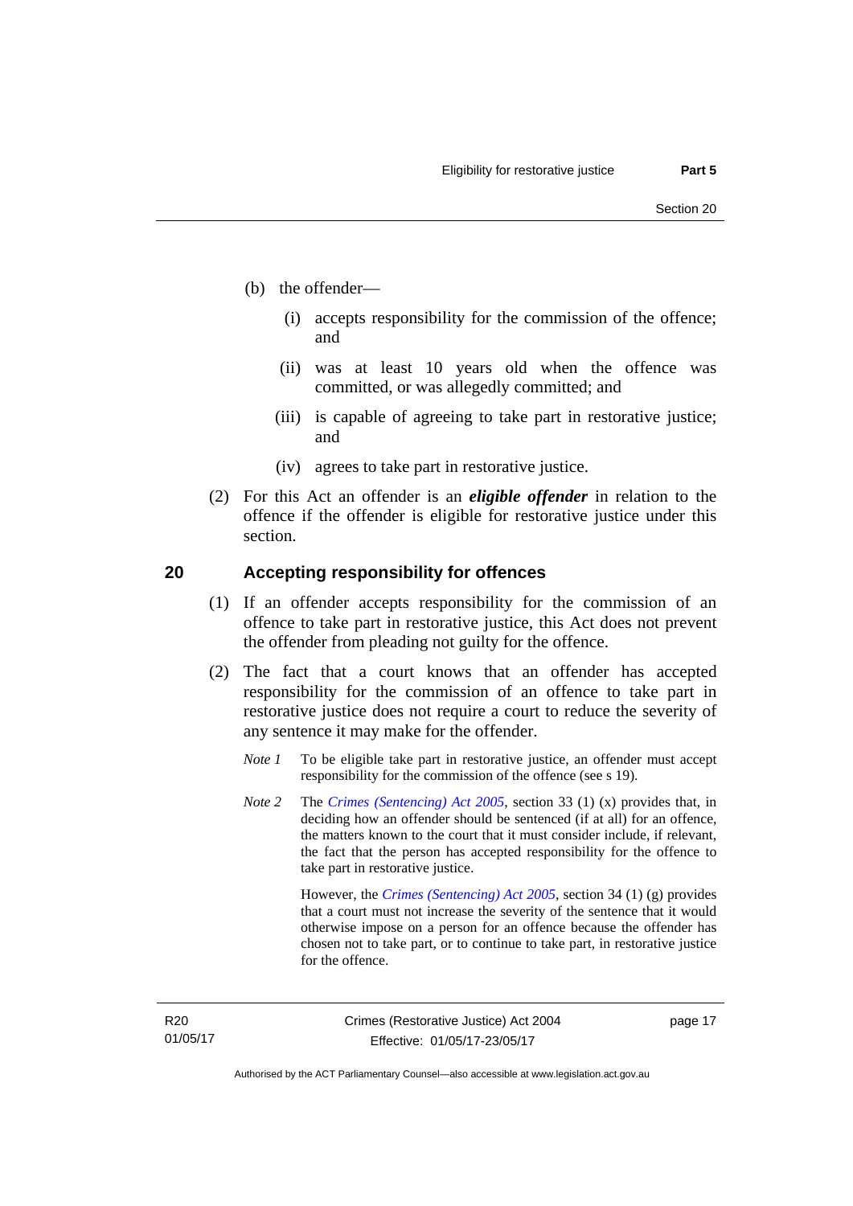(b) the offender—

(i) accepts responsibility for the commission of the offence; and

(ii) was at least 10 years old when the offence was committed, or was allegedly committed; and

(iii) is capable of agreeing to take part in restorative justice; and

(iv) agrees to take part in restorative justice.

(2) For this Act an offender is an ***eligible offender*** in relation to the offence if the offender is eligible for restorative justice under this section.

## 20 Accepting responsibility for offences

(1) If an offender accepts responsibility for the commission of an offence to take part in restorative justice, this Act does not prevent the offender from pleading not guilty for the offence.

(2) The fact that a court knows that an offender has accepted responsibility for the commission of an offence to take part in restorative justice does not require a court to reduce the severity of any sentence it may make for the offender.

*Note 1* To be eligible take part in restorative justice, an offender must accept responsibility for the commission of the offence (see s 19).

*Note 2* The *Crimes (Sentencing) Act 2005*, section 33 (1) (x) provides that, in deciding how an offender should be sentenced (if at all) for an offence, the matters known to the court that it must consider include, if relevant, the fact that the person has accepted responsibility for the offence to take part in restorative justice.

However, the *Crimes (Sentencing) Act 2005*, section 34 (1) (g) provides that a court must not increase the severity of the sentence that it would otherwise impose on a person for an offence because the offender has chosen not to take part, or to continue to take part, in restorative justice for the offence.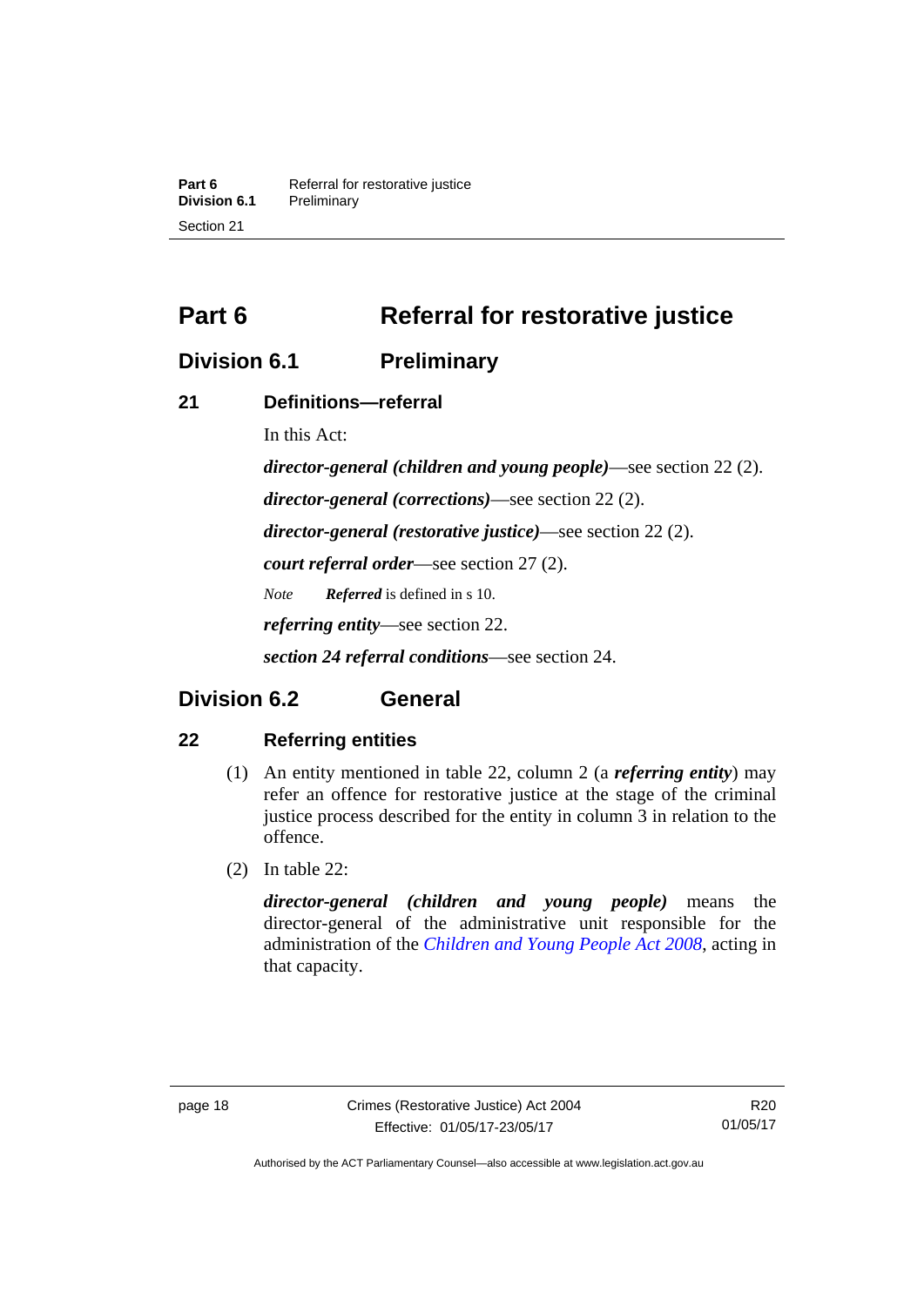# Part 6 Referral for restorative justice

## Division 6.1 Preliminary

### 21 Definitions—referral

In this Act:

***director-general (children and young people)***—see section 22 (2).

***director-general (corrections)***—see section 22 (2).

***director-general (restorative justice)***—see section 22 (2).

***court referral order***—see section 27 (2).

*Note* ***Referred*** is defined in s 10.

***referring entity***—see section 22.

***section 24 referral conditions***—see section 24.

## Division 6.2 General

### 22 Referring entities

(1) An entity mentioned in table 22, column 2 (a ***referring entity***) may refer an offence for restorative justice at the stage of the criminal justice process described for the entity in column 3 in relation to the offence.

(2) In table 22:

***director-general (children and young people)*** means the director-general of the administrative unit responsible for the administration of the *Children and Young People Act 2008*, acting in that capacity.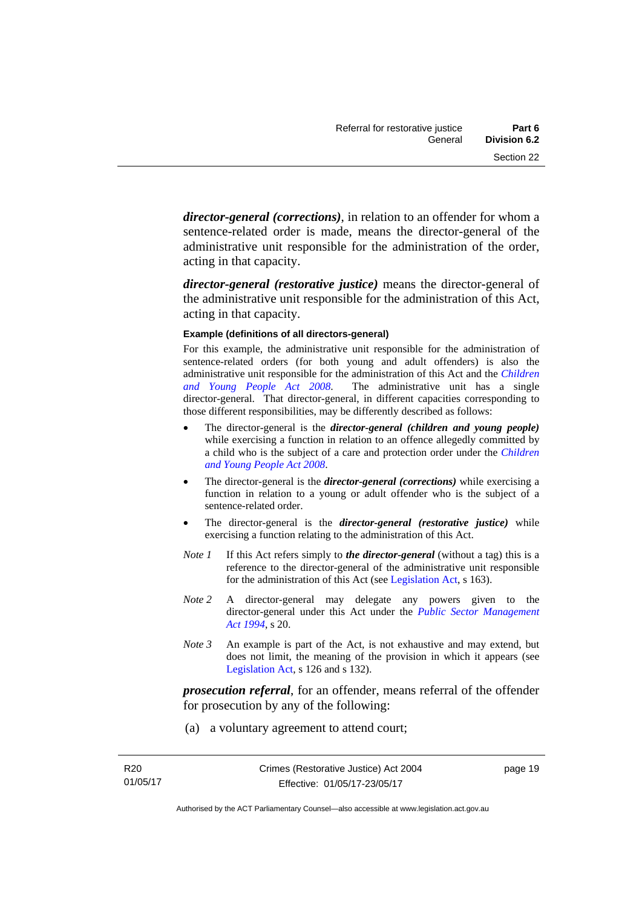***director-general (corrections)***, in relation to an offender for whom a sentence-related order is made, means the director-general of the administrative unit responsible for the administration of the order, acting in that capacity.

***director-general (restorative justice)*** means the director-general of the administrative unit responsible for the administration of this Act, acting in that capacity.

**Example (definitions of all directors-general)**

For this example, the administrative unit responsible for the administration of sentence-related orders (for both young and adult offenders) is also the administrative unit responsible for the administration of this Act and the *Children and Young People Act 2008*. The administrative unit has a single director-general. That director-general, in different capacities corresponding to those different responsibilities, may be differently described as follows:

- The director-general is the ***director-general (children and young people)*** while exercising a function in relation to an offence allegedly committed by a child who is the subject of a care and protection order under the *Children and Young People Act 2008*.
- The director-general is the ***director-general (corrections)*** while exercising a function in relation to a young or adult offender who is the subject of a sentence-related order.
- The director-general is the ***director-general (restorative justice)*** while exercising a function relating to the administration of this Act.

*Note 1* If this Act refers simply to ***the director-general*** (without a tag) this is a reference to the director-general of the administrative unit responsible for the administration of this Act (see Legislation Act, s 163).

*Note 2* A director-general may delegate any powers given to the director-general under this Act under the *Public Sector Management Act 1994*, s 20.

*Note 3* An example is part of the Act, is not exhaustive and may extend, but does not limit, the meaning of the provision in which it appears (see Legislation Act, s 126 and s 132).

***prosecution referral***, for an offender, means referral of the offender for prosecution by any of the following:

(a) a voluntary agreement to attend court;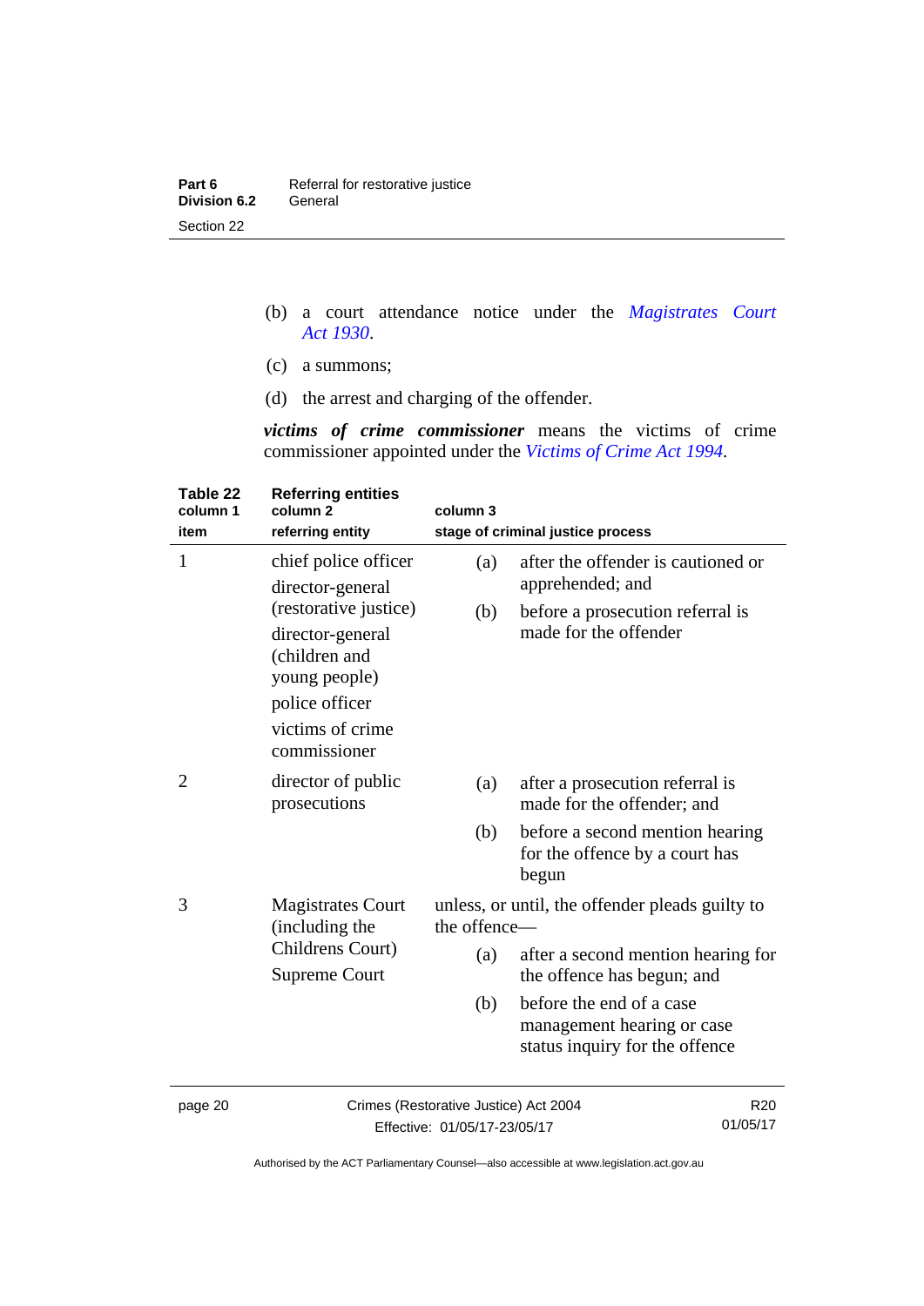(b) a court attendance notice under the *Magistrates Court Act 1930*.

(c) a summons;

(d) the arrest and charging of the offender.

***victims of crime commissioner*** means the victims of crime commissioner appointed under the *Victims of Crime Act 1994*.

**Table 22 Referring entities**

| column 1 item | column 2 referring entity | column 3 stage of criminal justice process |
|---|---|---|
| 1 | chief police officer<br>director-general (restorative justice)<br>director-general (children and young people)<br>police officer<br>victims of crime commissioner | (a) after the offender is cautioned or apprehended; and<br>(b) before a prosecution referral is made for the offender |
| 2 | director of public prosecutions | (a) after a prosecution referral is made for the offender; and<br>(b) before a second mention hearing for the offence by a court has begun |
| 3 | Magistrates Court (including the Childrens Court)<br>Supreme Court | unless, or until, the offender pleads guilty to the offence—<br>(a) after a second mention hearing for the offence has begun; and<br>(b) before the end of a case management hearing or case status inquiry for the offence |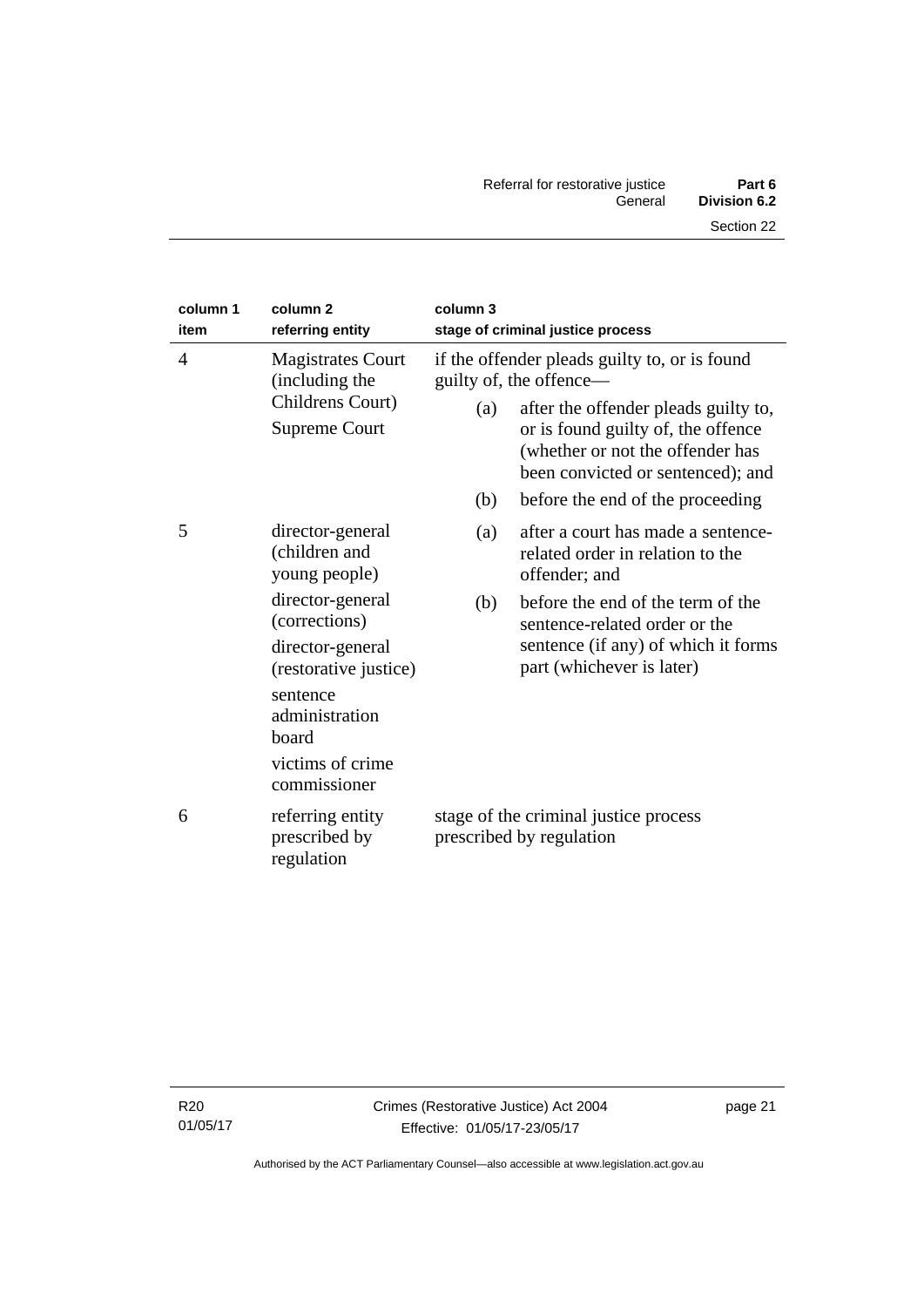| column 1 item | column 2 referring entity | column 3 stage of criminal justice process |
|---|---|---|
| 4 | Magistrates Court (including the Childrens Court)<br>Supreme Court | if the offender pleads guilty to, or is found guilty of, the offence—<br>(a) after the offender pleads guilty to, or is found guilty of, the offence (whether or not the offender has been convicted or sentenced); and<br>(b) before the end of the proceeding |
| 5 | director-general (children and young people)<br>director-general (corrections)<br>director-general (restorative justice)<br>sentence administration board<br>victims of crime commissioner | (a) after a court has made a sentence-related order in relation to the offender; and<br>(b) before the end of the term of the sentence-related order or the sentence (if any) of which it forms part (whichever is later) |
| 6 | referring entity prescribed by regulation | stage of the criminal justice process prescribed by regulation |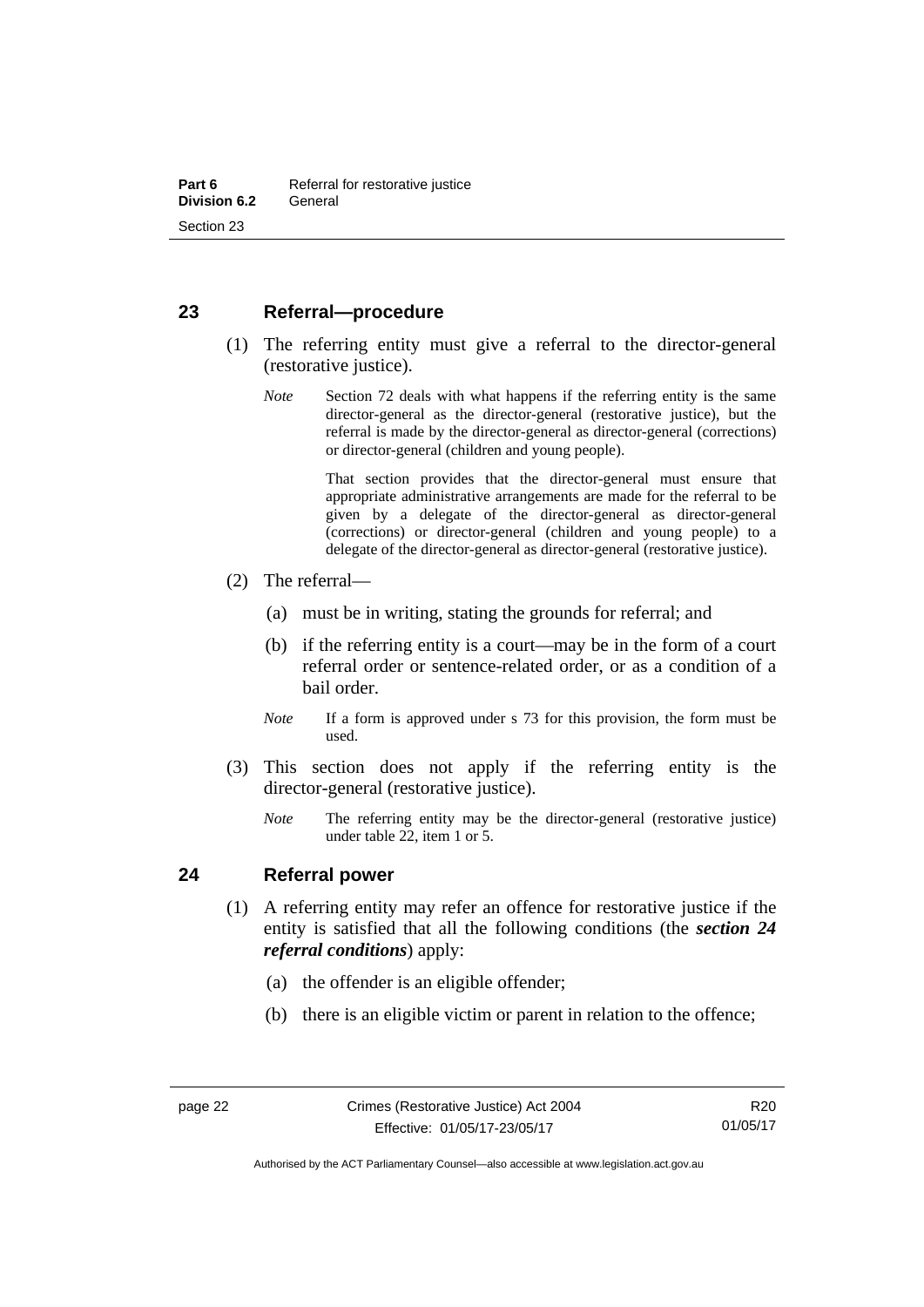## 23 Referral—procedure

(1) The referring entity must give a referral to the director-general (restorative justice).

*Note* Section 72 deals with what happens if the referring entity is the same director-general as the director-general (restorative justice), but the referral is made by the director-general as director-general (corrections) or director-general (children and young people).

That section provides that the director-general must ensure that appropriate administrative arrangements are made for the referral to be given by a delegate of the director-general as director-general (corrections) or director-general (children and young people) to a delegate of the director-general as director-general (restorative justice).

(2) The referral—

(a) must be in writing, stating the grounds for referral; and

(b) if the referring entity is a court—may be in the form of a court referral order or sentence-related order, or as a condition of a bail order.

*Note* If a form is approved under s 73 for this provision, the form must be used.

(3) This section does not apply if the referring entity is the director-general (restorative justice).

*Note* The referring entity may be the director-general (restorative justice) under table 22, item 1 or 5.

## 24 Referral power

(1) A referring entity may refer an offence for restorative justice if the entity is satisfied that all the following conditions (the ***section 24 referral conditions***) apply:

(a) the offender is an eligible offender;

(b) there is an eligible victim or parent in relation to the offence;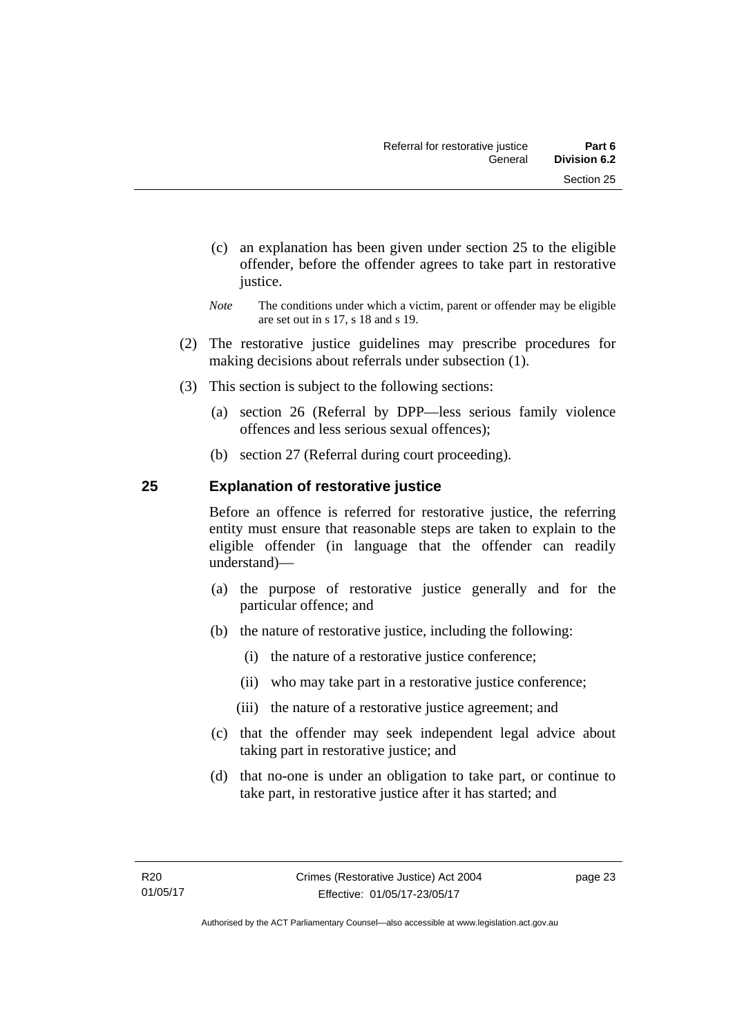(c) an explanation has been given under section 25 to the eligible offender, before the offender agrees to take part in restorative justice.

*Note* The conditions under which a victim, parent or offender may be eligible are set out in s 17, s 18 and s 19.

(2) The restorative justice guidelines may prescribe procedures for making decisions about referrals under subsection (1).

(3) This section is subject to the following sections:

(a) section 26 (Referral by DPP—less serious family violence offences and less serious sexual offences);

(b) section 27 (Referral during court proceeding).

## 25 Explanation of restorative justice

Before an offence is referred for restorative justice, the referring entity must ensure that reasonable steps are taken to explain to the eligible offender (in language that the offender can readily understand)—

(a) the purpose of restorative justice generally and for the particular offence; and

(b) the nature of restorative justice, including the following:

(i) the nature of a restorative justice conference;

(ii) who may take part in a restorative justice conference;

(iii) the nature of a restorative justice agreement; and

(c) that the offender may seek independent legal advice about taking part in restorative justice; and

(d) that no-one is under an obligation to take part, or continue to take part, in restorative justice after it has started; and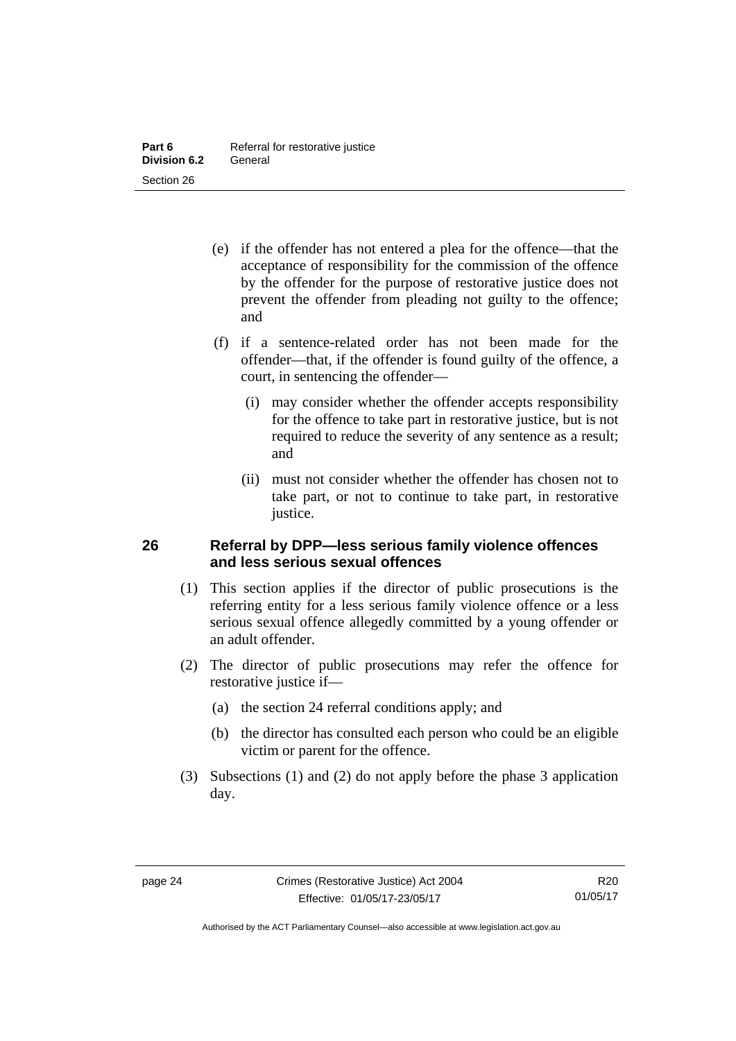(e) if the offender has not entered a plea for the offence—that the acceptance of responsibility for the commission of the offence by the offender for the purpose of restorative justice does not prevent the offender from pleading not guilty to the offence; and

(f) if a sentence-related order has not been made for the offender—that, if the offender is found guilty of the offence, a court, in sentencing the offender—

(i) may consider whether the offender accepts responsibility for the offence to take part in restorative justice, but is not required to reduce the severity of any sentence as a result; and

(ii) must not consider whether the offender has chosen not to take part, or not to continue to take part, in restorative justice.

## 26 Referral by DPP—less serious family violence offences and less serious sexual offences

(1) This section applies if the director of public prosecutions is the referring entity for a less serious family violence offence or a less serious sexual offence allegedly committed by a young offender or an adult offender.

(2) The director of public prosecutions may refer the offence for restorative justice if—

(a) the section 24 referral conditions apply; and

(b) the director has consulted each person who could be an eligible victim or parent for the offence.

(3) Subsections (1) and (2) do not apply before the phase 3 application day.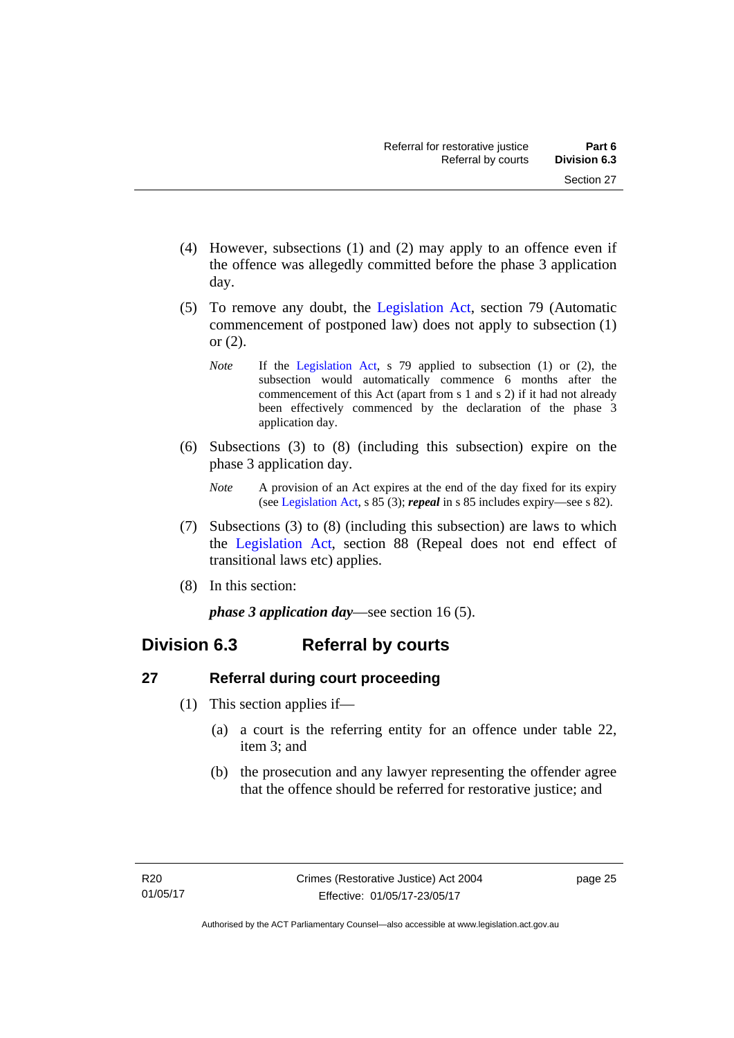(4) However, subsections (1) and (2) may apply to an offence even if the offence was allegedly committed before the phase 3 application day.

(5) To remove any doubt, the Legislation Act, section 79 (Automatic commencement of postponed law) does not apply to subsection (1) or (2).

*Note* If the Legislation Act, s 79 applied to subsection (1) or (2), the subsection would automatically commence 6 months after the commencement of this Act (apart from s 1 and s 2) if it had not already been effectively commenced by the declaration of the phase 3 application day.

(6) Subsections (3) to (8) (including this subsection) expire on the phase 3 application day.

*Note* A provision of an Act expires at the end of the day fixed for its expiry (see Legislation Act, s 85 (3); ***repeal*** in s 85 includes expiry—see s 82).

(7) Subsections (3) to (8) (including this subsection) are laws to which the Legislation Act, section 88 (Repeal does not end effect of transitional laws etc) applies.

(8) In this section:

***phase 3 application day***—see section 16 (5).

## Division 6.3 Referral by courts

### 27 Referral during court proceeding

(1) This section applies if—

(a) a court is the referring entity for an offence under table 22, item 3; and

(b) the prosecution and any lawyer representing the offender agree that the offence should be referred for restorative justice; and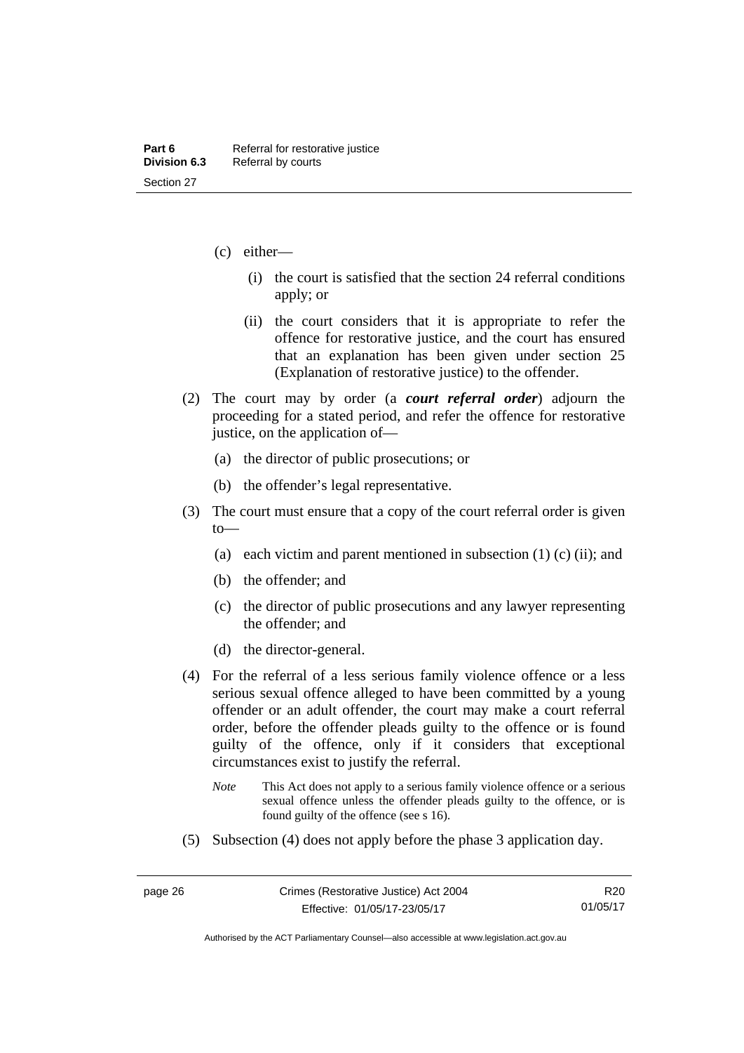(c) either—

 (i) the court is satisfied that the section 24 referral conditions apply; or

 (ii) the court considers that it is appropriate to refer the offence for restorative justice, and the court has ensured that an explanation has been given under section 25 (Explanation of restorative justice) to the offender.

(2) The court may by order (a ***court referral order***) adjourn the proceeding for a stated period, and refer the offence for restorative justice, on the application of—

 (a) the director of public prosecutions; or

 (b) the offender's legal representative.

(3) The court must ensure that a copy of the court referral order is given to—

 (a) each victim and parent mentioned in subsection (1) (c) (ii); and

 (b) the offender; and

 (c) the director of public prosecutions and any lawyer representing the offender; and

 (d) the director-general.

(4) For the referral of a less serious family violence offence or a less serious sexual offence alleged to have been committed by a young offender or an adult offender, the court may make a court referral order, before the offender pleads guilty to the offence or is found guilty of the offence, only if it considers that exceptional circumstances exist to justify the referral.

*Note* This Act does not apply to a serious family violence offence or a serious sexual offence unless the offender pleads guilty to the offence, or is found guilty of the offence (see s 16).

(5) Subsection (4) does not apply before the phase 3 application day.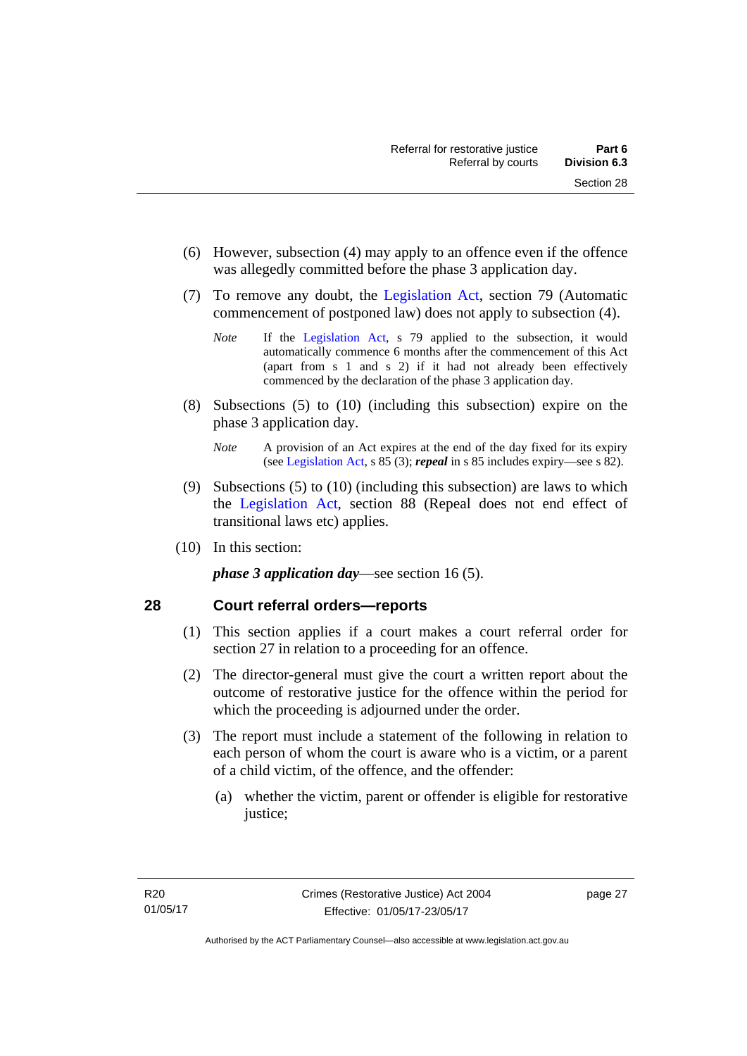(6) However, subsection (4) may apply to an offence even if the offence was allegedly committed before the phase 3 application day.

(7) To remove any doubt, the Legislation Act, section 79 (Automatic commencement of postponed law) does not apply to subsection (4).

*Note* If the Legislation Act, s 79 applied to the subsection, it would automatically commence 6 months after the commencement of this Act (apart from s 1 and s 2) if it had not already been effectively commenced by the declaration of the phase 3 application day.

(8) Subsections (5) to (10) (including this subsection) expire on the phase 3 application day.

*Note* A provision of an Act expires at the end of the day fixed for its expiry (see Legislation Act, s 85 (3); ***repeal*** in s 85 includes expiry—see s 82).

(9) Subsections (5) to (10) (including this subsection) are laws to which the Legislation Act, section 88 (Repeal does not end effect of transitional laws etc) applies.

(10) In this section:

***phase 3 application day***—see section 16 (5).

## 28 Court referral orders—reports

(1) This section applies if a court makes a court referral order for section 27 in relation to a proceeding for an offence.

(2) The director-general must give the court a written report about the outcome of restorative justice for the offence within the period for which the proceeding is adjourned under the order.

(3) The report must include a statement of the following in relation to each person of whom the court is aware who is a victim, or a parent of a child victim, of the offence, and the offender:

(a) whether the victim, parent or offender is eligible for restorative justice;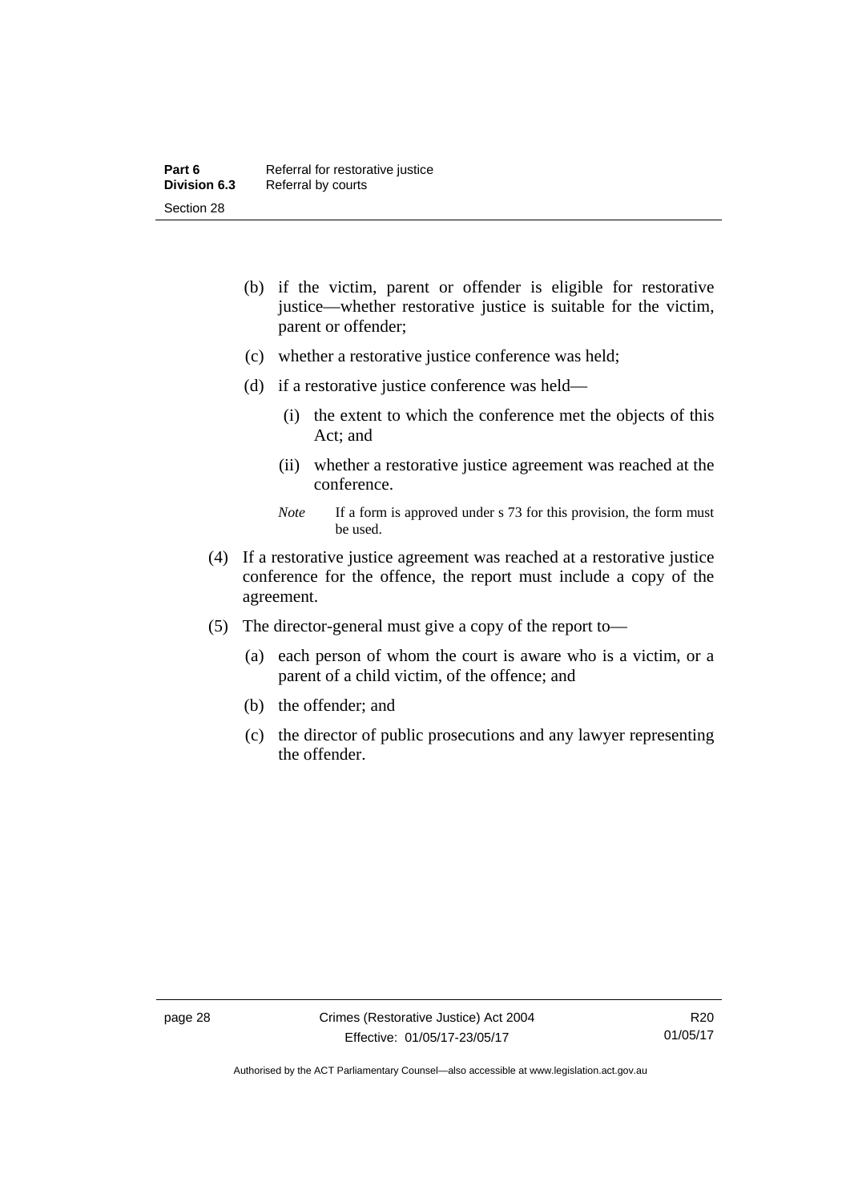(b) if the victim, parent or offender is eligible for restorative justice—whether restorative justice is suitable for the victim, parent or offender;

(c) whether a restorative justice conference was held;

(d) if a restorative justice conference was held—

(i) the extent to which the conference met the objects of this Act; and

(ii) whether a restorative justice agreement was reached at the conference.

*Note* If a form is approved under s 73 for this provision, the form must be used.

(4) If a restorative justice agreement was reached at a restorative justice conference for the offence, the report must include a copy of the agreement.

(5) The director-general must give a copy of the report to—

(a) each person of whom the court is aware who is a victim, or a parent of a child victim, of the offence; and

(b) the offender; and

(c) the director of public prosecutions and any lawyer representing the offender.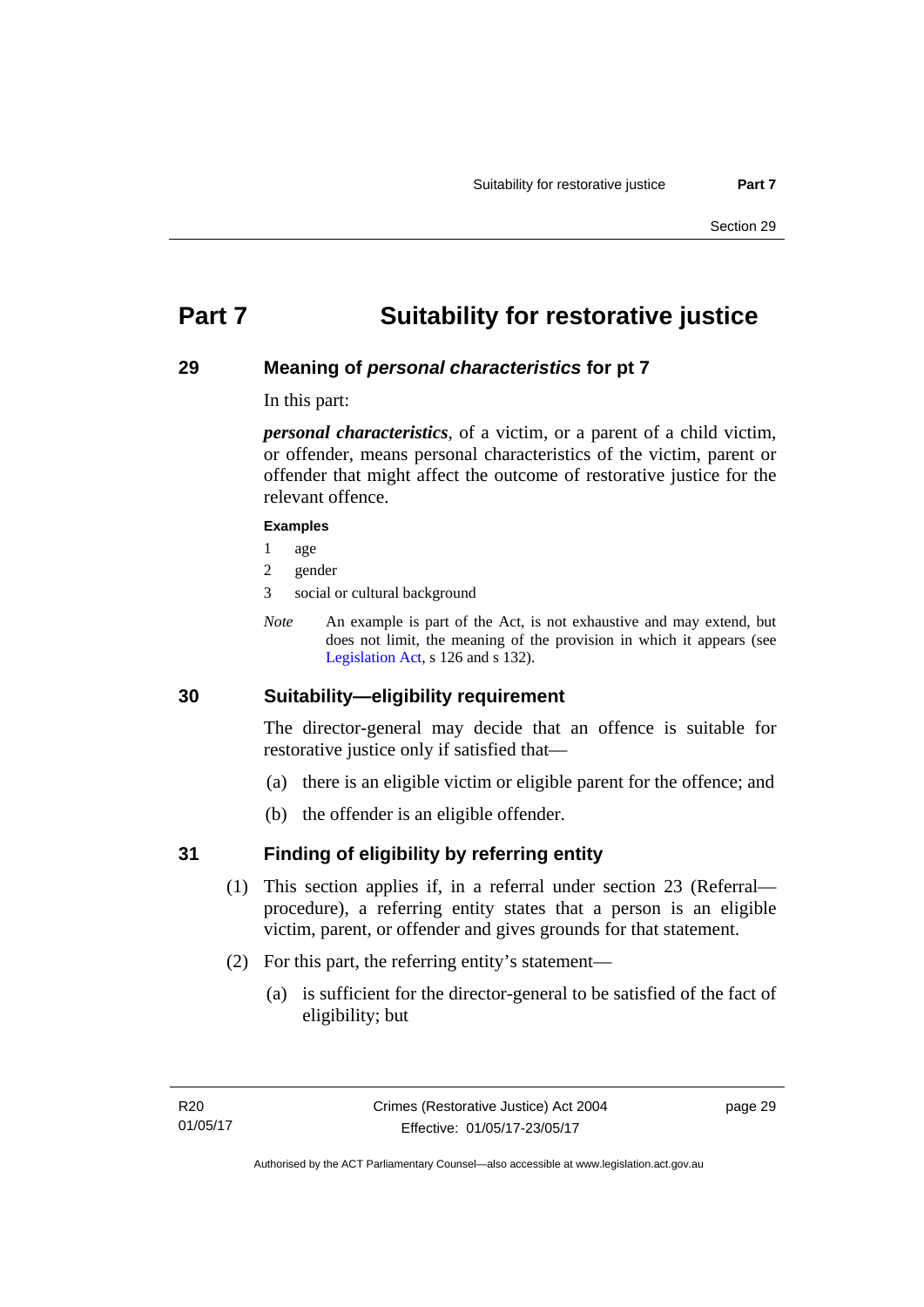# Part 7 Suitability for restorative justice

## 29 Meaning of *personal characteristics* for pt 7

In this part:

***personal characteristics***, of a victim, or a parent of a child victim, or offender, means personal characteristics of the victim, parent or offender that might affect the outcome of restorative justice for the relevant offence.

**Examples**

1 age

2 gender

3 social or cultural background

*Note* An example is part of the Act, is not exhaustive and may extend, but does not limit, the meaning of the provision in which it appears (see Legislation Act, s 126 and s 132).

## 30 Suitability—eligibility requirement

The director-general may decide that an offence is suitable for restorative justice only if satisfied that—

(a) there is an eligible victim or eligible parent for the offence; and

(b) the offender is an eligible offender.

## 31 Finding of eligibility by referring entity

(1) This section applies if, in a referral under section 23 (Referral—procedure), a referring entity states that a person is an eligible victim, parent, or offender and gives grounds for that statement.

(2) For this part, the referring entity's statement—

(a) is sufficient for the director-general to be satisfied of the fact of eligibility; but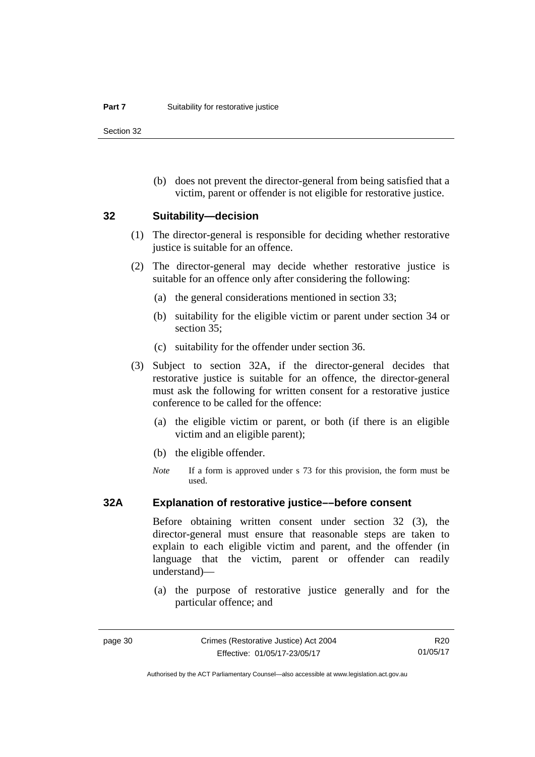(b) does not prevent the director-general from being satisfied that a victim, parent or offender is not eligible for restorative justice.

## 32 Suitability—decision

(1) The director-general is responsible for deciding whether restorative justice is suitable for an offence.

(2) The director-general may decide whether restorative justice is suitable for an offence only after considering the following:

(a) the general considerations mentioned in section 33;

(b) suitability for the eligible victim or parent under section 34 or section 35;

(c) suitability for the offender under section 36.

(3) Subject to section 32A, if the director-general decides that restorative justice is suitable for an offence, the director-general must ask the following for written consent for a restorative justice conference to be called for the offence:

(a) the eligible victim or parent, or both (if there is an eligible victim and an eligible parent);

(b) the eligible offender.

*Note* If a form is approved under s 73 for this provision, the form must be used.

## 32A Explanation of restorative justice––before consent

Before obtaining written consent under section 32 (3), the director-general must ensure that reasonable steps are taken to explain to each eligible victim and parent, and the offender (in language that the victim, parent or offender can readily understand)—

(a) the purpose of restorative justice generally and for the particular offence; and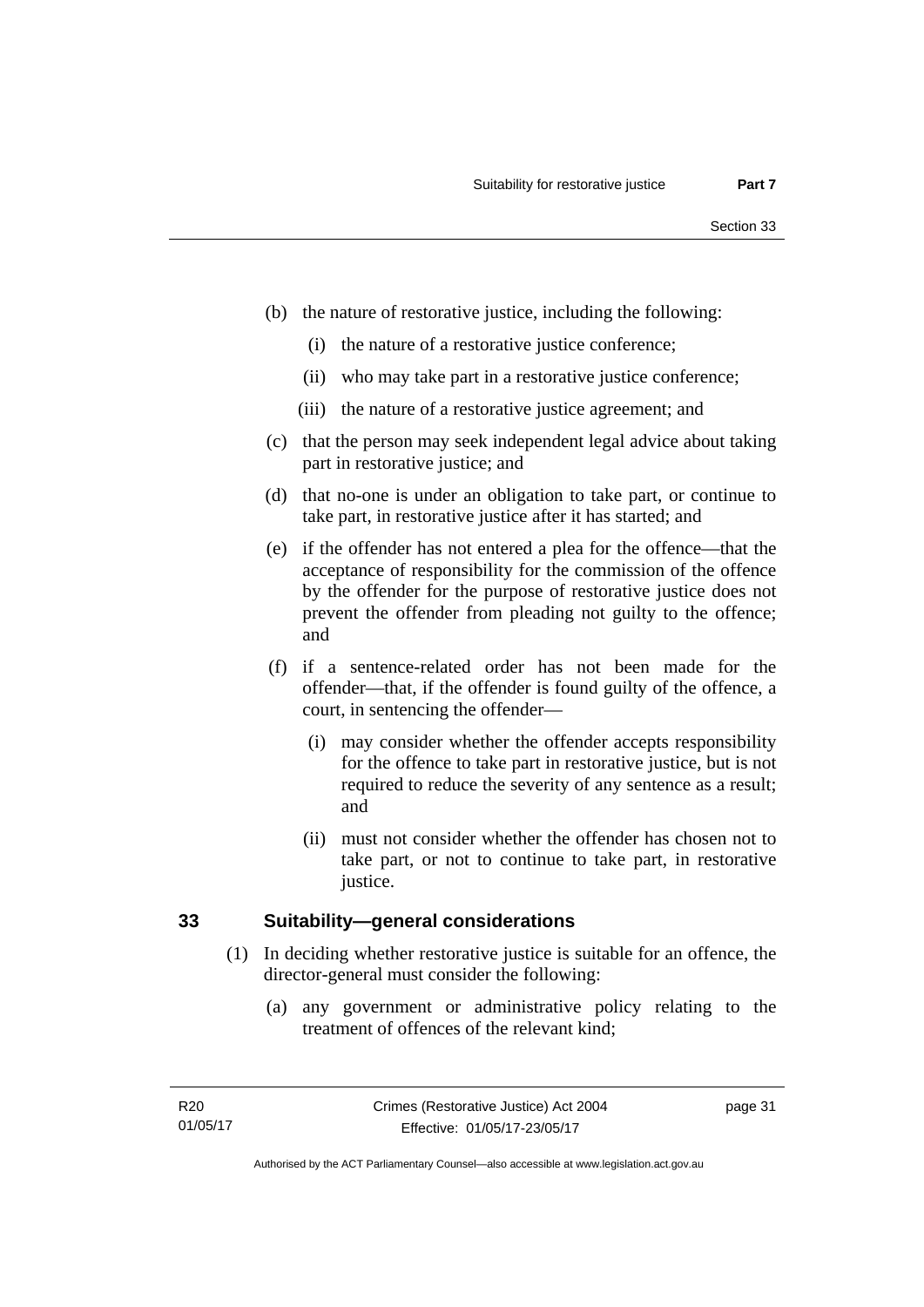(b) the nature of restorative justice, including the following:

  (i) the nature of a restorative justice conference;

  (ii) who may take part in a restorative justice conference;

  (iii) the nature of a restorative justice agreement; and

(c) that the person may seek independent legal advice about taking part in restorative justice; and

(d) that no-one is under an obligation to take part, or continue to take part, in restorative justice after it has started; and

(e) if the offender has not entered a plea for the offence—that the acceptance of responsibility for the commission of the offence by the offender for the purpose of restorative justice does not prevent the offender from pleading not guilty to the offence; and

(f) if a sentence-related order has not been made for the offender—that, if the offender is found guilty of the offence, a court, in sentencing the offender—

  (i) may consider whether the offender accepts responsibility for the offence to take part in restorative justice, but is not required to reduce the severity of any sentence as a result; and

  (ii) must not consider whether the offender has chosen not to take part, or not to continue to take part, in restorative justice.

## 33 Suitability—general considerations

(1) In deciding whether restorative justice is suitable for an offence, the director-general must consider the following:

  (a) any government or administrative policy relating to the treatment of offences of the relevant kind;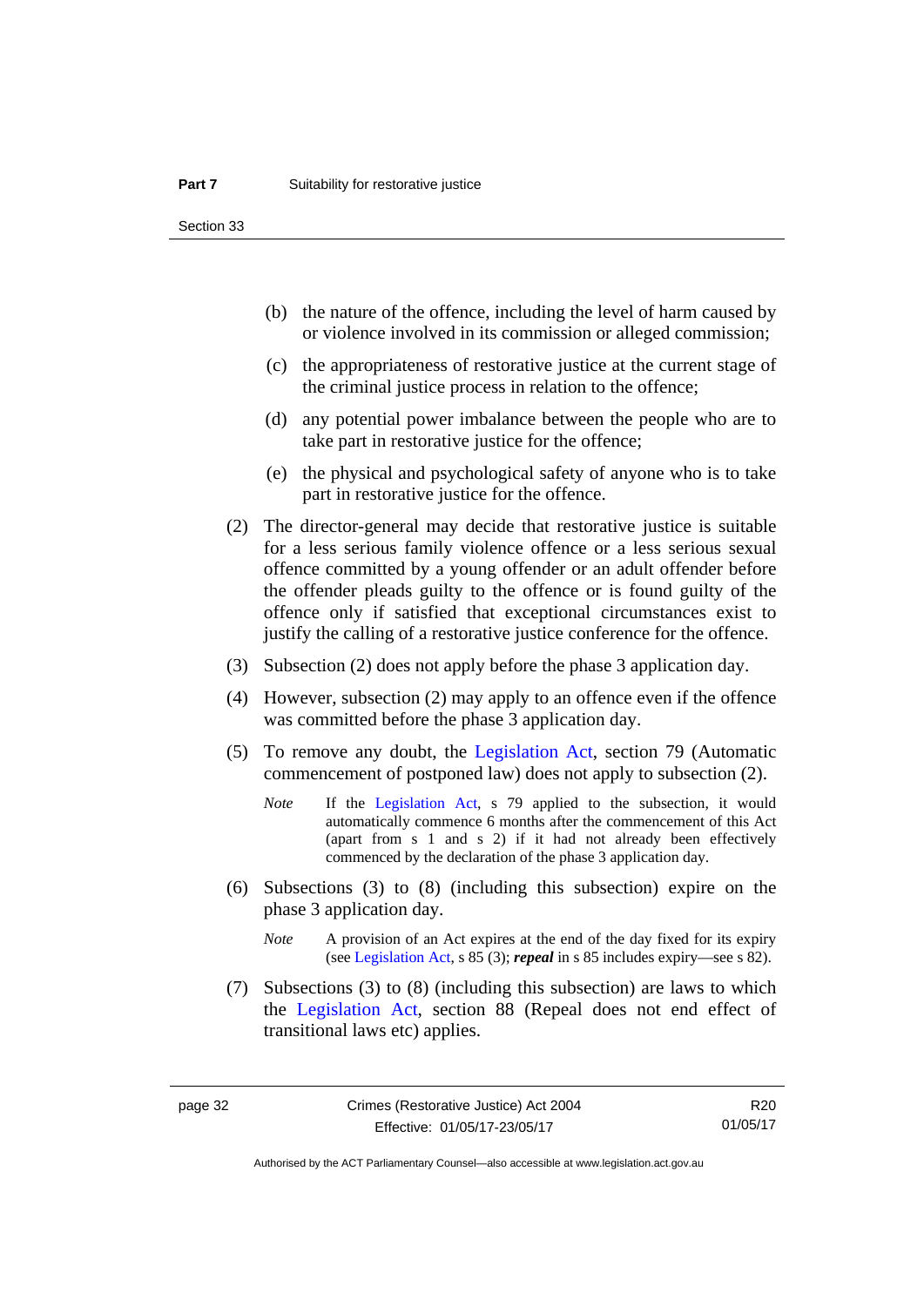(b) the nature of the offence, including the level of harm caused by or violence involved in its commission or alleged commission;

(c) the appropriateness of restorative justice at the current stage of the criminal justice process in relation to the offence;

(d) any potential power imbalance between the people who are to take part in restorative justice for the offence;

(e) the physical and psychological safety of anyone who is to take part in restorative justice for the offence.

(2) The director-general may decide that restorative justice is suitable for a less serious family violence offence or a less serious sexual offence committed by a young offender or an adult offender before the offender pleads guilty to the offence or is found guilty of the offence only if satisfied that exceptional circumstances exist to justify the calling of a restorative justice conference for the offence.

(3) Subsection (2) does not apply before the phase 3 application day.

(4) However, subsection (2) may apply to an offence even if the offence was committed before the phase 3 application day.

(5) To remove any doubt, the Legislation Act, section 79 (Automatic commencement of postponed law) does not apply to subsection (2).

*Note* If the Legislation Act, s 79 applied to the subsection, it would automatically commence 6 months after the commencement of this Act (apart from s 1 and s 2) if it had not already been effectively commenced by the declaration of the phase 3 application day.

(6) Subsections (3) to (8) (including this subsection) expire on the phase 3 application day.

*Note* A provision of an Act expires at the end of the day fixed for its expiry (see Legislation Act, s 85 (3); ***repeal*** in s 85 includes expiry—see s 82).

(7) Subsections (3) to (8) (including this subsection) are laws to which the Legislation Act, section 88 (Repeal does not end effect of transitional laws etc) applies.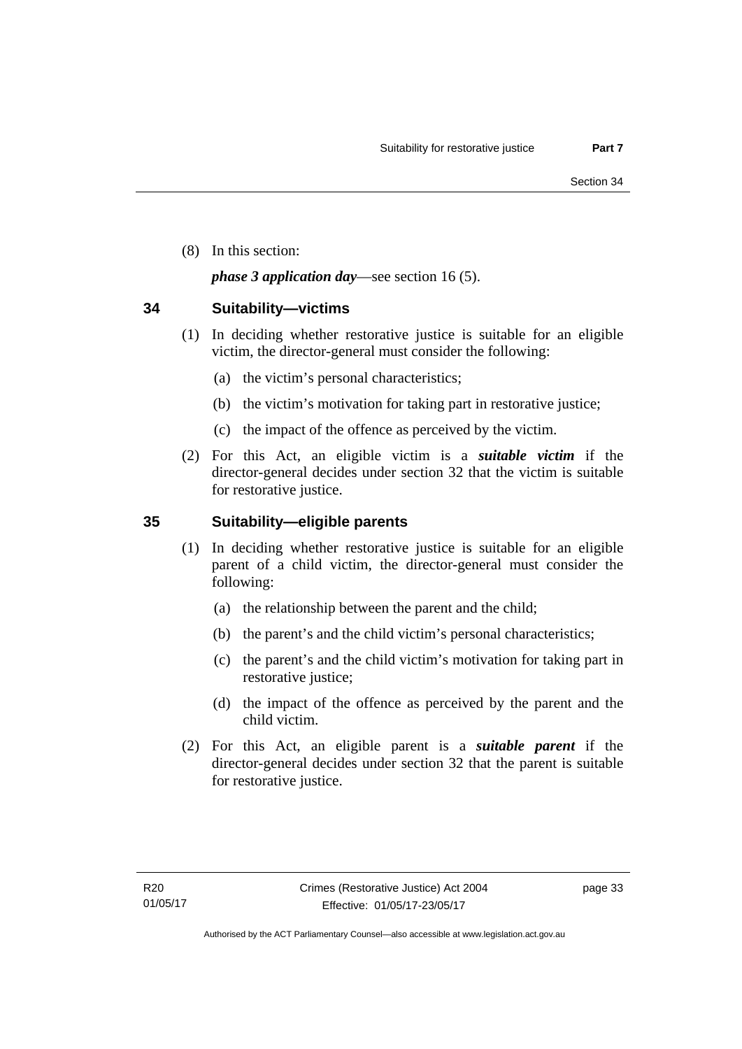(8) In this section:

***phase 3 application day***—see section 16 (5).

## 34 Suitability—victims

(1) In deciding whether restorative justice is suitable for an eligible victim, the director-general must consider the following:

(a) the victim's personal characteristics;

(b) the victim's motivation for taking part in restorative justice;

(c) the impact of the offence as perceived by the victim.

(2) For this Act, an eligible victim is a ***suitable victim*** if the director-general decides under section 32 that the victim is suitable for restorative justice.

## 35 Suitability—eligible parents

(1) In deciding whether restorative justice is suitable for an eligible parent of a child victim, the director-general must consider the following:

(a) the relationship between the parent and the child;

(b) the parent's and the child victim's personal characteristics;

(c) the parent's and the child victim's motivation for taking part in restorative justice;

(d) the impact of the offence as perceived by the parent and the child victim.

(2) For this Act, an eligible parent is a ***suitable parent*** if the director-general decides under section 32 that the parent is suitable for restorative justice.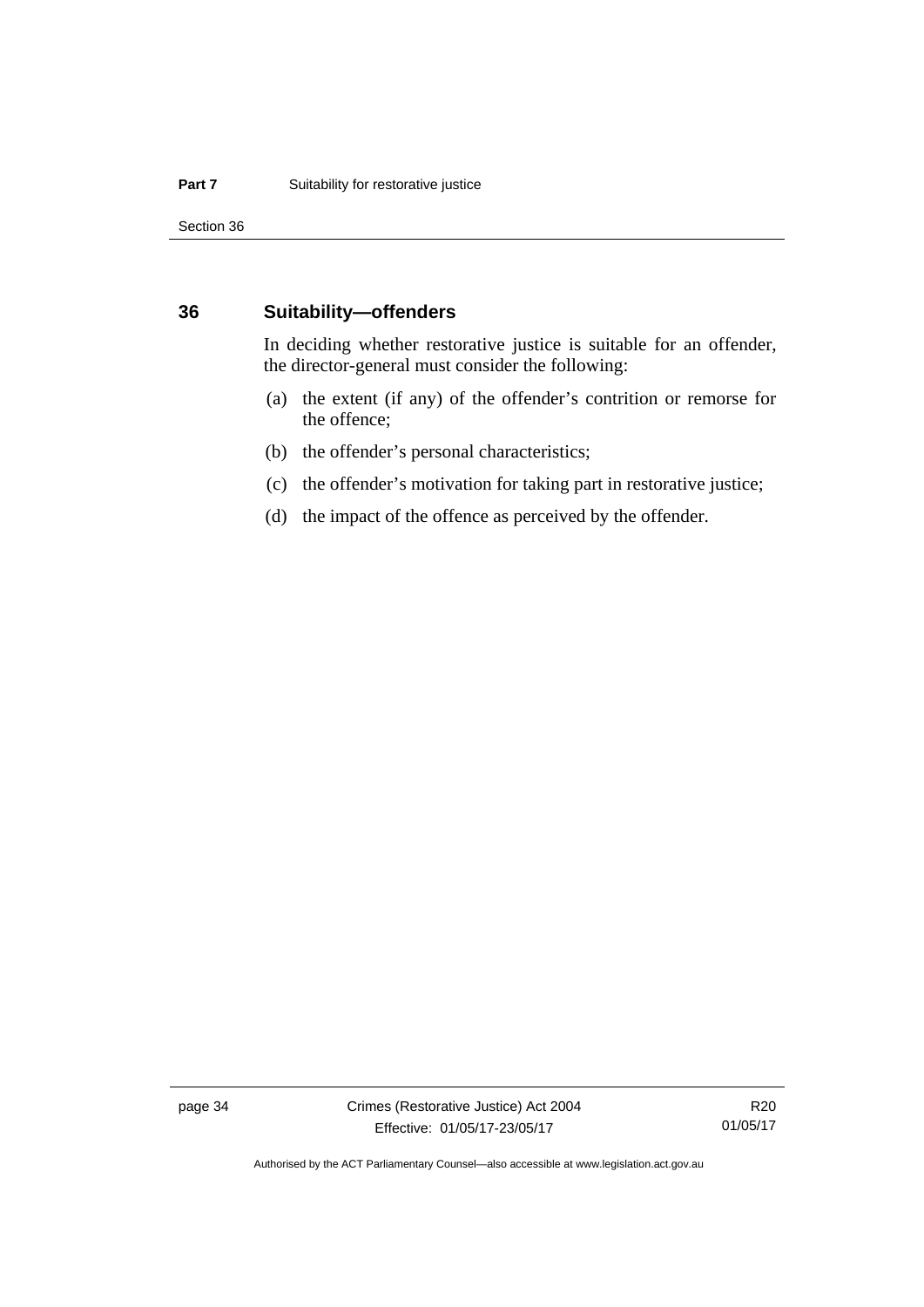## 36 Suitability—offenders

In deciding whether restorative justice is suitable for an offender, the director-general must consider the following:

(a) the extent (if any) of the offender's contrition or remorse for the offence;

(b) the offender's personal characteristics;

(c) the offender's motivation for taking part in restorative justice;

(d) the impact of the offence as perceived by the offender.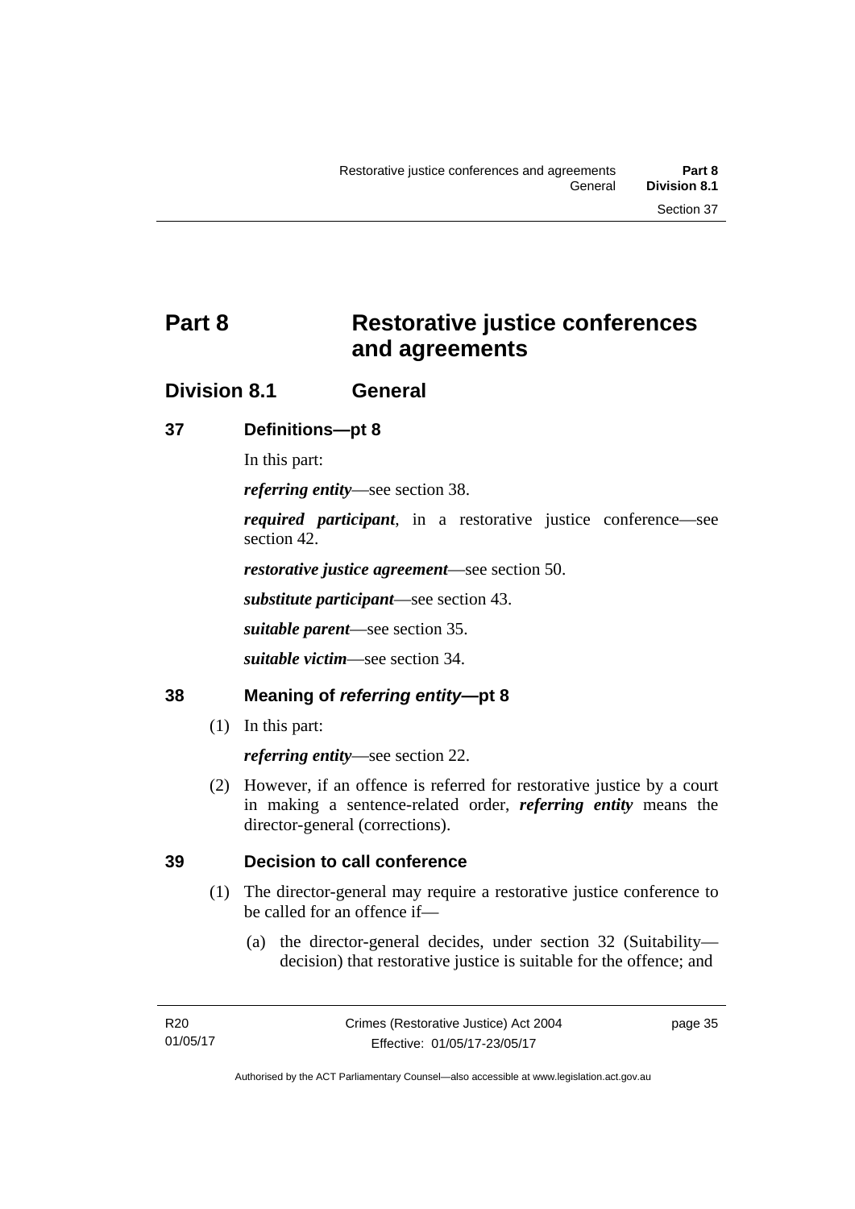# Part 8 Restorative justice conferences and agreements

## Division 8.1 General

### 37 Definitions—pt 8

In this part:

***referring entity***—see section 38.

***required participant***, in a restorative justice conference—see section 42.

***restorative justice agreement***—see section 50.

***substitute participant***—see section 43.

***suitable parent***—see section 35.

***suitable victim***—see section 34.

### 38 Meaning of *referring entity*—pt 8

(1) In this part:

***referring entity***—see section 22.

(2) However, if an offence is referred for restorative justice by a court in making a sentence-related order, ***referring entity*** means the director-general (corrections).

### 39 Decision to call conference

(1) The director-general may require a restorative justice conference to be called for an offence if—

(a) the director-general decides, under section 32 (Suitability—decision) that restorative justice is suitable for the offence; and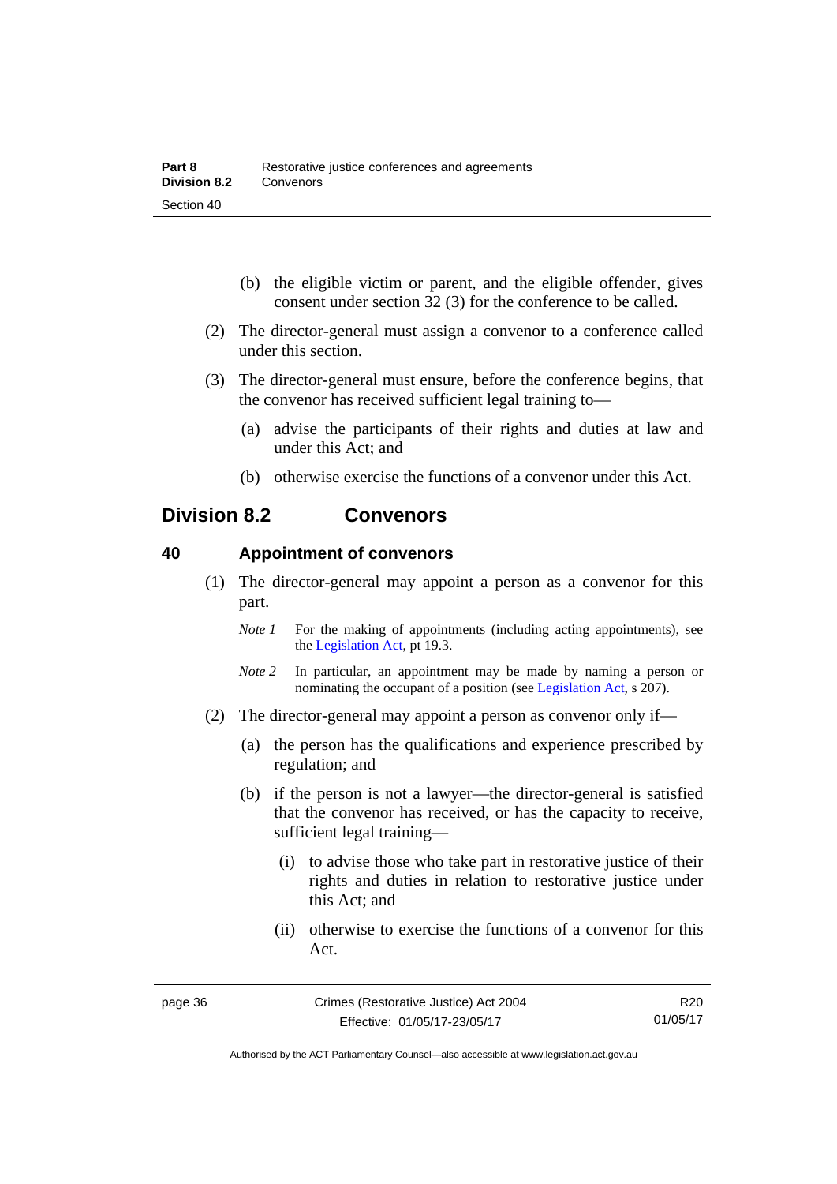(b) the eligible victim or parent, and the eligible offender, gives consent under section 32 (3) for the conference to be called.

(2) The director-general must assign a convenor to a conference called under this section.

(3) The director-general must ensure, before the conference begins, that the convenor has received sufficient legal training to—

(a) advise the participants of their rights and duties at law and under this Act; and

(b) otherwise exercise the functions of a convenor under this Act.

## Division 8.2 Convenors

### 40 Appointment of convenors

(1) The director-general may appoint a person as a convenor for this part.

*Note 1* For the making of appointments (including acting appointments), see the Legislation Act, pt 19.3.

*Note 2* In particular, an appointment may be made by naming a person or nominating the occupant of a position (see Legislation Act, s 207).

(2) The director-general may appoint a person as convenor only if—

(a) the person has the qualifications and experience prescribed by regulation; and

(b) if the person is not a lawyer—the director-general is satisfied that the convenor has received, or has the capacity to receive, sufficient legal training—

(i) to advise those who take part in restorative justice of their rights and duties in relation to restorative justice under this Act; and

(ii) otherwise to exercise the functions of a convenor for this Act.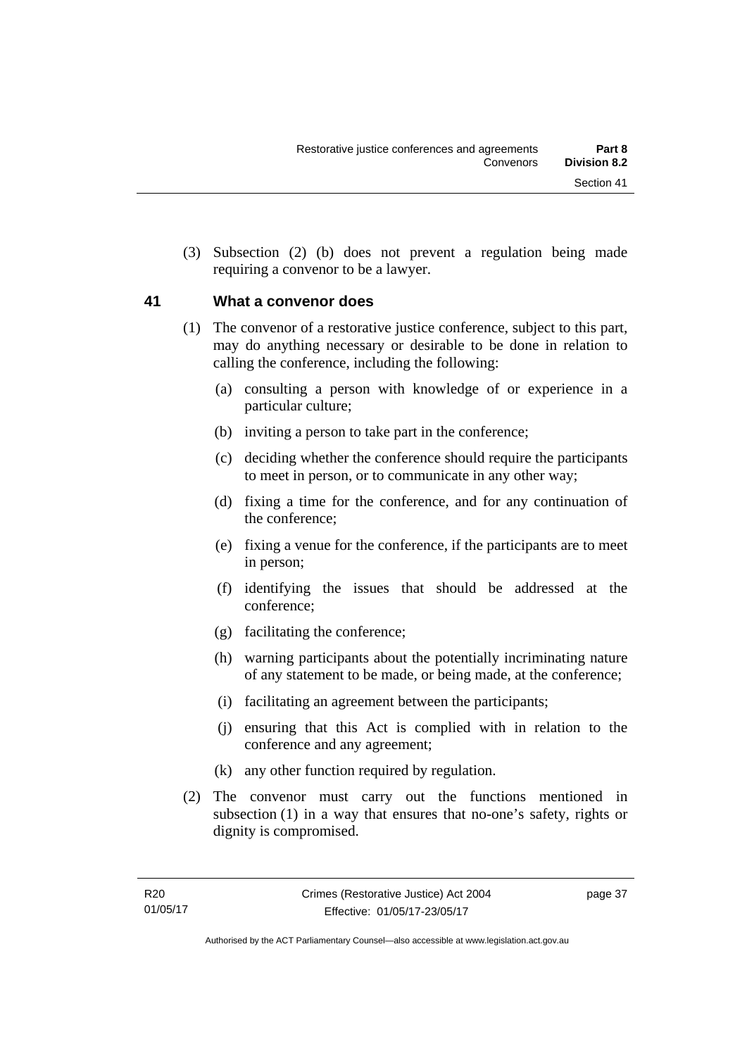(3) Subsection (2) (b) does not prevent a regulation being made requiring a convenor to be a lawyer.

### 41 What a convenor does

(1) The convenor of a restorative justice conference, subject to this part, may do anything necessary or desirable to be done in relation to calling the conference, including the following:

(a) consulting a person with knowledge of or experience in a particular culture;

(b) inviting a person to take part in the conference;

(c) deciding whether the conference should require the participants to meet in person, or to communicate in any other way;

(d) fixing a time for the conference, and for any continuation of the conference;

(e) fixing a venue for the conference, if the participants are to meet in person;

(f) identifying the issues that should be addressed at the conference;

(g) facilitating the conference;

(h) warning participants about the potentially incriminating nature of any statement to be made, or being made, at the conference;

(i) facilitating an agreement between the participants;

(j) ensuring that this Act is complied with in relation to the conference and any agreement;

(k) any other function required by regulation.

(2) The convenor must carry out the functions mentioned in subsection (1) in a way that ensures that no-one's safety, rights or dignity is compromised.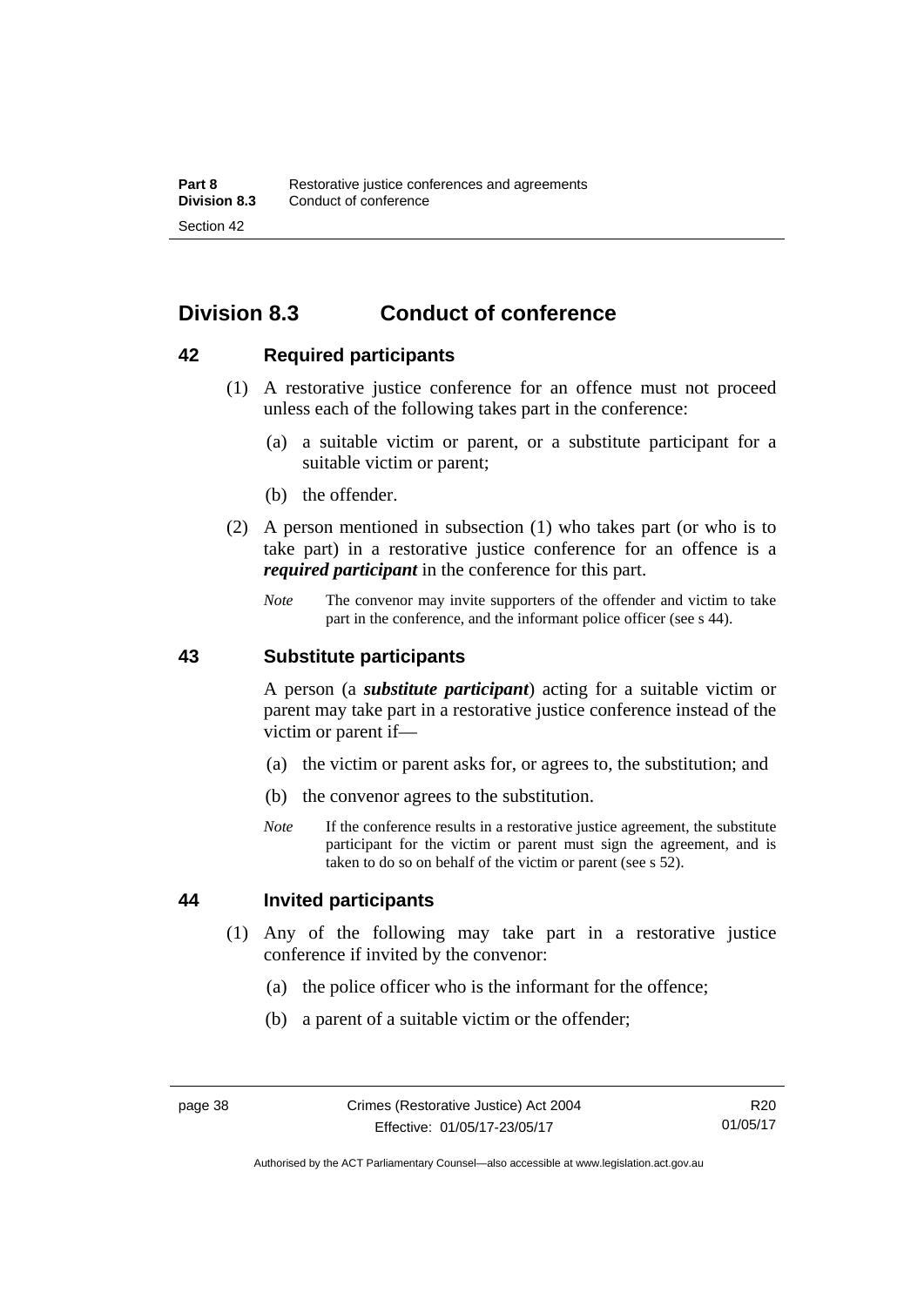## Division 8.3 Conduct of conference

### 42 Required participants

(1) A restorative justice conference for an offence must not proceed unless each of the following takes part in the conference:

(a) a suitable victim or parent, or a substitute participant for a suitable victim or parent;

(b) the offender.

(2) A person mentioned in subsection (1) who takes part (or who is to take part) in a restorative justice conference for an offence is a ***required participant*** in the conference for this part.

*Note* The convenor may invite supporters of the offender and victim to take part in the conference, and the informant police officer (see s 44).

### 43 Substitute participants

A person (a ***substitute participant***) acting for a suitable victim or parent may take part in a restorative justice conference instead of the victim or parent if—

(a) the victim or parent asks for, or agrees to, the substitution; and

(b) the convenor agrees to the substitution.

*Note* If the conference results in a restorative justice agreement, the substitute participant for the victim or parent must sign the agreement, and is taken to do so on behalf of the victim or parent (see s 52).

### 44 Invited participants

(1) Any of the following may take part in a restorative justice conference if invited by the convenor:

(a) the police officer who is the informant for the offence;

(b) a parent of a suitable victim or the offender;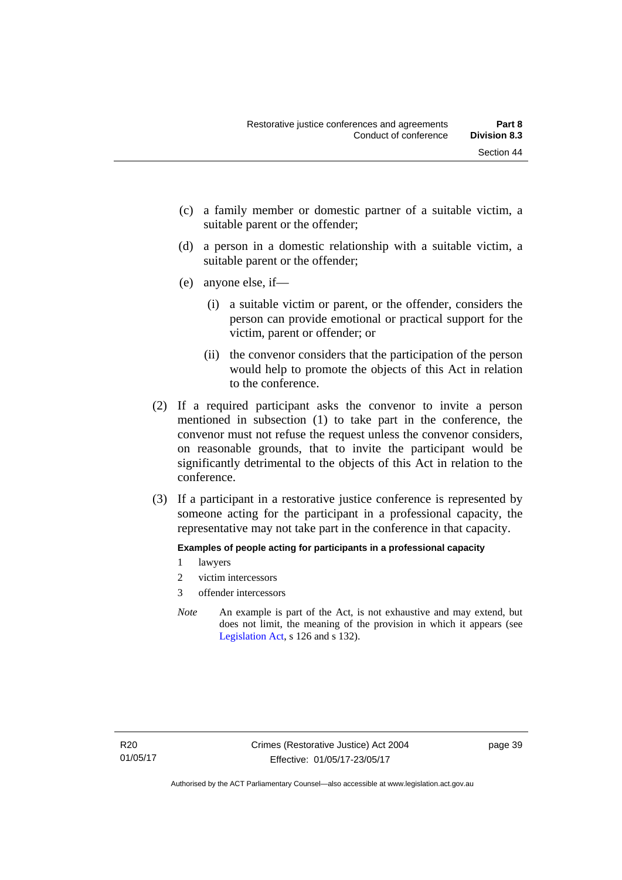(c) a family member or domestic partner of a suitable victim, a suitable parent or the offender;

(d) a person in a domestic relationship with a suitable victim, a suitable parent or the offender;

(e) anyone else, if—

   (i) a suitable victim or parent, or the offender, considers the person can provide emotional or practical support for the victim, parent or offender; or

   (ii) the convenor considers that the participation of the person would help to promote the objects of this Act in relation to the conference.

(2) If a required participant asks the convenor to invite a person mentioned in subsection (1) to take part in the conference, the convenor must not refuse the request unless the convenor considers, on reasonable grounds, that to invite the participant would be significantly detrimental to the objects of this Act in relation to the conference.

(3) If a participant in a restorative justice conference is represented by someone acting for the participant in a professional capacity, the representative may not take part in the conference in that capacity.

**Examples of people acting for participants in a professional capacity**

1 lawyers

2 victim intercessors

3 offender intercessors

*Note* An example is part of the Act, is not exhaustive and may extend, but does not limit, the meaning of the provision in which it appears (see Legislation Act, s 126 and s 132).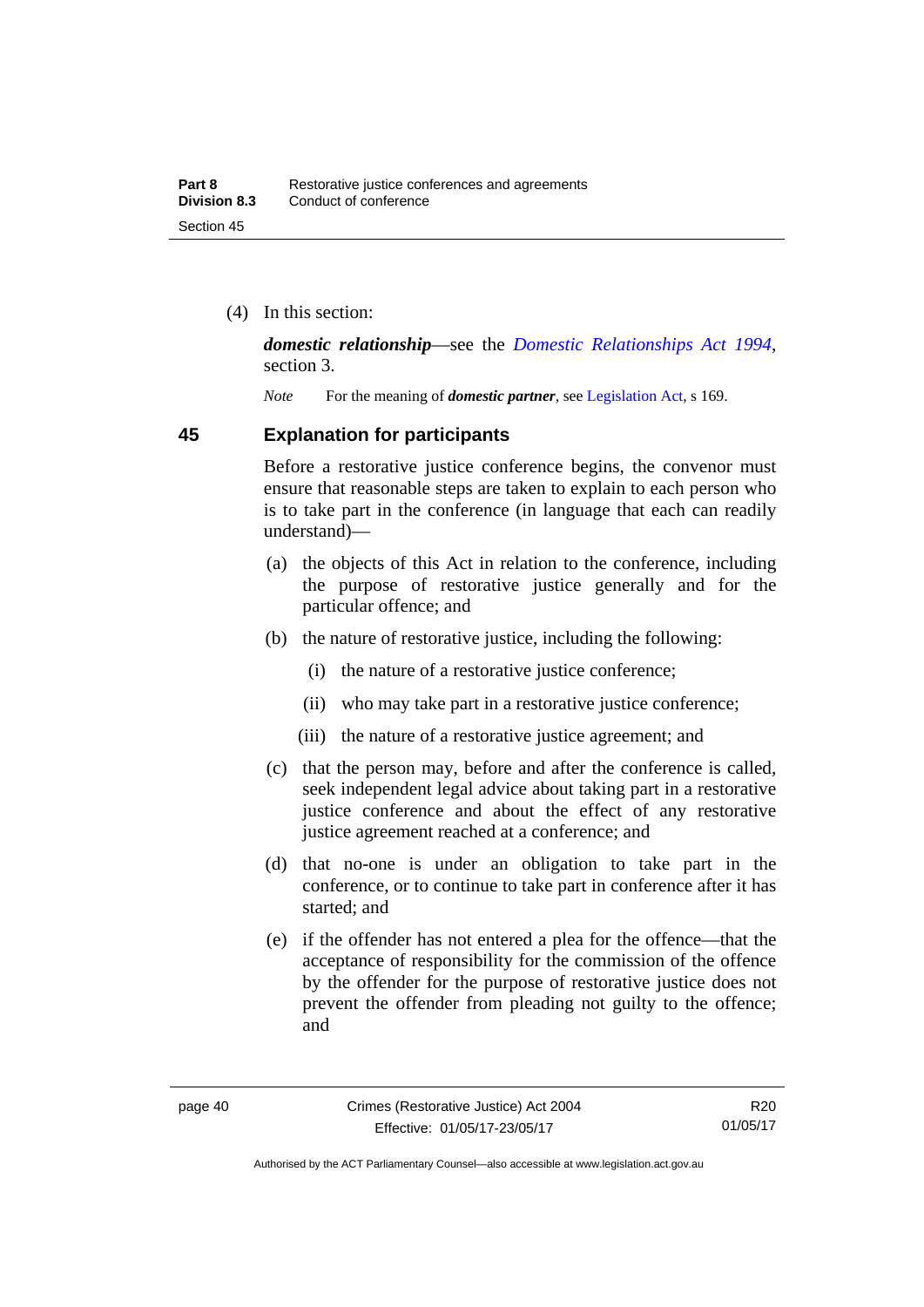(4) In this section:

***domestic relationship***—see the *Domestic Relationships Act 1994*, section 3.

*Note* For the meaning of ***domestic partner***, see Legislation Act, s 169.

## 45 Explanation for participants

Before a restorative justice conference begins, the convenor must ensure that reasonable steps are taken to explain to each person who is to take part in the conference (in language that each can readily understand)—

(a) the objects of this Act in relation to the conference, including the purpose of restorative justice generally and for the particular offence; and

(b) the nature of restorative justice, including the following:

(i) the nature of a restorative justice conference;

(ii) who may take part in a restorative justice conference;

(iii) the nature of a restorative justice agreement; and

(c) that the person may, before and after the conference is called, seek independent legal advice about taking part in a restorative justice conference and about the effect of any restorative justice agreement reached at a conference; and

(d) that no-one is under an obligation to take part in the conference, or to continue to take part in conference after it has started; and

(e) if the offender has not entered a plea for the offence—that the acceptance of responsibility for the commission of the offence by the offender for the purpose of restorative justice does not prevent the offender from pleading not guilty to the offence; and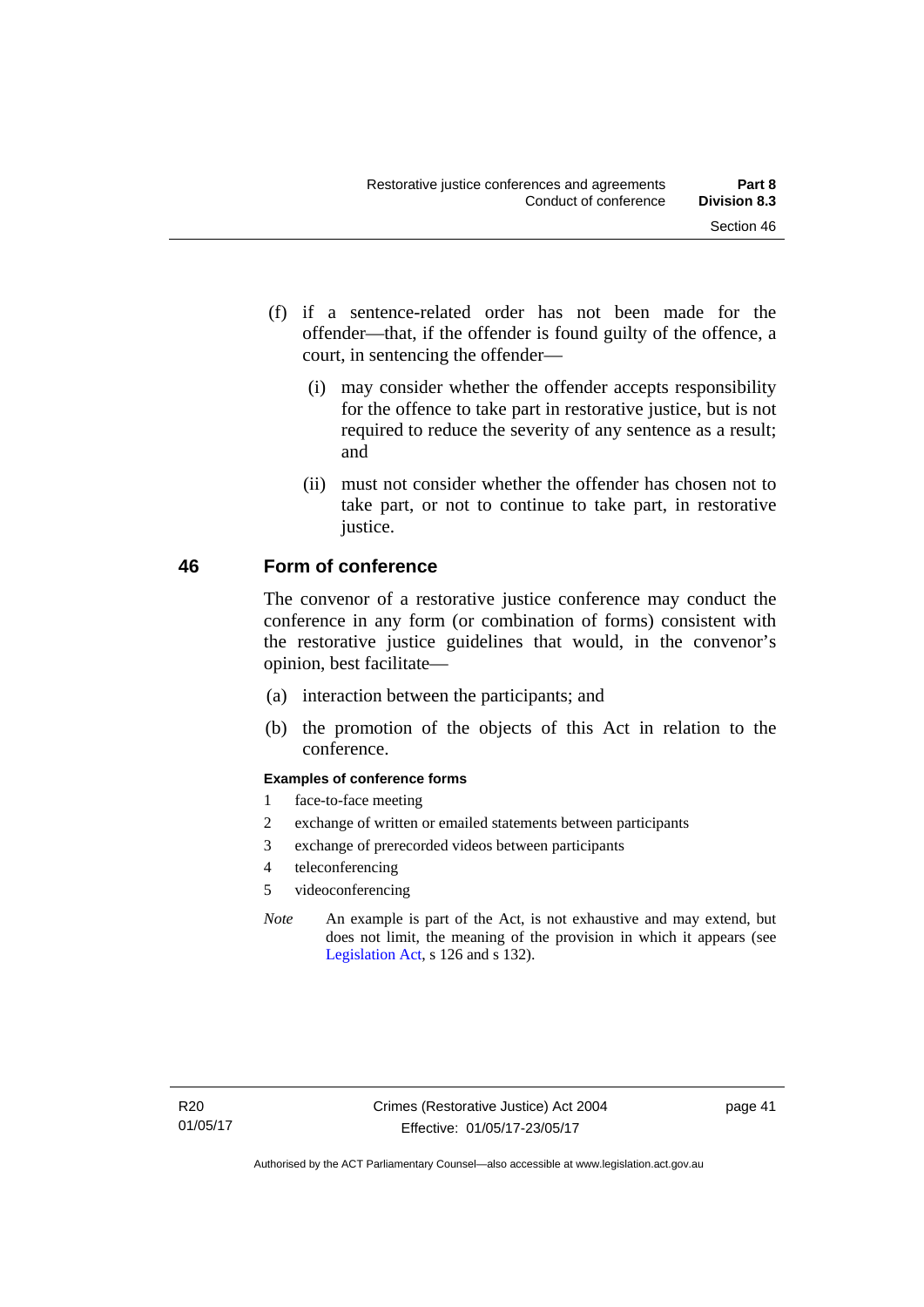(f) if a sentence-related order has not been made for the offender—that, if the offender is found guilty of the offence, a court, in sentencing the offender—

(i) may consider whether the offender accepts responsibility for the offence to take part in restorative justice, but is not required to reduce the severity of any sentence as a result; and

(ii) must not consider whether the offender has chosen not to take part, or not to continue to take part, in restorative justice.

## 46 Form of conference

The convenor of a restorative justice conference may conduct the conference in any form (or combination of forms) consistent with the restorative justice guidelines that would, in the convenor's opinion, best facilitate—

(a) interaction between the participants; and

(b) the promotion of the objects of this Act in relation to the conference.

**Examples of conference forms**

1 face-to-face meeting

2 exchange of written or emailed statements between participants

3 exchange of prerecorded videos between participants

4 teleconferencing

5 videoconferencing

*Note* An example is part of the Act, is not exhaustive and may extend, but does not limit, the meaning of the provision in which it appears (see Legislation Act, s 126 and s 132).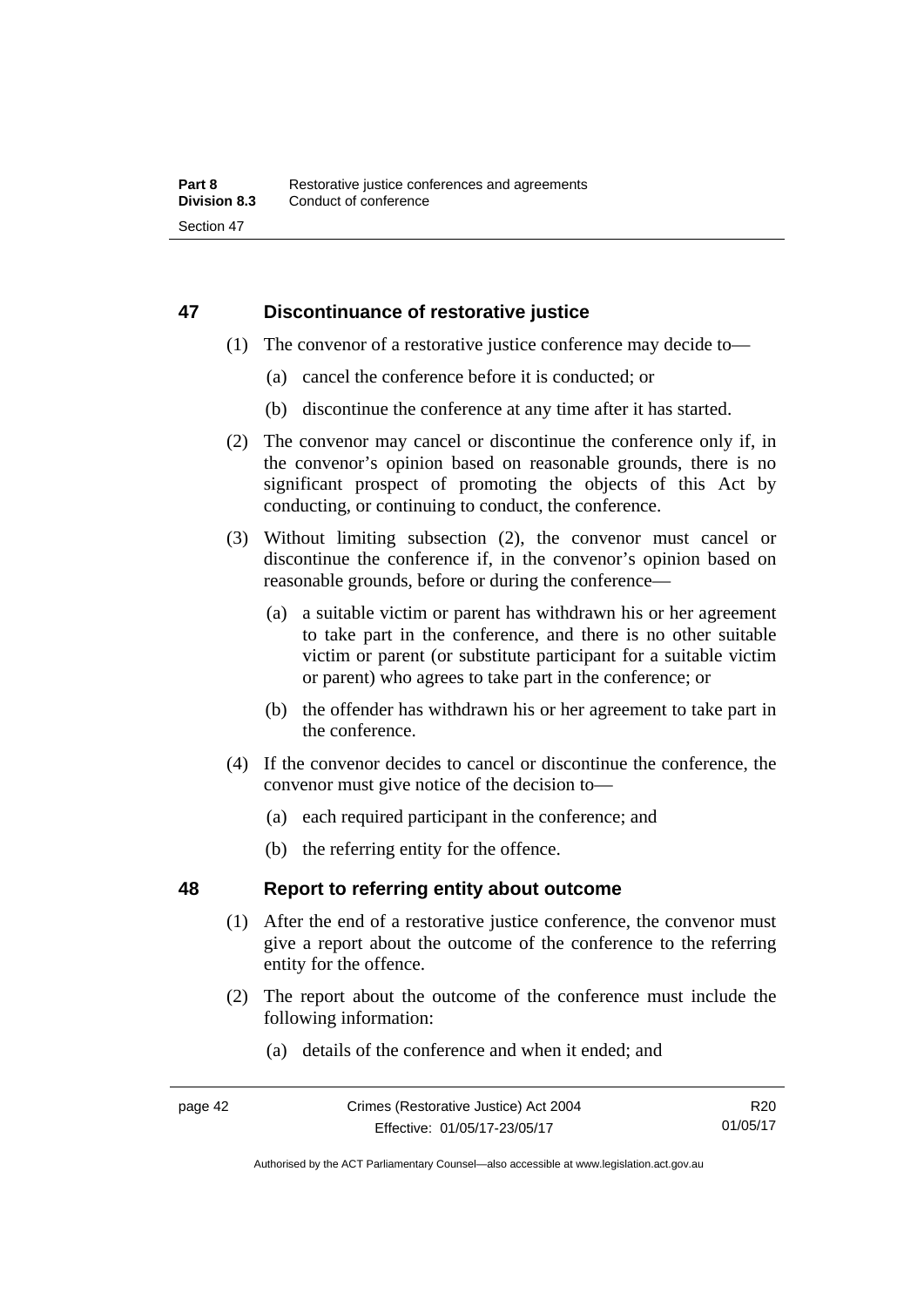## 47 Discontinuance of restorative justice

(1) The convenor of a restorative justice conference may decide to—

(a) cancel the conference before it is conducted; or

(b) discontinue the conference at any time after it has started.

(2) The convenor may cancel or discontinue the conference only if, in the convenor's opinion based on reasonable grounds, there is no significant prospect of promoting the objects of this Act by conducting, or continuing to conduct, the conference.

(3) Without limiting subsection (2), the convenor must cancel or discontinue the conference if, in the convenor's opinion based on reasonable grounds, before or during the conference—

(a) a suitable victim or parent has withdrawn his or her agreement to take part in the conference, and there is no other suitable victim or parent (or substitute participant for a suitable victim or parent) who agrees to take part in the conference; or

(b) the offender has withdrawn his or her agreement to take part in the conference.

(4) If the convenor decides to cancel or discontinue the conference, the convenor must give notice of the decision to—

(a) each required participant in the conference; and

(b) the referring entity for the offence.

## 48 Report to referring entity about outcome

(1) After the end of a restorative justice conference, the convenor must give a report about the outcome of the conference to the referring entity for the offence.

(2) The report about the outcome of the conference must include the following information:

(a) details of the conference and when it ended; and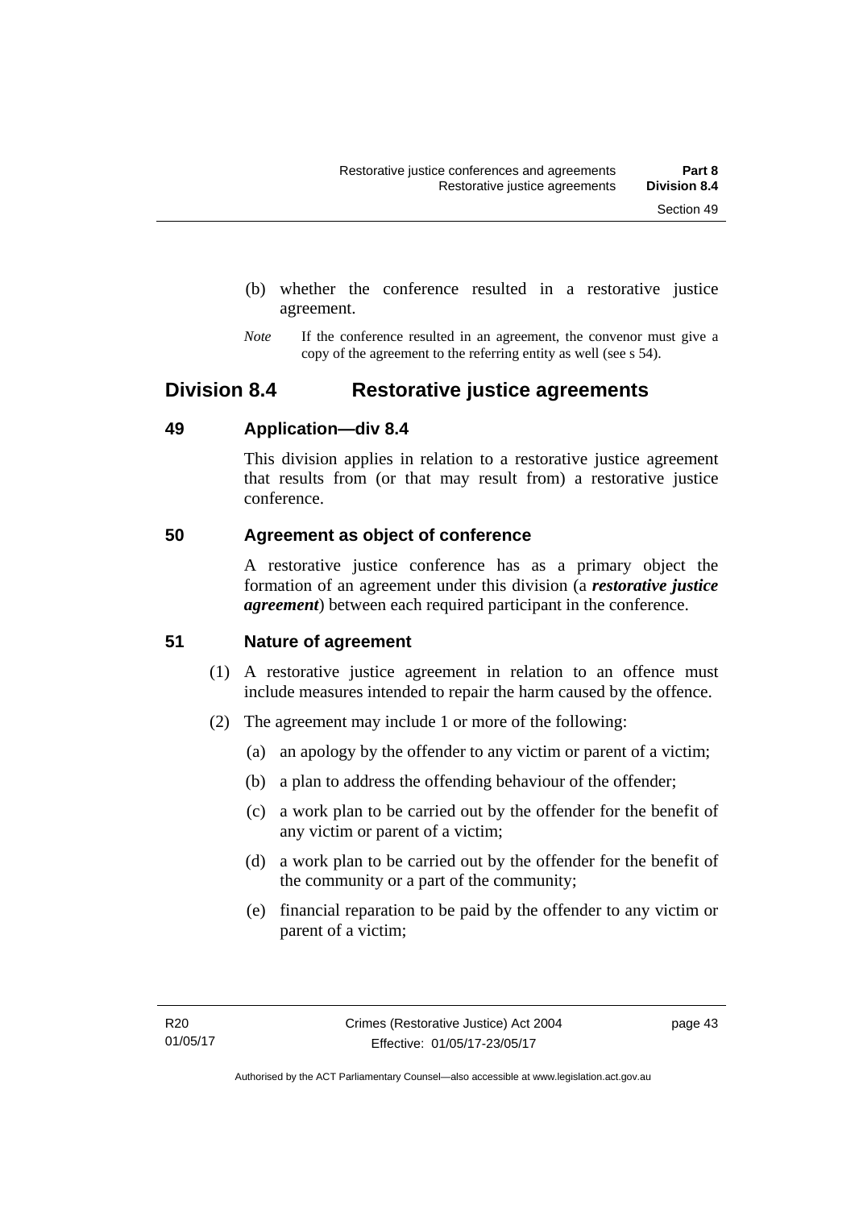(b) whether the conference resulted in a restorative justice agreement.

*Note* If the conference resulted in an agreement, the convenor must give a copy of the agreement to the referring entity as well (see s 54).

## Division 8.4 Restorative justice agreements

### 49 Application—div 8.4

This division applies in relation to a restorative justice agreement that results from (or that may result from) a restorative justice conference.

### 50 Agreement as object of conference

A restorative justice conference has as a primary object the formation of an agreement under this division (a ***restorative justice agreement***) between each required participant in the conference.

### 51 Nature of agreement

(1) A restorative justice agreement in relation to an offence must include measures intended to repair the harm caused by the offence.

(2) The agreement may include 1 or more of the following:

(a) an apology by the offender to any victim or parent of a victim;

(b) a plan to address the offending behaviour of the offender;

(c) a work plan to be carried out by the offender for the benefit of any victim or parent of a victim;

(d) a work plan to be carried out by the offender for the benefit of the community or a part of the community;

(e) financial reparation to be paid by the offender to any victim or parent of a victim;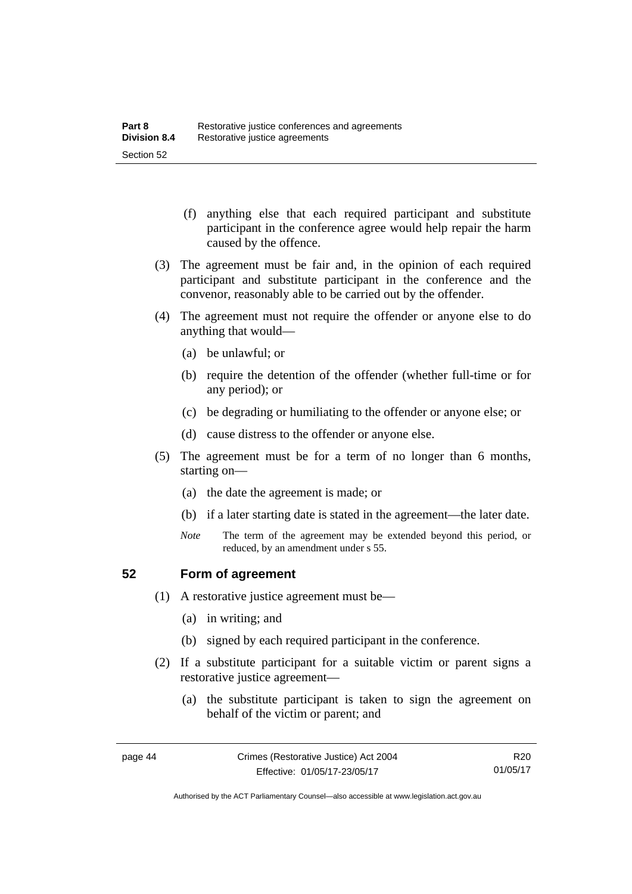(f) anything else that each required participant and substitute participant in the conference agree would help repair the harm caused by the offence.

(3) The agreement must be fair and, in the opinion of each required participant and substitute participant in the conference and the convenor, reasonably able to be carried out by the offender.

(4) The agreement must not require the offender or anyone else to do anything that would—

(a) be unlawful; or

(b) require the detention of the offender (whether full-time or for any period); or

(c) be degrading or humiliating to the offender or anyone else; or

(d) cause distress to the offender or anyone else.

(5) The agreement must be for a term of no longer than 6 months, starting on—

(a) the date the agreement is made; or

(b) if a later starting date is stated in the agreement—the later date.

*Note* The term of the agreement may be extended beyond this period, or reduced, by an amendment under s 55.

## 52 Form of agreement

(1) A restorative justice agreement must be—

(a) in writing; and

(b) signed by each required participant in the conference.

(2) If a substitute participant for a suitable victim or parent signs a restorative justice agreement—

(a) the substitute participant is taken to sign the agreement on behalf of the victim or parent; and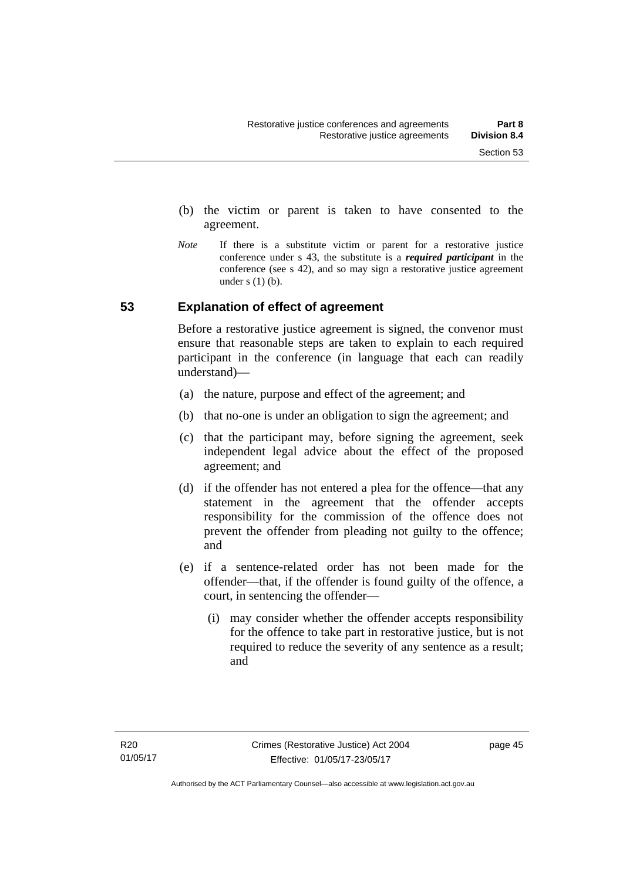(b) the victim or parent is taken to have consented to the agreement.

*Note* If there is a substitute victim or parent for a restorative justice conference under s 43, the substitute is a ***required participant*** in the conference (see s 42), and so may sign a restorative justice agreement under s (1) (b).

## 53 Explanation of effect of agreement

Before a restorative justice agreement is signed, the convenor must ensure that reasonable steps are taken to explain to each required participant in the conference (in language that each can readily understand)—

(a) the nature, purpose and effect of the agreement; and

(b) that no-one is under an obligation to sign the agreement; and

(c) that the participant may, before signing the agreement, seek independent legal advice about the effect of the proposed agreement; and

(d) if the offender has not entered a plea for the offence—that any statement in the agreement that the offender accepts responsibility for the commission of the offence does not prevent the offender from pleading not guilty to the offence; and

(e) if a sentence-related order has not been made for the offender—that, if the offender is found guilty of the offence, a court, in sentencing the offender—

(i) may consider whether the offender accepts responsibility for the offence to take part in restorative justice, but is not required to reduce the severity of any sentence as a result; and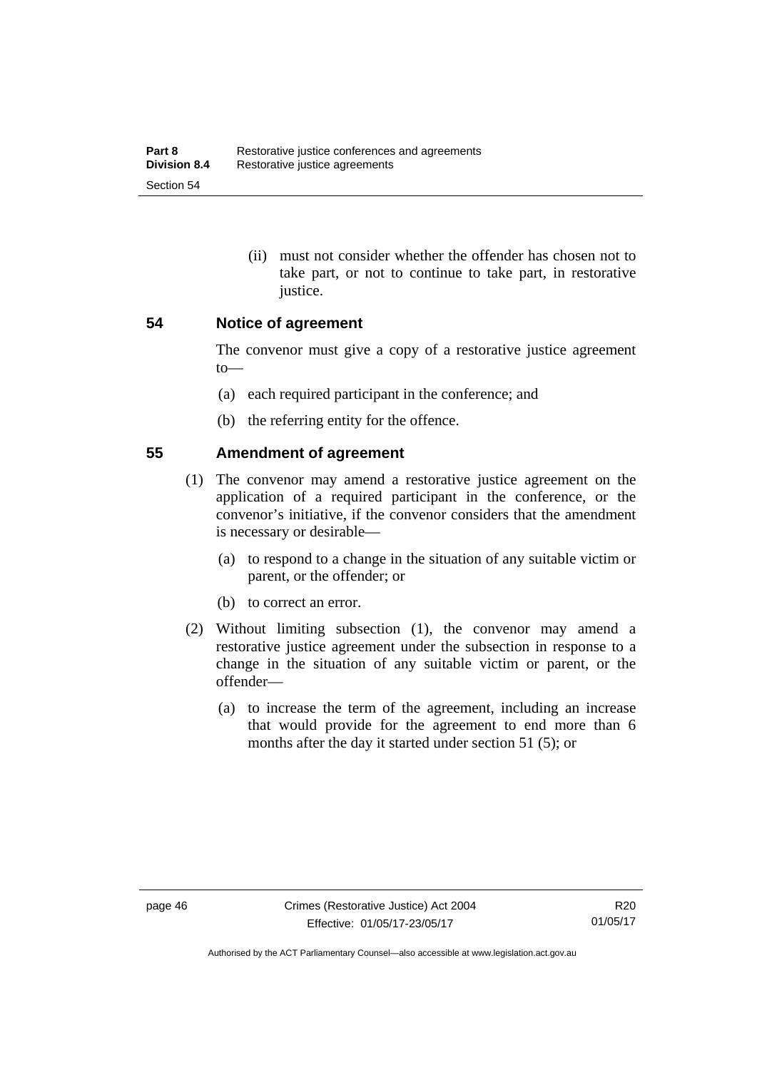(ii) must not consider whether the offender has chosen not to take part, or not to continue to take part, in restorative justice.

## 54 Notice of agreement

The convenor must give a copy of a restorative justice agreement to—

(a) each required participant in the conference; and

(b) the referring entity for the offence.

## 55 Amendment of agreement

(1) The convenor may amend a restorative justice agreement on the application of a required participant in the conference, or the convenor's initiative, if the convenor considers that the amendment is necessary or desirable—

(a) to respond to a change in the situation of any suitable victim or parent, or the offender; or

(b) to correct an error.

(2) Without limiting subsection (1), the convenor may amend a restorative justice agreement under the subsection in response to a change in the situation of any suitable victim or parent, or the offender—

(a) to increase the term of the agreement, including an increase that would provide for the agreement to end more than 6 months after the day it started under section 51 (5); or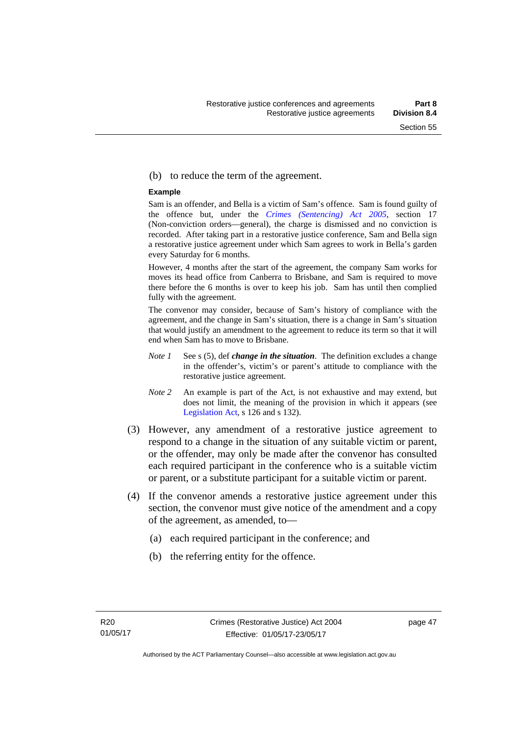(b) to reduce the term of the agreement.

**Example**

Sam is an offender, and Bella is a victim of Sam's offence. Sam is found guilty of the offence but, under the *Crimes (Sentencing) Act 2005*, section 17 (Non-conviction orders—general), the charge is dismissed and no conviction is recorded. After taking part in a restorative justice conference, Sam and Bella sign a restorative justice agreement under which Sam agrees to work in Bella's garden every Saturday for 6 months.

However, 4 months after the start of the agreement, the company Sam works for moves its head office from Canberra to Brisbane, and Sam is required to move there before the 6 months is over to keep his job. Sam has until then complied fully with the agreement.

The convenor may consider, because of Sam's history of compliance with the agreement, and the change in Sam's situation, there is a change in Sam's situation that would justify an amendment to the agreement to reduce its term so that it will end when Sam has to move to Brisbane.

*Note 1* See s (5), def ***change in the situation***. The definition excludes a change in the offender's, victim's or parent's attitude to compliance with the restorative justice agreement.

*Note 2* An example is part of the Act, is not exhaustive and may extend, but does not limit, the meaning of the provision in which it appears (see Legislation Act, s 126 and s 132).

(3) However, any amendment of a restorative justice agreement to respond to a change in the situation of any suitable victim or parent, or the offender, may only be made after the convenor has consulted each required participant in the conference who is a suitable victim or parent, or a substitute participant for a suitable victim or parent.

(4) If the convenor amends a restorative justice agreement under this section, the convenor must give notice of the amendment and a copy of the agreement, as amended, to—

(a) each required participant in the conference; and

(b) the referring entity for the offence.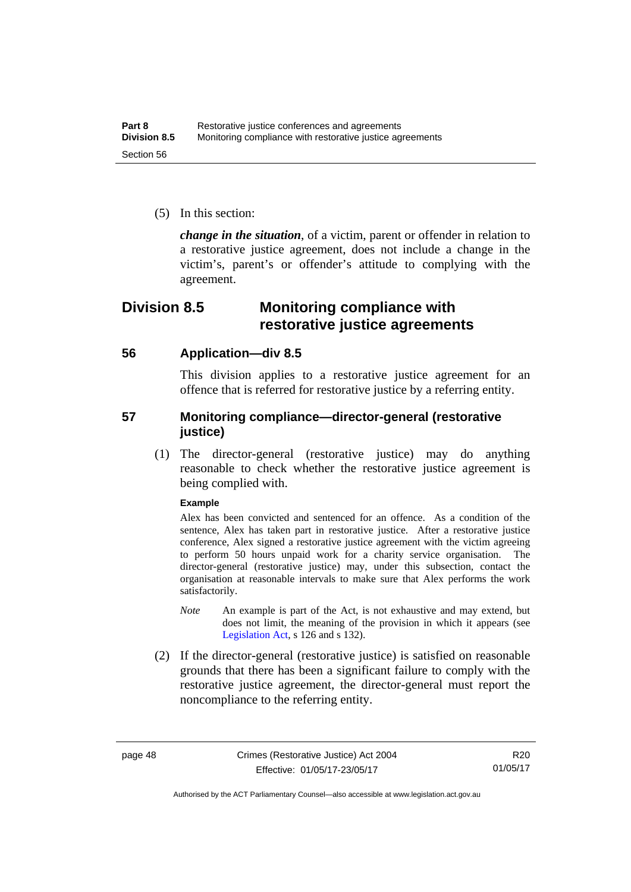(5) In this section:

***change in the situation***, of a victim, parent or offender in relation to a restorative justice agreement, does not include a change in the victim's, parent's or offender's attitude to complying with the agreement.

## Division 8.5 Monitoring compliance with restorative justice agreements

### 56 Application—div 8.5

This division applies to a restorative justice agreement for an offence that is referred for restorative justice by a referring entity.

### 57 Monitoring compliance—director-general (restorative justice)

(1) The director-general (restorative justice) may do anything reasonable to check whether the restorative justice agreement is being complied with.

**Example**

Alex has been convicted and sentenced for an offence. As a condition of the sentence, Alex has taken part in restorative justice. After a restorative justice conference, Alex signed a restorative justice agreement with the victim agreeing to perform 50 hours unpaid work for a charity service organisation. The director-general (restorative justice) may, under this subsection, contact the organisation at reasonable intervals to make sure that Alex performs the work satisfactorily.

*Note* An example is part of the Act, is not exhaustive and may extend, but does not limit, the meaning of the provision in which it appears (see Legislation Act, s 126 and s 132).

(2) If the director-general (restorative justice) is satisfied on reasonable grounds that there has been a significant failure to comply with the restorative justice agreement, the director-general must report the noncompliance to the referring entity.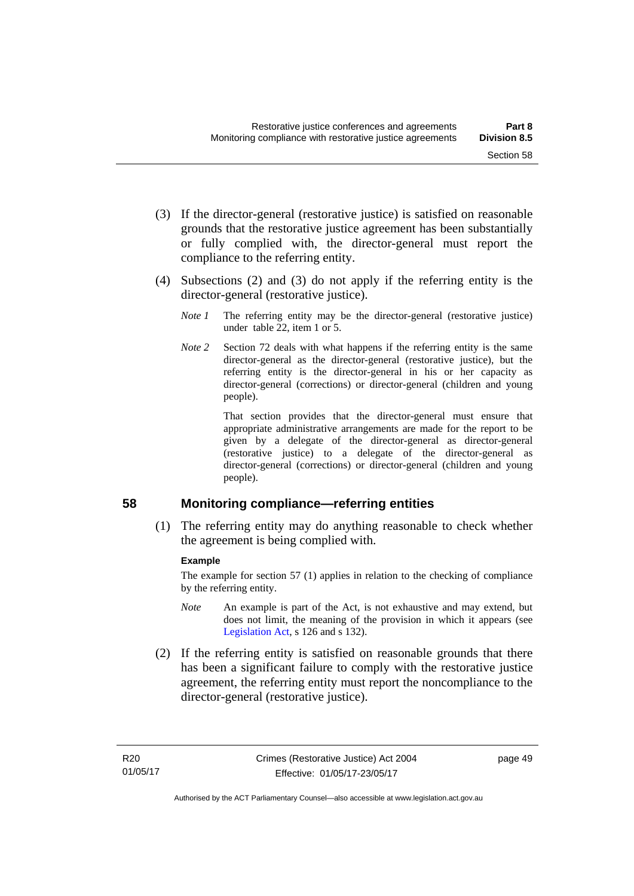(3) If the director-general (restorative justice) is satisfied on reasonable grounds that the restorative justice agreement has been substantially or fully complied with, the director-general must report the compliance to the referring entity.

(4) Subsections (2) and (3) do not apply if the referring entity is the director-general (restorative justice).

*Note 1* The referring entity may be the director-general (restorative justice) under table 22, item 1 or 5.

*Note 2* Section 72 deals with what happens if the referring entity is the same director-general as the director-general (restorative justice), but the referring entity is the director-general in his or her capacity as director-general (corrections) or director-general (children and young people).

That section provides that the director-general must ensure that appropriate administrative arrangements are made for the report to be given by a delegate of the director-general as director-general (restorative justice) to a delegate of the director-general as director-general (corrections) or director-general (children and young people).

## 58 Monitoring compliance—referring entities

(1) The referring entity may do anything reasonable to check whether the agreement is being complied with.

**Example**

The example for section 57 (1) applies in relation to the checking of compliance by the referring entity.

*Note* An example is part of the Act, is not exhaustive and may extend, but does not limit, the meaning of the provision in which it appears (see Legislation Act, s 126 and s 132).

(2) If the referring entity is satisfied on reasonable grounds that there has been a significant failure to comply with the restorative justice agreement, the referring entity must report the noncompliance to the director-general (restorative justice).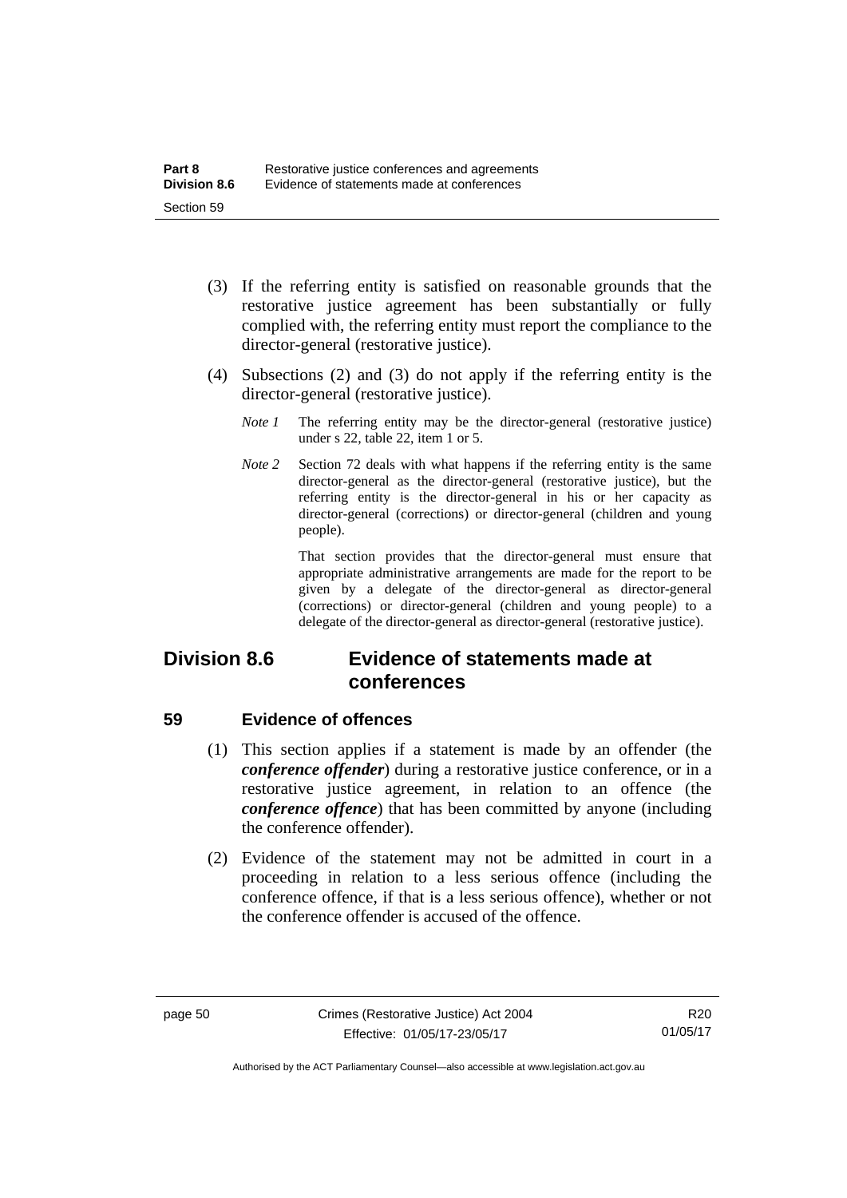(3) If the referring entity is satisfied on reasonable grounds that the restorative justice agreement has been substantially or fully complied with, the referring entity must report the compliance to the director-general (restorative justice).

(4) Subsections (2) and (3) do not apply if the referring entity is the director-general (restorative justice).

*Note 1* The referring entity may be the director-general (restorative justice) under s 22, table 22, item 1 or 5.

*Note 2* Section 72 deals with what happens if the referring entity is the same director-general as the director-general (restorative justice), but the referring entity is the director-general in his or her capacity as director-general (corrections) or director-general (children and young people).

That section provides that the director-general must ensure that appropriate administrative arrangements are made for the report to be given by a delegate of the director-general as director-general (corrections) or director-general (children and young people) to a delegate of the director-general as director-general (restorative justice).

## Division 8.6 Evidence of statements made at conferences

### 59 Evidence of offences

(1) This section applies if a statement is made by an offender (the ***conference offender***) during a restorative justice conference, or in a restorative justice agreement, in relation to an offence (the ***conference offence***) that has been committed by anyone (including the conference offender).

(2) Evidence of the statement may not be admitted in court in a proceeding in relation to a less serious offence (including the conference offence, if that is a less serious offence), whether or not the conference offender is accused of the offence.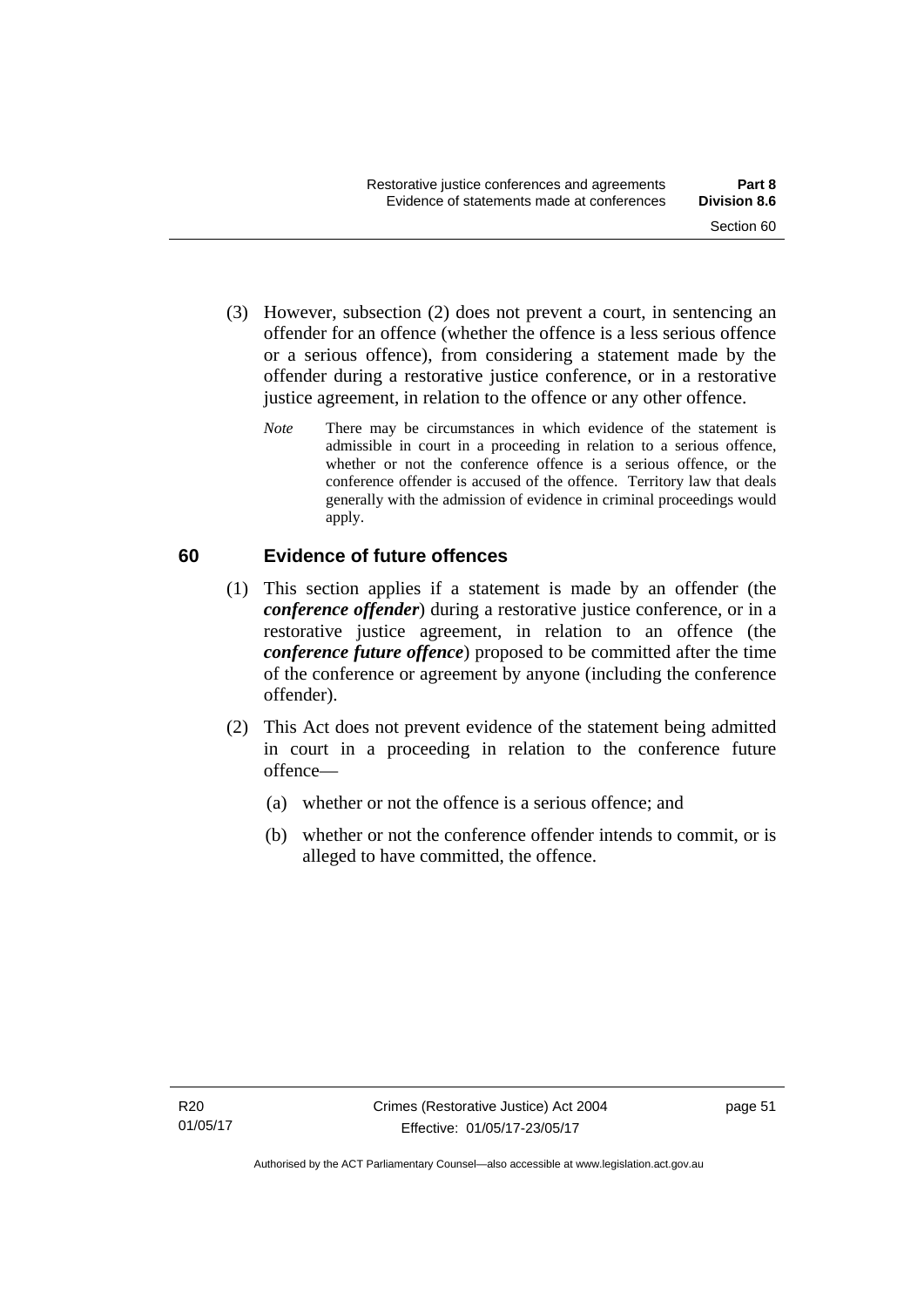(3) However, subsection (2) does not prevent a court, in sentencing an offender for an offence (whether the offence is a less serious offence or a serious offence), from considering a statement made by the offender during a restorative justice conference, or in a restorative justice agreement, in relation to the offence or any other offence.

*Note* There may be circumstances in which evidence of the statement is admissible in court in a proceeding in relation to a serious offence, whether or not the conference offence is a serious offence, or the conference offender is accused of the offence. Territory law that deals generally with the admission of evidence in criminal proceedings would apply.

## 60 Evidence of future offences

(1) This section applies if a statement is made by an offender (the ***conference offender***) during a restorative justice conference, or in a restorative justice agreement, in relation to an offence (the ***conference future offence***) proposed to be committed after the time of the conference or agreement by anyone (including the conference offender).

(2) This Act does not prevent evidence of the statement being admitted in court in a proceeding in relation to the conference future offence—

(a) whether or not the offence is a serious offence; and

(b) whether or not the conference offender intends to commit, or is alleged to have committed, the offence.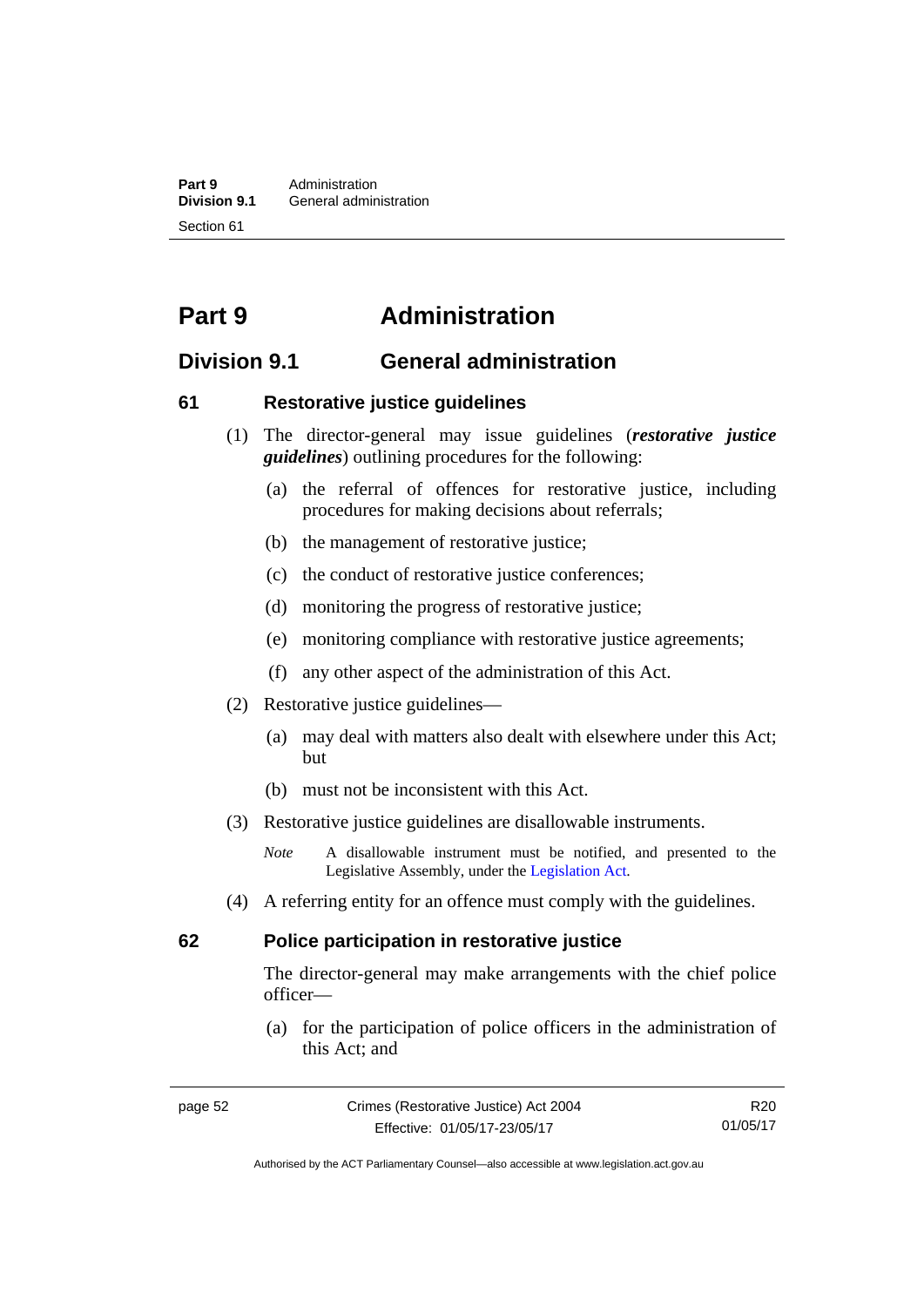# Part 9 Administration

## Division 9.1 General administration

### 61 Restorative justice guidelines

(1) The director-general may issue guidelines (***restorative justice guidelines***) outlining procedures for the following:

(a) the referral of offences for restorative justice, including procedures for making decisions about referrals;

(b) the management of restorative justice;

(c) the conduct of restorative justice conferences;

(d) monitoring the progress of restorative justice;

(e) monitoring compliance with restorative justice agreements;

(f) any other aspect of the administration of this Act.

(2) Restorative justice guidelines—

(a) may deal with matters also dealt with elsewhere under this Act; but

(b) must not be inconsistent with this Act.

(3) Restorative justice guidelines are disallowable instruments.

*Note* A disallowable instrument must be notified, and presented to the Legislative Assembly, under the Legislation Act.

(4) A referring entity for an offence must comply with the guidelines.

### 62 Police participation in restorative justice

The director-general may make arrangements with the chief police officer—

(a) for the participation of police officers in the administration of this Act; and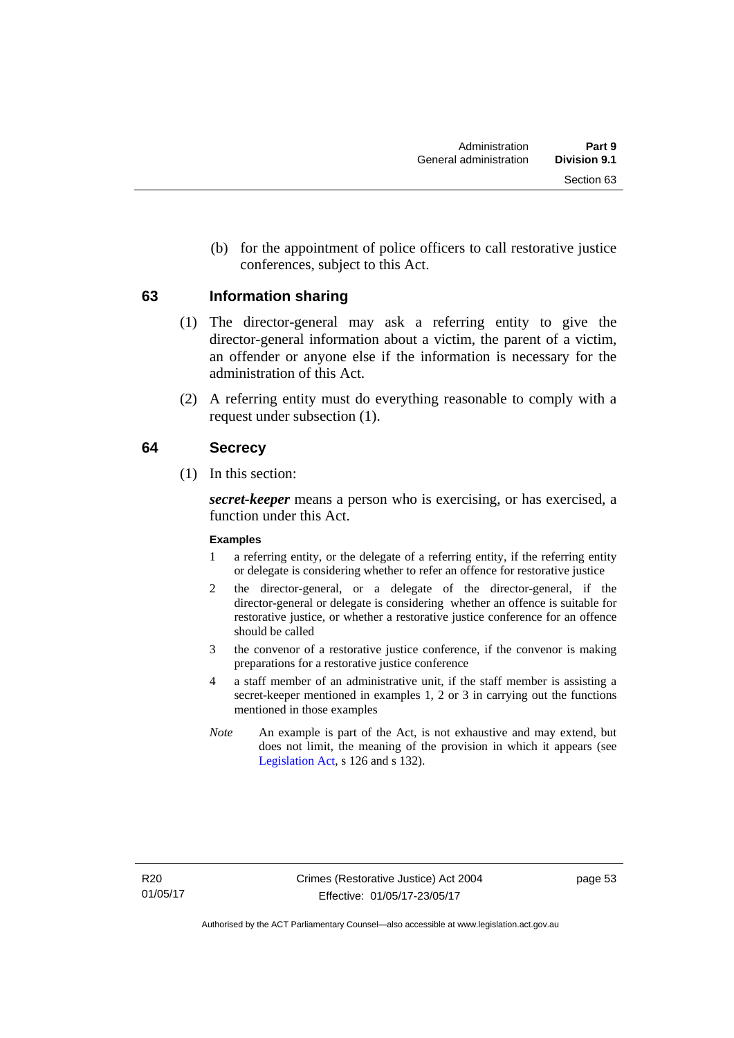(b) for the appointment of police officers to call restorative justice conferences, subject to this Act.

## 63 Information sharing

(1) The director-general may ask a referring entity to give the director-general information about a victim, the parent of a victim, an offender or anyone else if the information is necessary for the administration of this Act.

(2) A referring entity must do everything reasonable to comply with a request under subsection (1).

## 64 Secrecy

(1) In this section:

***secret-keeper*** means a person who is exercising, or has exercised, a function under this Act.

**Examples**

1. a referring entity, or the delegate of a referring entity, if the referring entity or delegate is considering whether to refer an offence for restorative justice
2. the director-general, or a delegate of the director-general, if the director-general or delegate is considering whether an offence is suitable for restorative justice, or whether a restorative justice conference for an offence should be called
3. the convenor of a restorative justice conference, if the convenor is making preparations for a restorative justice conference
4. a staff member of an administrative unit, if the staff member is assisting a secret-keeper mentioned in examples 1, 2 or 3 in carrying out the functions mentioned in those examples

*Note* An example is part of the Act, is not exhaustive and may extend, but does not limit, the meaning of the provision in which it appears (see Legislation Act, s 126 and s 132).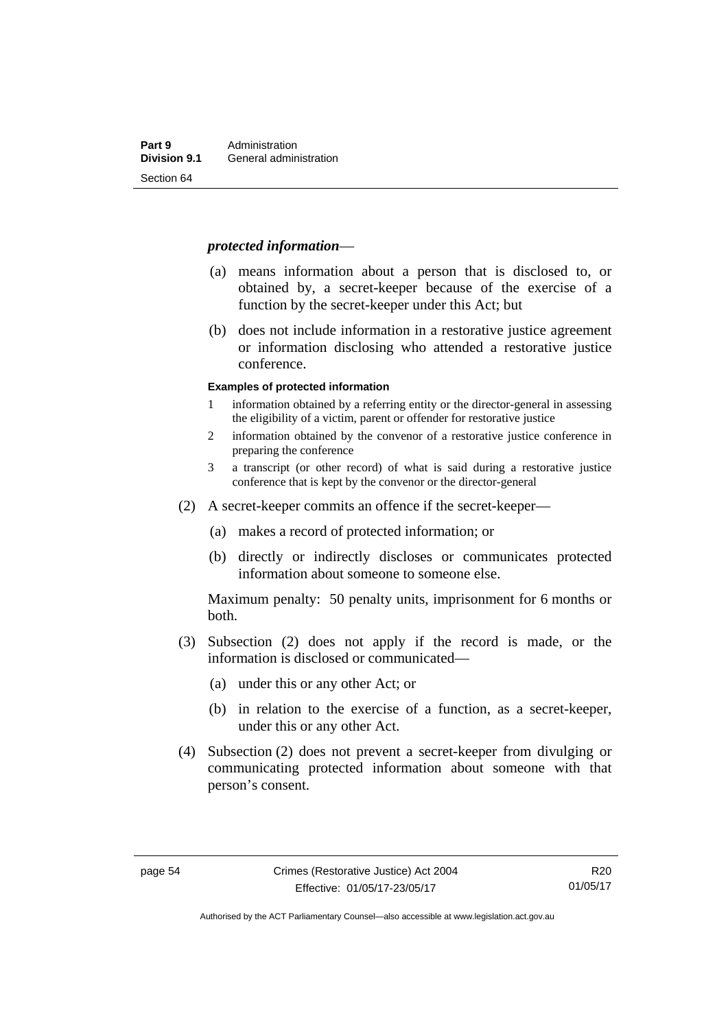***protected information***—

(a) means information about a person that is disclosed to, or obtained by, a secret-keeper because of the exercise of a function by the secret-keeper under this Act; but

(b) does not include information in a restorative justice agreement or information disclosing who attended a restorative justice conference.

**Examples of protected information**

1 information obtained by a referring entity or the director-general in assessing the eligibility of a victim, parent or offender for restorative justice

2 information obtained by the convenor of a restorative justice conference in preparing the conference

3 a transcript (or other record) of what is said during a restorative justice conference that is kept by the convenor or the director-general

(2) A secret-keeper commits an offence if the secret-keeper—

(a) makes a record of protected information; or

(b) directly or indirectly discloses or communicates protected information about someone to someone else.

Maximum penalty: 50 penalty units, imprisonment for 6 months or both.

(3) Subsection (2) does not apply if the record is made, or the information is disclosed or communicated—

(a) under this or any other Act; or

(b) in relation to the exercise of a function, as a secret-keeper, under this or any other Act.

(4) Subsection (2) does not prevent a secret-keeper from divulging or communicating protected information about someone with that person's consent.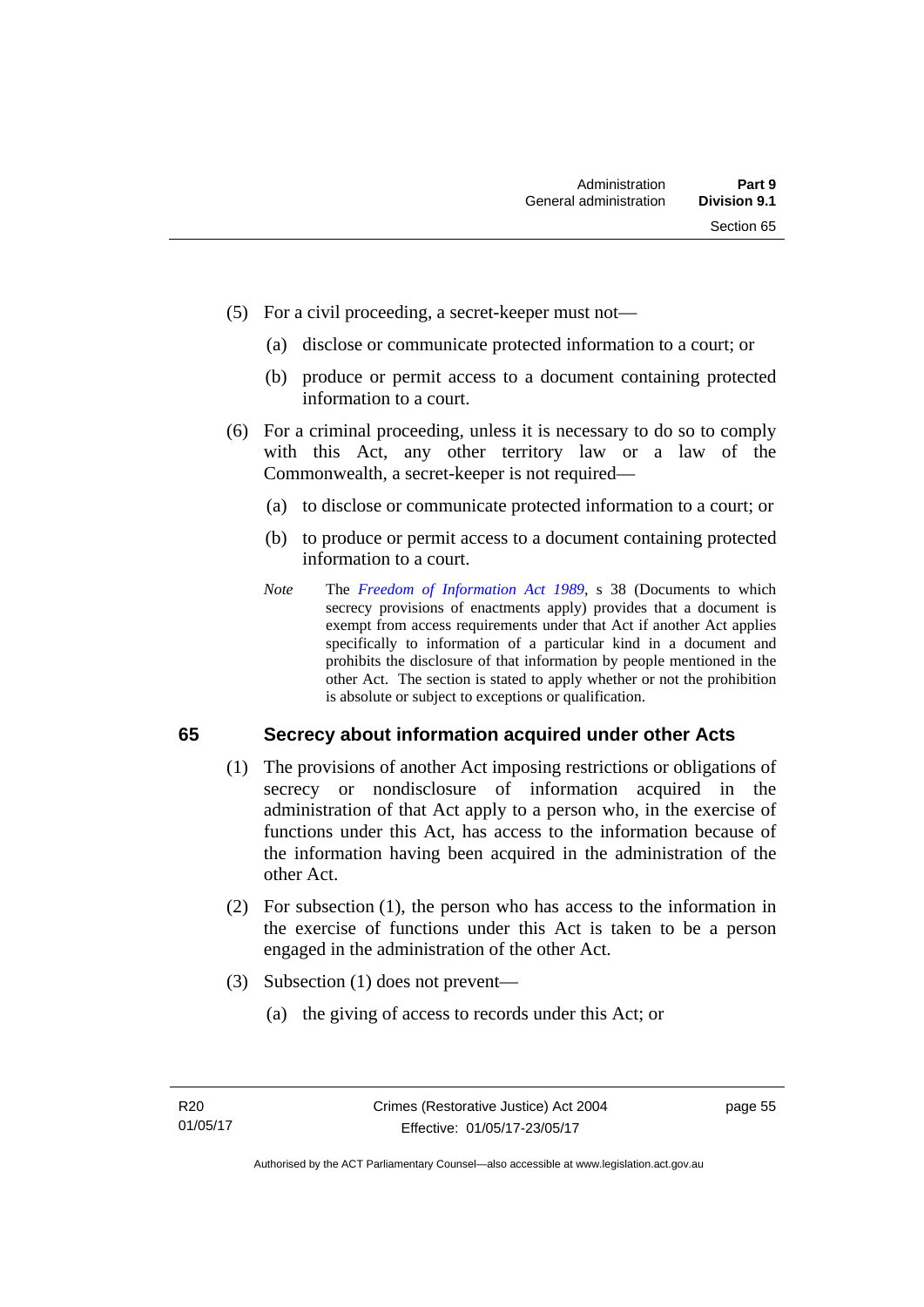(5) For a civil proceeding, a secret-keeper must not—

(a) disclose or communicate protected information to a court; or

(b) produce or permit access to a document containing protected information to a court.

(6) For a criminal proceeding, unless it is necessary to do so to comply with this Act, any other territory law or a law of the Commonwealth, a secret-keeper is not required—

(a) to disclose or communicate protected information to a court; or

(b) to produce or permit access to a document containing protected information to a court.

*Note* The *Freedom of Information Act 1989*, s 38 (Documents to which secrecy provisions of enactments apply) provides that a document is exempt from access requirements under that Act if another Act applies specifically to information of a particular kind in a document and prohibits the disclosure of that information by people mentioned in the other Act. The section is stated to apply whether or not the prohibition is absolute or subject to exceptions or qualification.

## 65 Secrecy about information acquired under other Acts

(1) The provisions of another Act imposing restrictions or obligations of secrecy or nondisclosure of information acquired in the administration of that Act apply to a person who, in the exercise of functions under this Act, has access to the information because of the information having been acquired in the administration of the other Act.

(2) For subsection (1), the person who has access to the information in the exercise of functions under this Act is taken to be a person engaged in the administration of the other Act.

(3) Subsection (1) does not prevent—

(a) the giving of access to records under this Act; or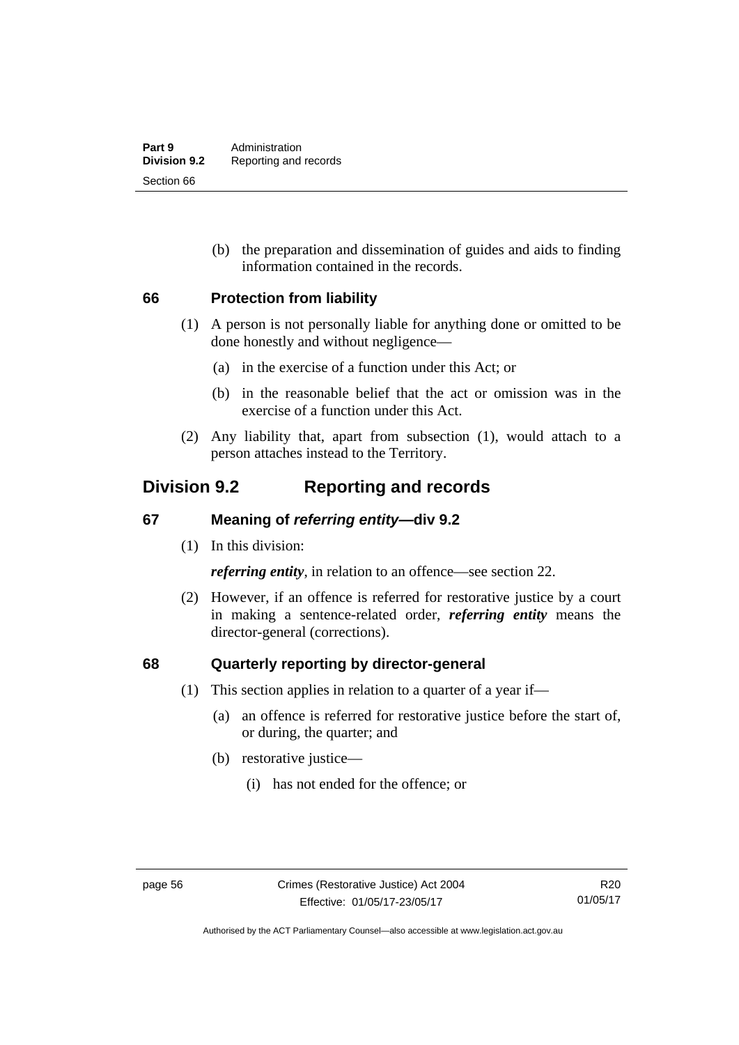(b) the preparation and dissemination of guides and aids to finding information contained in the records.

### 66 Protection from liability

(1) A person is not personally liable for anything done or omitted to be done honestly and without negligence—

(a) in the exercise of a function under this Act; or

(b) in the reasonable belief that the act or omission was in the exercise of a function under this Act.

(2) Any liability that, apart from subsection (1), would attach to a person attaches instead to the Territory.

## Division 9.2 Reporting and records

### 67 Meaning of *referring entity*—div 9.2

(1) In this division:

***referring entity***, in relation to an offence—see section 22.

(2) However, if an offence is referred for restorative justice by a court in making a sentence-related order, ***referring entity*** means the director-general (corrections).

### 68 Quarterly reporting by director-general

(1) This section applies in relation to a quarter of a year if—

(a) an offence is referred for restorative justice before the start of, or during, the quarter; and

(b) restorative justice—

(i) has not ended for the offence; or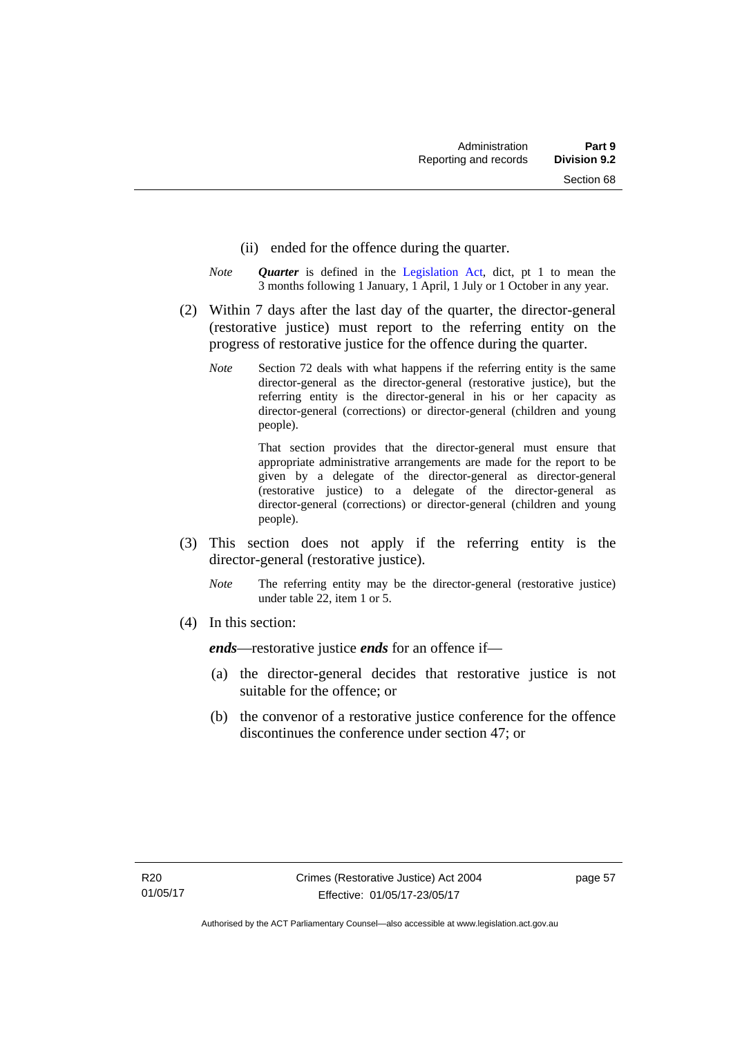(ii) ended for the offence during the quarter.

*Note* ***Quarter*** is defined in the Legislation Act, dict, pt 1 to mean the 3 months following 1 January, 1 April, 1 July or 1 October in any year.

(2) Within 7 days after the last day of the quarter, the director-general (restorative justice) must report to the referring entity on the progress of restorative justice for the offence during the quarter.

*Note* Section 72 deals with what happens if the referring entity is the same director-general as the director-general (restorative justice), but the referring entity is the director-general in his or her capacity as director-general (corrections) or director-general (children and young people).

That section provides that the director-general must ensure that appropriate administrative arrangements are made for the report to be given by a delegate of the director-general as director-general (restorative justice) to a delegate of the director-general as director-general (corrections) or director-general (children and young people).

(3) This section does not apply if the referring entity is the director-general (restorative justice).

*Note* The referring entity may be the director-general (restorative justice) under table 22, item 1 or 5.

(4) In this section:

***ends***—restorative justice ***ends*** for an offence if—

(a) the director-general decides that restorative justice is not suitable for the offence; or

(b) the convenor of a restorative justice conference for the offence discontinues the conference under section 47; or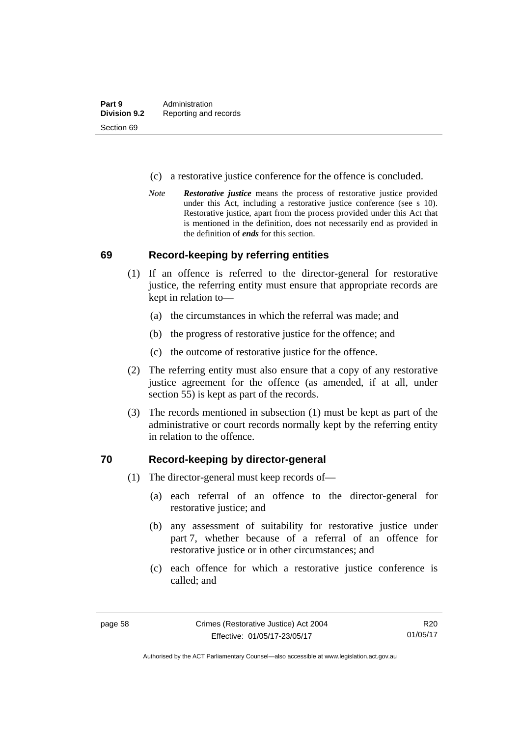(c) a restorative justice conference for the offence is concluded.

*Note* ***Restorative justice*** means the process of restorative justice provided under this Act, including a restorative justice conference (see s 10). Restorative justice, apart from the process provided under this Act that is mentioned in the definition, does not necessarily end as provided in the definition of ***ends*** for this section.

## 69 Record-keeping by referring entities

(1) If an offence is referred to the director-general for restorative justice, the referring entity must ensure that appropriate records are kept in relation to—

(a) the circumstances in which the referral was made; and

(b) the progress of restorative justice for the offence; and

(c) the outcome of restorative justice for the offence.

(2) The referring entity must also ensure that a copy of any restorative justice agreement for the offence (as amended, if at all, under section 55) is kept as part of the records.

(3) The records mentioned in subsection (1) must be kept as part of the administrative or court records normally kept by the referring entity in relation to the offence.

## 70 Record-keeping by director-general

(1) The director-general must keep records of—

(a) each referral of an offence to the director-general for restorative justice; and

(b) any assessment of suitability for restorative justice under part 7, whether because of a referral of an offence for restorative justice or in other circumstances; and

(c) each offence for which a restorative justice conference is called; and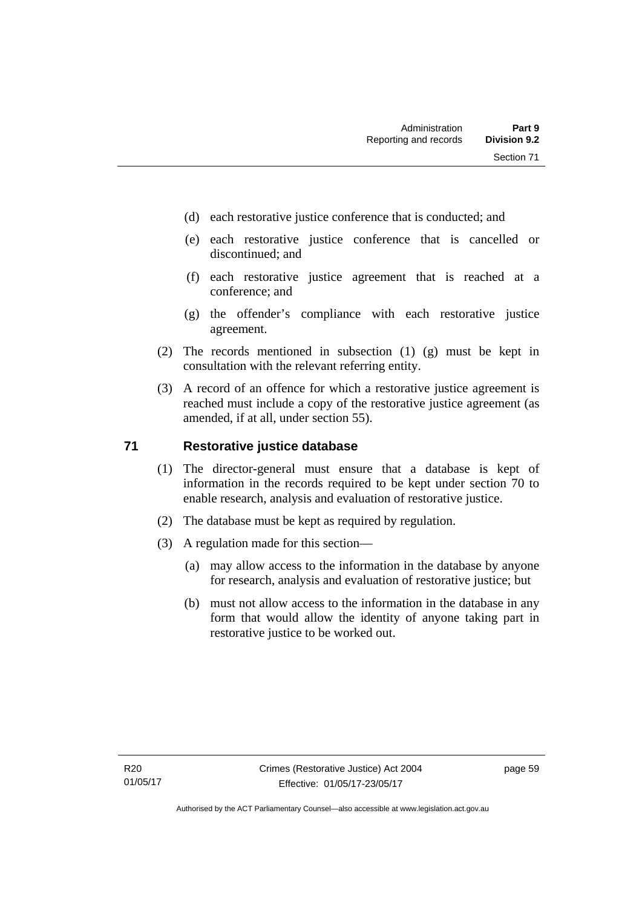(d) each restorative justice conference that is conducted; and

(e) each restorative justice conference that is cancelled or discontinued; and

(f) each restorative justice agreement that is reached at a conference; and

(g) the offender's compliance with each restorative justice agreement.

(2) The records mentioned in subsection (1) (g) must be kept in consultation with the relevant referring entity.

(3) A record of an offence for which a restorative justice agreement is reached must include a copy of the restorative justice agreement (as amended, if at all, under section 55).

## 71 Restorative justice database

(1) The director-general must ensure that a database is kept of information in the records required to be kept under section 70 to enable research, analysis and evaluation of restorative justice.

(2) The database must be kept as required by regulation.

(3) A regulation made for this section—

(a) may allow access to the information in the database by anyone for research, analysis and evaluation of restorative justice; but

(b) must not allow access to the information in the database in any form that would allow the identity of anyone taking part in restorative justice to be worked out.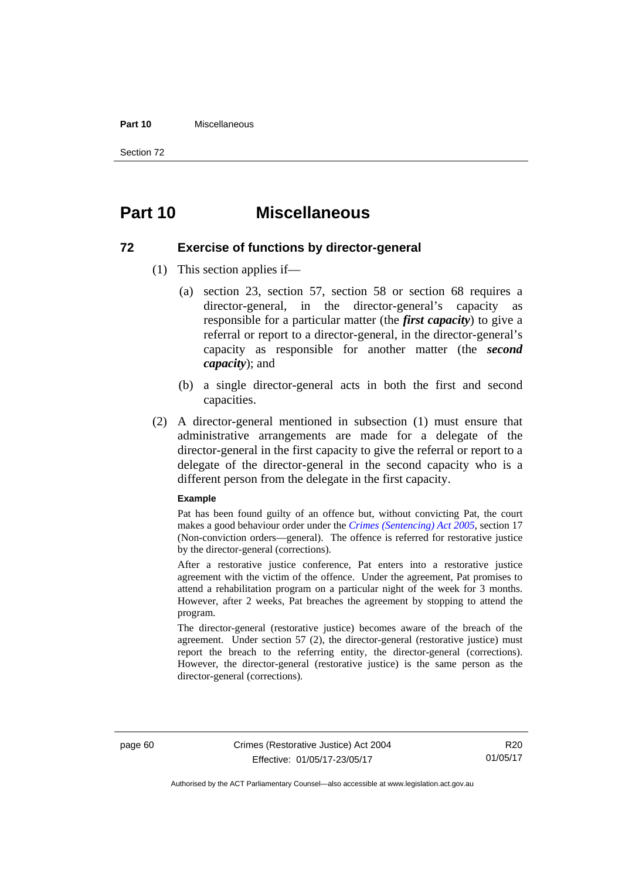# Part 10 Miscellaneous

## 72 Exercise of functions by director-general

(1) This section applies if—

(a) section 23, section 57, section 58 or section 68 requires a director-general, in the director-general's capacity as responsible for a particular matter (the ***first capacity***) to give a referral or report to a director-general, in the director-general's capacity as responsible for another matter (the ***second capacity***); and

(b) a single director-general acts in both the first and second capacities.

(2) A director-general mentioned in subsection (1) must ensure that administrative arrangements are made for a delegate of the director-general in the first capacity to give the referral or report to a delegate of the director-general in the second capacity who is a different person from the delegate in the first capacity.

**Example**

Pat has been found guilty of an offence but, without convicting Pat, the court makes a good behaviour order under the *Crimes (Sentencing) Act 2005*, section 17 (Non-conviction orders—general). The offence is referred for restorative justice by the director-general (corrections).

After a restorative justice conference, Pat enters into a restorative justice agreement with the victim of the offence. Under the agreement, Pat promises to attend a rehabilitation program on a particular night of the week for 3 months. However, after 2 weeks, Pat breaches the agreement by stopping to attend the program.

The director-general (restorative justice) becomes aware of the breach of the agreement. Under section 57 (2), the director-general (restorative justice) must report the breach to the referring entity, the director-general (corrections). However, the director-general (restorative justice) is the same person as the director-general (corrections).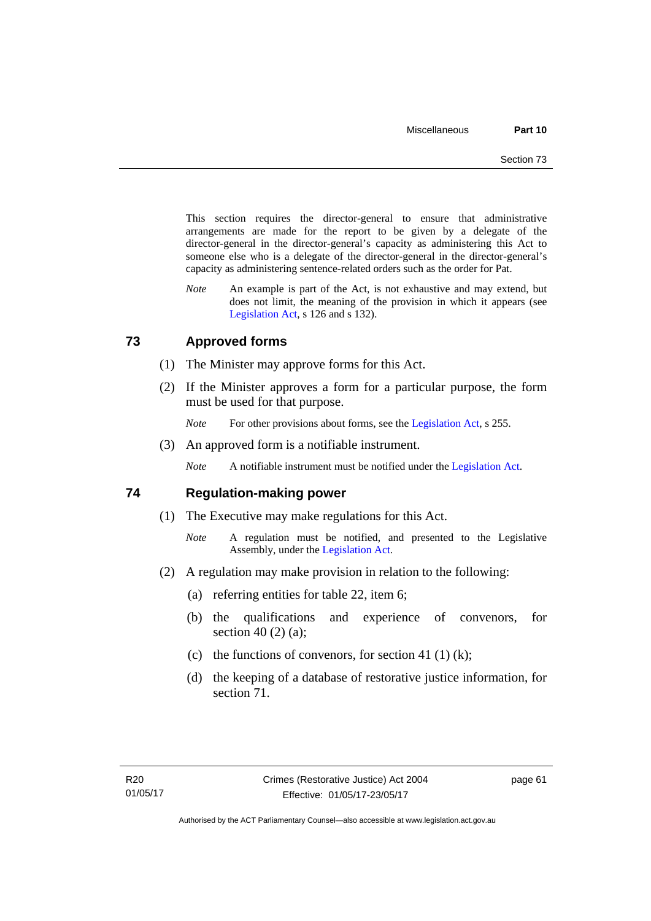This section requires the director-general to ensure that administrative arrangements are made for the report to be given by a delegate of the director-general in the director-general's capacity as administering this Act to someone else who is a delegate of the director-general in the director-general's capacity as administering sentence-related orders such as the order for Pat.

*Note* An example is part of the Act, is not exhaustive and may extend, but does not limit, the meaning of the provision in which it appears (see Legislation Act, s 126 and s 132).

## 73 Approved forms

(1) The Minister may approve forms for this Act.

(2) If the Minister approves a form for a particular purpose, the form must be used for that purpose.

*Note* For other provisions about forms, see the Legislation Act, s 255.

(3) An approved form is a notifiable instrument.

*Note* A notifiable instrument must be notified under the Legislation Act.

## 74 Regulation-making power

(1) The Executive may make regulations for this Act.

*Note* A regulation must be notified, and presented to the Legislative Assembly, under the Legislation Act.

(2) A regulation may make provision in relation to the following:

(a) referring entities for table 22, item 6;

(b) the qualifications and experience of convenors, for section 40 (2) (a);

(c) the functions of convenors, for section 41 (1) (k);

(d) the keeping of a database of restorative justice information, for section 71.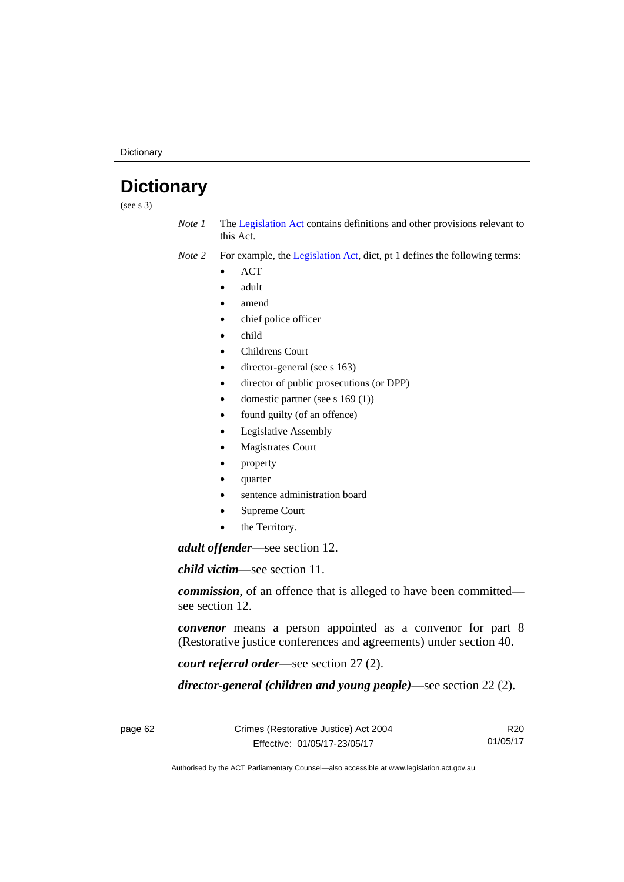# Dictionary

(see s 3)

*Note 1* The Legislation Act contains definitions and other provisions relevant to this Act.

*Note 2* For example, the Legislation Act, dict, pt 1 defines the following terms:

- ACT
- adult
- amend
- chief police officer
- child
- Childrens Court
- director-general (see s 163)
- director of public prosecutions (or DPP)
- domestic partner (see s 169 (1))
- found guilty (of an offence)
- Legislative Assembly
- Magistrates Court
- property
- quarter
- sentence administration board
- Supreme Court
- the Territory.

***adult offender***—see section 12.

***child victim***—see section 11.

***commission***, of an offence that is alleged to have been committed—see section 12.

***convenor*** means a person appointed as a convenor for part 8 (Restorative justice conferences and agreements) under section 40.

***court referral order***—see section 27 (2).

***director-general (children and young people)***—see section 22 (2).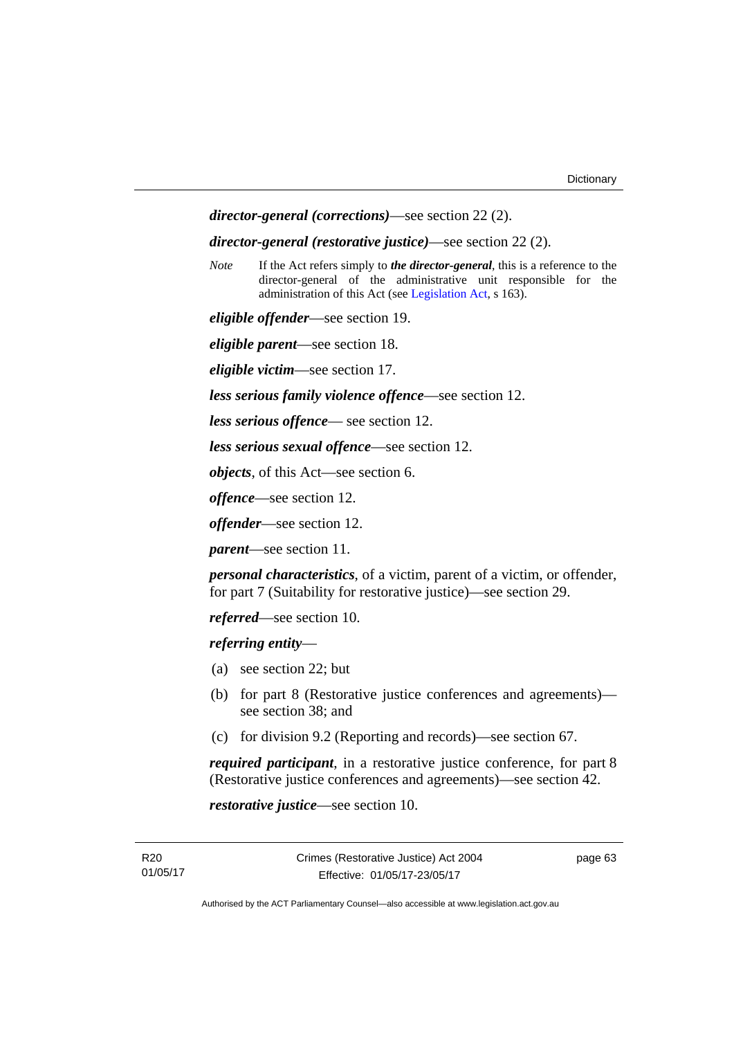***director-general (corrections)***—see section 22 (2).

***director-general (restorative justice)***—see section 22 (2).

*Note* If the Act refers simply to ***the director-general***, this is a reference to the director-general of the administrative unit responsible for the administration of this Act (see Legislation Act, s 163).

***eligible offender***—see section 19.

***eligible parent***—see section 18.

***eligible victim***—see section 17.

***less serious family violence offence***—see section 12.

***less serious offence***— see section 12.

***less serious sexual offence***—see section 12.

***objects***, of this Act—see section 6.

***offence***—see section 12.

***offender***—see section 12.

***parent***—see section 11.

***personal characteristics***, of a victim, parent of a victim, or offender, for part 7 (Suitability for restorative justice)—see section 29.

***referred***—see section 10.

***referring entity***—

(a) see section 22; but

(b) for part 8 (Restorative justice conferences and agreements)—see section 38; and

(c) for division 9.2 (Reporting and records)—see section 67.

***required participant***, in a restorative justice conference, for part 8 (Restorative justice conferences and agreements)—see section 42.

***restorative justice***—see section 10.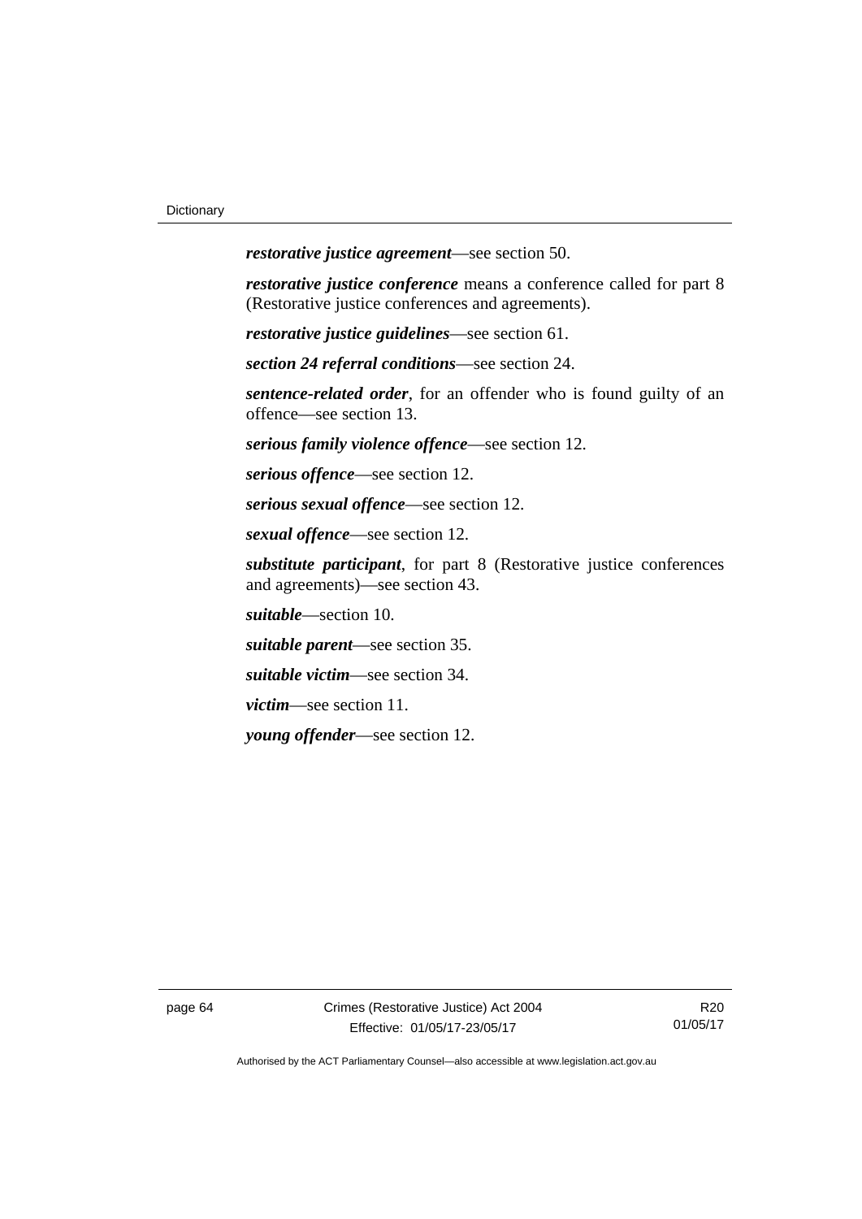***restorative justice agreement***—see section 50.

***restorative justice conference*** means a conference called for part 8 (Restorative justice conferences and agreements).

***restorative justice guidelines***—see section 61.

***section 24 referral conditions***—see section 24.

***sentence-related order***, for an offender who is found guilty of an offence—see section 13.

***serious family violence offence***—see section 12.

***serious offence***—see section 12.

***serious sexual offence***—see section 12.

***sexual offence***—see section 12.

***substitute participant***, for part 8 (Restorative justice conferences and agreements)—see section 43.

***suitable***—section 10.

***suitable parent***—see section 35.

***suitable victim***—see section 34.

***victim***—see section 11.

***young offender***—see section 12.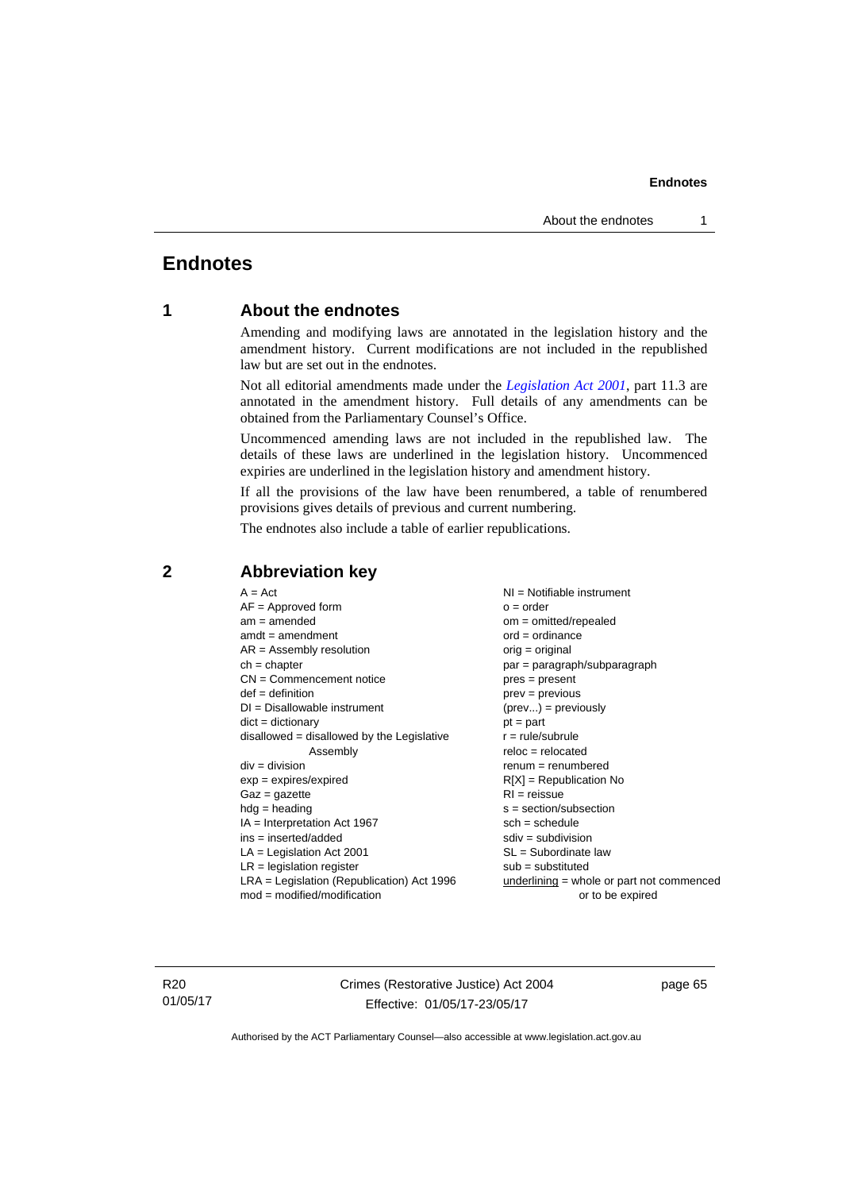# Endnotes

## 1 About the endnotes

Amending and modifying laws are annotated in the legislation history and the amendment history. Current modifications are not included in the republished law but are set out in the endnotes.

Not all editorial amendments made under the *Legislation Act 2001*, part 11.3 are annotated in the amendment history. Full details of any amendments can be obtained from the Parliamentary Counsel's Office.

Uncommenced amending laws are not included in the republished law. The details of these laws are underlined in the legislation history. Uncommenced expiries are underlined in the legislation history and amendment history.

If all the provisions of the law have been renumbered, a table of renumbered provisions gives details of previous and current numbering.

The endnotes also include a table of earlier republications.

## 2 Abbreviation key

A = Act
AF = Approved form
am = amended
amdt = amendment
AR = Assembly resolution
ch = chapter
CN = Commencement notice
def = definition
DI = Disallowable instrument
dict = dictionary
disallowed = disallowed by the Legislative Assembly
div = division
exp = expires/expired
Gaz = gazette
hdg = heading
IA = Interpretation Act 1967
ins = inserted/added
LA = Legislation Act 2001
LR = legislation register
LRA = Legislation (Republication) Act 1996
mod = modified/modification
NI = Notifiable instrument
o = order
om = omitted/repealed
ord = ordinance
orig = original
par = paragraph/subparagraph
pres = present
prev = previous
(prev...) = previously
pt = part
r = rule/subrule
reloc = relocated
renum = renumbered
R[X] = Republication No
RI = reissue
s = section/subsection
sch = schedule
sdiv = subdivision
SL = Subordinate law
sub = substituted
underlining = whole or part not commenced or to be expired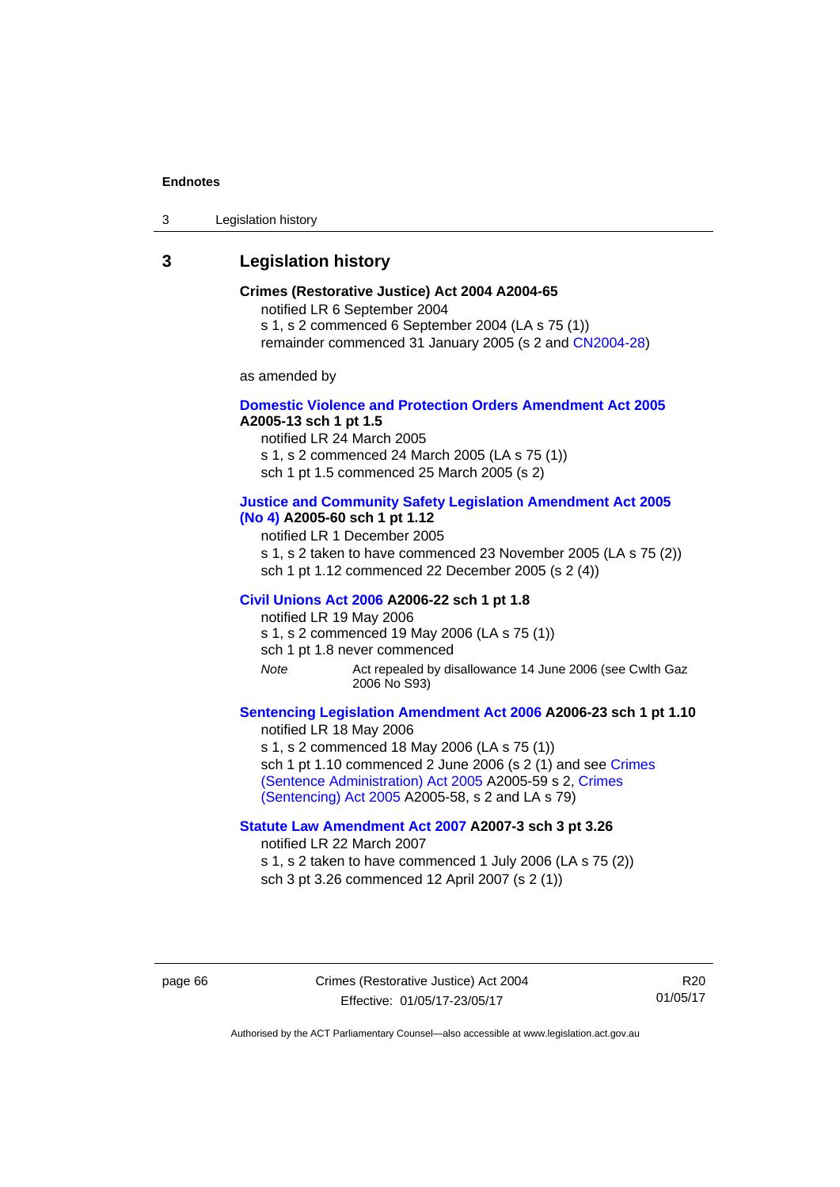## 3 Legislation history

**Crimes (Restorative Justice) Act 2004 A2004-65**

notified LR 6 September 2004

s 1, s 2 commenced 6 September 2004 (LA s 75 (1))

remainder commenced 31 January 2005 (s 2 and CN2004-28)

as amended by

**Domestic Violence and Protection Orders Amendment Act 2005 A2005-13 sch 1 pt 1.5**

notified LR 24 March 2005

s 1, s 2 commenced 24 March 2005 (LA s 75 (1))

sch 1 pt 1.5 commenced 25 March 2005 (s 2)

**Justice and Community Safety Legislation Amendment Act 2005 (No 4) A2005-60 sch 1 pt 1.12**

notified LR 1 December 2005

s 1, s 2 taken to have commenced 23 November 2005 (LA s 75 (2))

sch 1 pt 1.12 commenced 22 December 2005 (s 2 (4))

**Civil Unions Act 2006 A2006-22 sch 1 pt 1.8**

notified LR 19 May 2006

s 1, s 2 commenced 19 May 2006 (LA s 75 (1))

sch 1 pt 1.8 never commenced

*Note* Act repealed by disallowance 14 June 2006 (see Cwlth Gaz 2006 No S93)

**Sentencing Legislation Amendment Act 2006 A2006-23 sch 1 pt 1.10**

notified LR 18 May 2006

s 1, s 2 commenced 18 May 2006 (LA s 75 (1))

sch 1 pt 1.10 commenced 2 June 2006 (s 2 (1) and see Crimes (Sentence Administration) Act 2005 A2005-59 s 2, Crimes (Sentencing) Act 2005 A2005-58, s 2 and LA s 79)

**Statute Law Amendment Act 2007 A2007-3 sch 3 pt 3.26**

notified LR 22 March 2007

s 1, s 2 taken to have commenced 1 July 2006 (LA s 75 (2))

sch 3 pt 3.26 commenced 12 April 2007 (s 2 (1))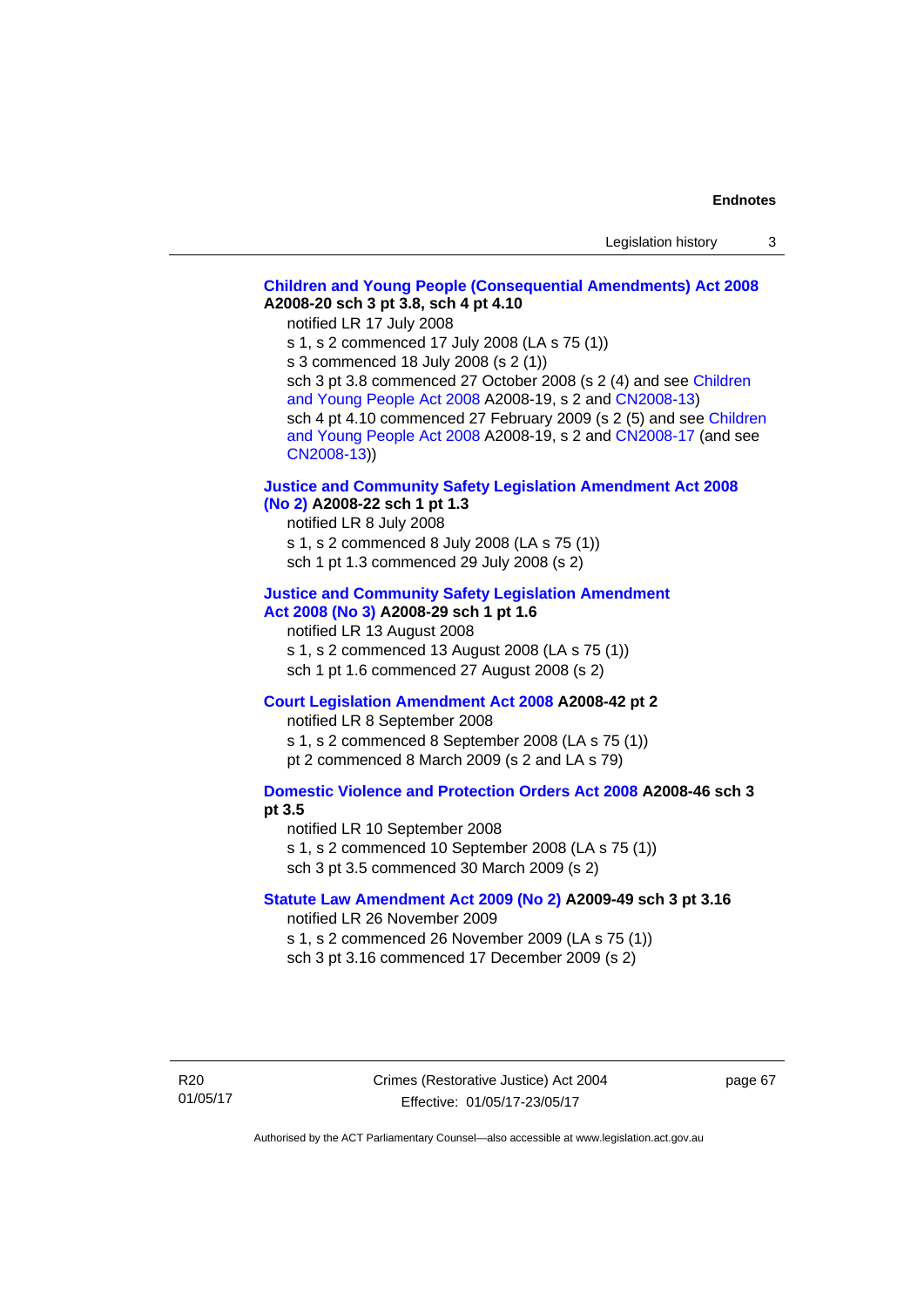**Children and Young People (Consequential Amendments) Act 2008 A2008-20 sch 3 pt 3.8, sch 4 pt 4.10**

notified LR 17 July 2008

s 1, s 2 commenced 17 July 2008 (LA s 75 (1))

s 3 commenced 18 July 2008 (s 2 (1))

sch 3 pt 3.8 commenced 27 October 2008 (s 2 (4) and see Children and Young People Act 2008 A2008-19, s 2 and CN2008-13)

sch 4 pt 4.10 commenced 27 February 2009 (s 2 (5) and see Children and Young People Act 2008 A2008-19, s 2 and CN2008-17 (and see CN2008-13))

**Justice and Community Safety Legislation Amendment Act 2008 (No 2) A2008-22 sch 1 pt 1.3**

notified LR 8 July 2008

s 1, s 2 commenced 8 July 2008 (LA s 75 (1))

sch 1 pt 1.3 commenced 29 July 2008 (s 2)

**Justice and Community Safety Legislation Amendment Act 2008 (No 3) A2008-29 sch 1 pt 1.6**

notified LR 13 August 2008

s 1, s 2 commenced 13 August 2008 (LA s 75 (1))

sch 1 pt 1.6 commenced 27 August 2008 (s 2)

**Court Legislation Amendment Act 2008 A2008-42 pt 2**

notified LR 8 September 2008

s 1, s 2 commenced 8 September 2008 (LA s 75 (1))

pt 2 commenced 8 March 2009 (s 2 and LA s 79)

**Domestic Violence and Protection Orders Act 2008 A2008-46 sch 3 pt 3.5**

notified LR 10 September 2008

s 1, s 2 commenced 10 September 2008 (LA s 75 (1))

sch 3 pt 3.5 commenced 30 March 2009 (s 2)

**Statute Law Amendment Act 2009 (No 2) A2009-49 sch 3 pt 3.16**

notified LR 26 November 2009

s 1, s 2 commenced 26 November 2009 (LA s 75 (1))

sch 3 pt 3.16 commenced 17 December 2009 (s 2)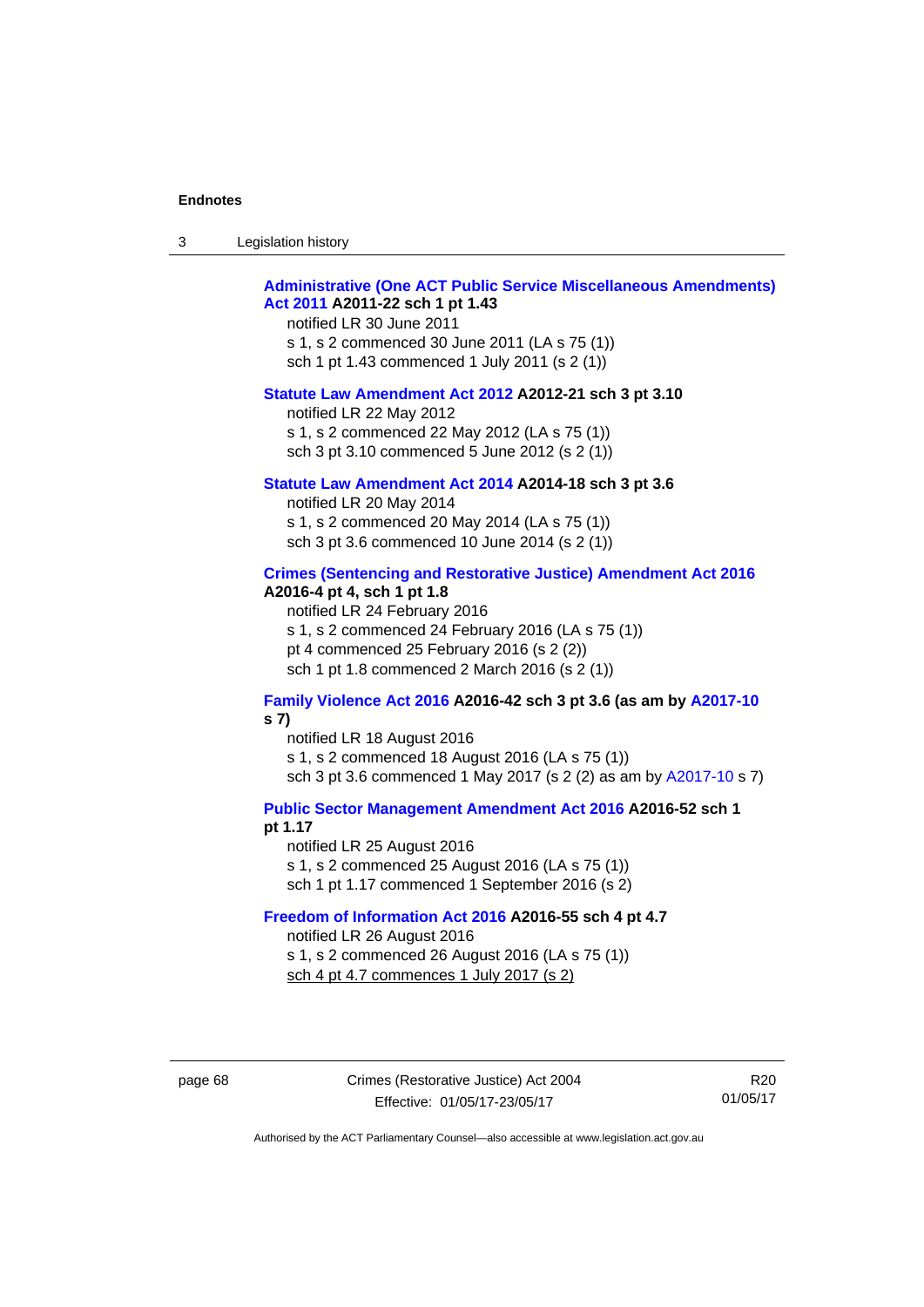**Administrative (One ACT Public Service Miscellaneous Amendments) Act 2011 A2011-22 sch 1 pt 1.43**

notified LR 30 June 2011

s 1, s 2 commenced 30 June 2011 (LA s 75 (1))

sch 1 pt 1.43 commenced 1 July 2011 (s 2 (1))

**Statute Law Amendment Act 2012 A2012-21 sch 3 pt 3.10**

notified LR 22 May 2012

s 1, s 2 commenced 22 May 2012 (LA s 75 (1))

sch 3 pt 3.10 commenced 5 June 2012 (s 2 (1))

**Statute Law Amendment Act 2014 A2014-18 sch 3 pt 3.6**

notified LR 20 May 2014

s 1, s 2 commenced 20 May 2014 (LA s 75 (1))

sch 3 pt 3.6 commenced 10 June 2014 (s 2 (1))

**Crimes (Sentencing and Restorative Justice) Amendment Act 2016 A2016-4 pt 4, sch 1 pt 1.8**

notified LR 24 February 2016

s 1, s 2 commenced 24 February 2016 (LA s 75 (1))

pt 4 commenced 25 February 2016 (s 2 (2))

sch 1 pt 1.8 commenced 2 March 2016 (s 2 (1))

**Family Violence Act 2016 A2016-42 sch 3 pt 3.6 (as am by A2017-10 s 7)**

notified LR 18 August 2016

s 1, s 2 commenced 18 August 2016 (LA s 75 (1))

sch 3 pt 3.6 commenced 1 May 2017 (s 2 (2) as am by A2017-10 s 7)

**Public Sector Management Amendment Act 2016 A2016-52 sch 1 pt 1.17**

notified LR 25 August 2016

s 1, s 2 commenced 25 August 2016 (LA s 75 (1))

sch 1 pt 1.17 commenced 1 September 2016 (s 2)

**Freedom of Information Act 2016 A2016-55 sch 4 pt 4.7**

notified LR 26 August 2016

s 1, s 2 commenced 26 August 2016 (LA s 75 (1))

sch 4 pt 4.7 commences 1 July 2017 (s 2)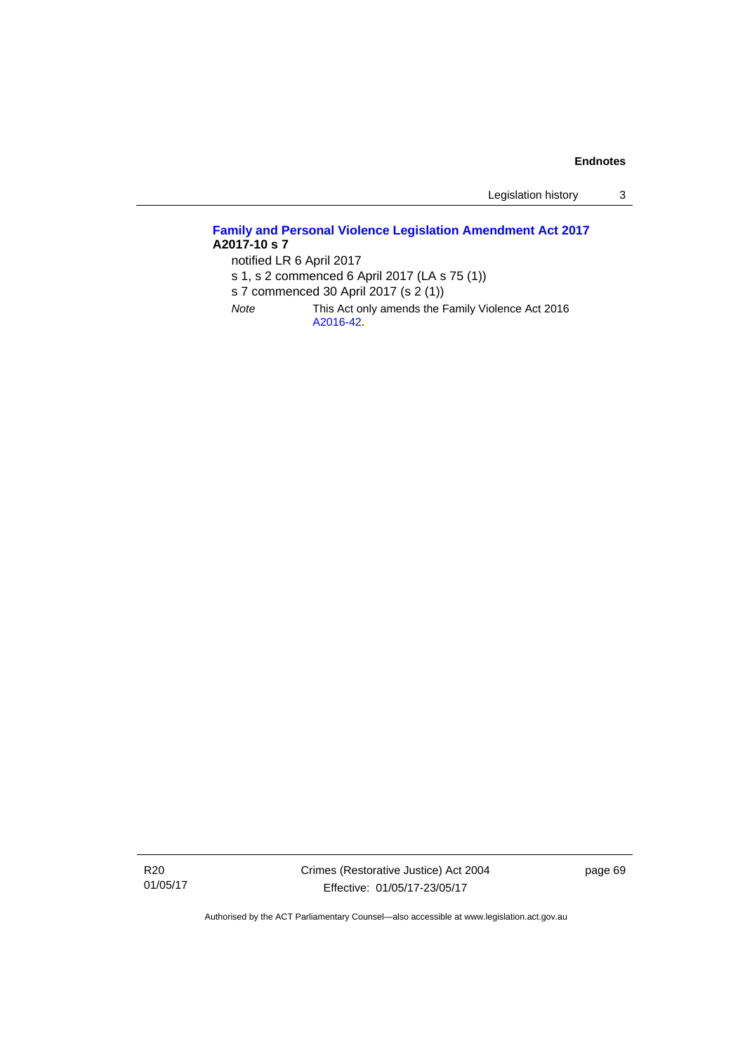**Family and Personal Violence Legislation Amendment Act 2017**
**A2017-10 s 7**

notified LR 6 April 2017

s 1, s 2 commenced 6 April 2017 (LA s 75 (1))

s 7 commenced 30 April 2017 (s 2 (1))

*Note* This Act only amends the Family Violence Act 2016 A2016-42.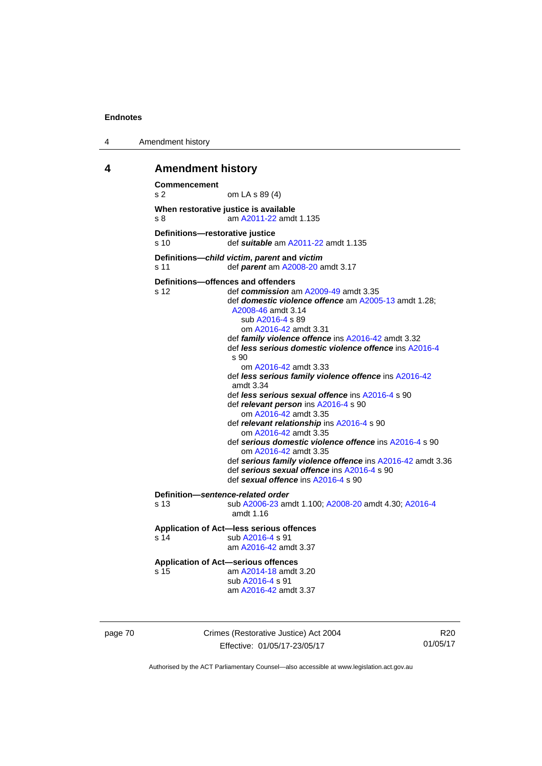# 4 Amendment history

**Commencement**
s 2 om LA s 89 (4)

**When restorative justice is available**
s 8 am A2011-22 amdt 1.135

**Definitions—restorative justice**
s 10 def ***suitable*** am A2011-22 amdt 1.135

**Definitions—*child victim*, *parent* and *victim***
s 11 def ***parent*** am A2008-20 amdt 3.17

**Definitions—offences and offenders**
s 12 def ***commission*** am A2009-49 amdt 3.35
def ***domestic violence offence*** am A2005-13 amdt 1.28; A2008-46 amdt 3.14
sub A2016-4 s 89
om A2016-42 amdt 3.31
def ***family violence offence*** ins A2016-42 amdt 3.32
def ***less serious domestic violence offence*** ins A2016-4 s 90
om A2016-42 amdt 3.33
def ***less serious family violence offence*** ins A2016-42 amdt 3.34
def ***less serious sexual offence*** ins A2016-4 s 90
def ***relevant person*** ins A2016-4 s 90
om A2016-42 amdt 3.35
def ***relevant relationship*** ins A2016-4 s 90
om A2016-42 amdt 3.35
def ***serious domestic violence offence*** ins A2016-4 s 90
om A2016-42 amdt 3.35
def ***serious family violence offence*** ins A2016-42 amdt 3.36
def ***serious sexual offence*** ins A2016-4 s 90
def ***sexual offence*** ins A2016-4 s 90

**Definition—*sentence-related order***
s 13 sub A2006-23 amdt 1.100; A2008-20 amdt 4.30; A2016-4 amdt 1.16

**Application of Act—less serious offences**
s 14 sub A2016-4 s 91
am A2016-42 amdt 3.37

**Application of Act—serious offences**
s 15 am A2014-18 amdt 3.20
sub A2016-4 s 91
am A2016-42 amdt 3.37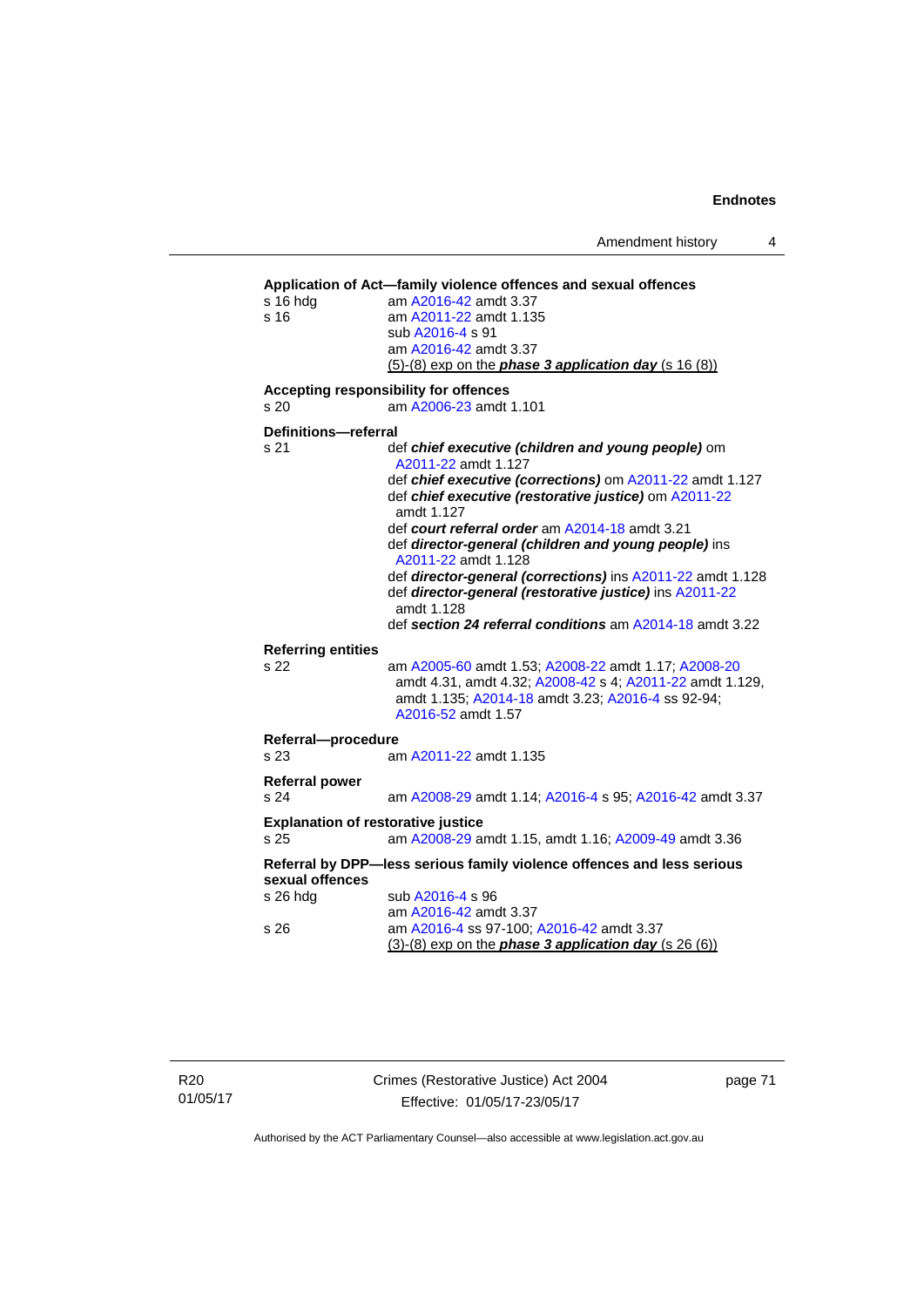**Application of Act—family violence offences and sexual offences**

s 16 hdg am A2016-42 amdt 3.37

s 16 am A2011-22 amdt 1.135
sub A2016-4 s 91
am A2016-42 amdt 3.37
<u>(5)-(8) exp on the ***phase 3 application day*** (s 16 (8))</u>

**Accepting responsibility for offences**

s 20 am A2006-23 amdt 1.101

**Definitions—referral**

s 21 def ***chief executive (children and young people)*** om A2011-22 amdt 1.127
def ***chief executive (corrections)*** om A2011-22 amdt 1.127
def ***chief executive (restorative justice)*** om A2011-22 amdt 1.127
def ***court referral order*** am A2014-18 amdt 3.21
def ***director-general (children and young people)*** ins A2011-22 amdt 1.128
def ***director-general (corrections)*** ins A2011-22 amdt 1.128
def ***director-general (restorative justice)*** ins A2011-22 amdt 1.128
def ***section 24 referral conditions*** am A2014-18 amdt 3.22

**Referring entities**

s 22 am A2005-60 amdt 1.53; A2008-22 amdt 1.17; A2008-20 amdt 4.31, amdt 4.32; A2008-42 s 4; A2011-22 amdt 1.129, amdt 1.135; A2014-18 amdt 3.23; A2016-4 ss 92-94; A2016-52 amdt 1.57

**Referral—procedure**

s 23 am A2011-22 amdt 1.135

**Referral power**

s 24 am A2008-29 amdt 1.14; A2016-4 s 95; A2016-42 amdt 3.37

**Explanation of restorative justice**

s 25 am A2008-29 amdt 1.15, amdt 1.16; A2009-49 amdt 3.36

**Referral by DPP—less serious family violence offences and less serious sexual offences**

s 26 hdg sub A2016-4 s 96
am A2016-42 amdt 3.37

s 26 am A2016-4 ss 97-100; A2016-42 amdt 3.37
<u>(3)-(8) exp on the ***phase 3 application day*** (s 26 (6))</u>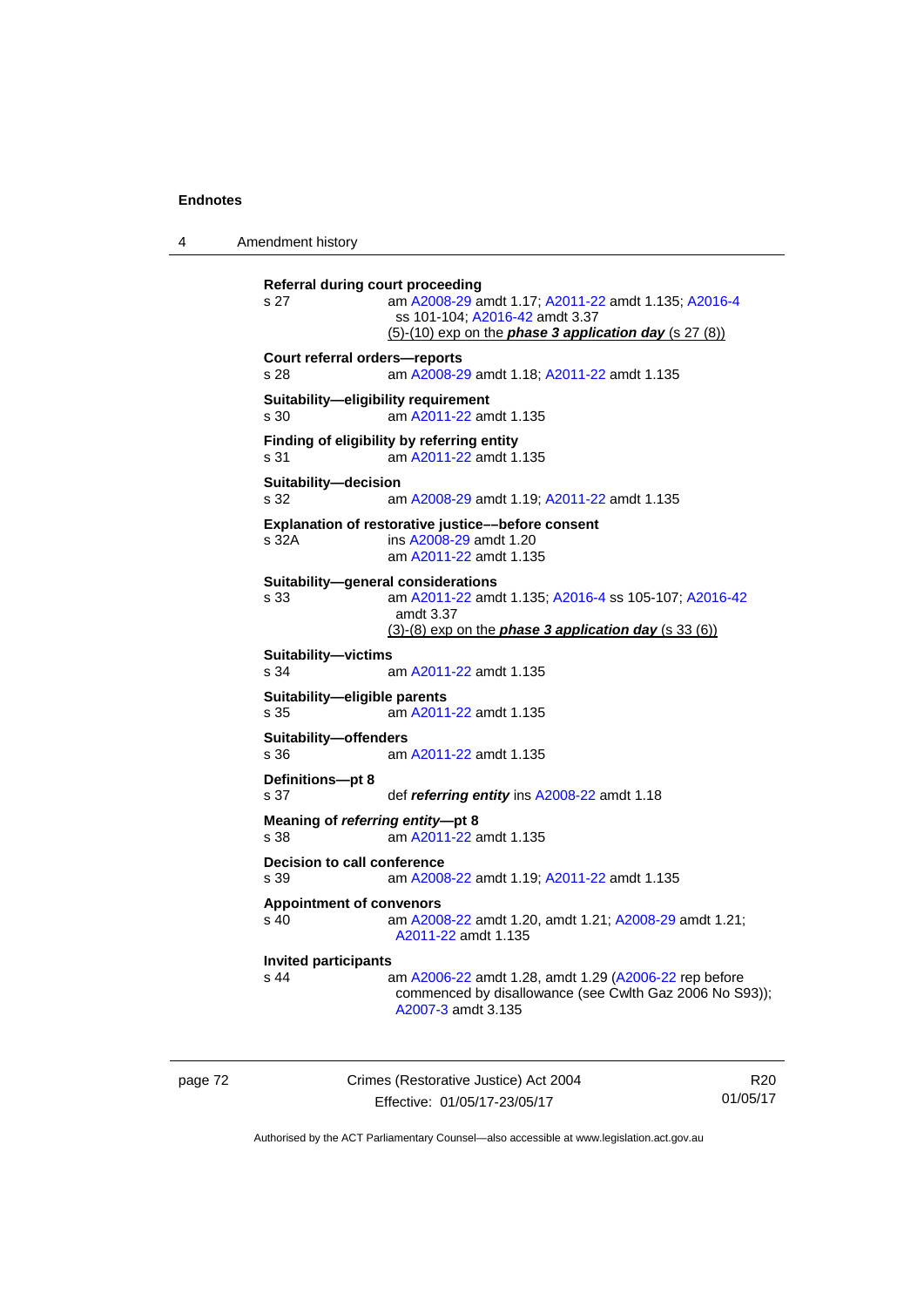**Referral during court proceeding**
s 27 am A2008-29 amdt 1.17; A2011-22 amdt 1.135; A2016-4 ss 101-104; A2016-42 amdt 3.37
(5)-(10) exp on the ***phase 3 application day*** (s 27 (8))

**Court referral orders—reports**
s 28 am A2008-29 amdt 1.18; A2011-22 amdt 1.135

**Suitability—eligibility requirement**
s 30 am A2011-22 amdt 1.135

**Finding of eligibility by referring entity**
s 31 am A2011-22 amdt 1.135

**Suitability—decision**
s 32 am A2008-29 amdt 1.19; A2011-22 amdt 1.135

**Explanation of restorative justice––before consent**
s 32A ins A2008-29 amdt 1.20
am A2011-22 amdt 1.135

**Suitability—general considerations**
s 33 am A2011-22 amdt 1.135; A2016-4 ss 105-107; A2016-42 amdt 3.37
(3)-(8) exp on the ***phase 3 application day*** (s 33 (6))

**Suitability—victims**
s 34 am A2011-22 amdt 1.135

**Suitability—eligible parents**
s 35 am A2011-22 amdt 1.135

**Suitability—offenders**
s 36 am A2011-22 amdt 1.135

**Definitions—pt 8**
s 37 def ***referring entity*** ins A2008-22 amdt 1.18

**Meaning of *referring entity*—pt 8**
s 38 am A2011-22 amdt 1.135

**Decision to call conference**
s 39 am A2008-22 amdt 1.19; A2011-22 amdt 1.135

**Appointment of convenors**
s 40 am A2008-22 amdt 1.20, amdt 1.21; A2008-29 amdt 1.21; A2011-22 amdt 1.135

**Invited participants**
s 44 am A2006-22 amdt 1.28, amdt 1.29 (A2006-22 rep before commenced by disallowance (see Cwlth Gaz 2006 No S93)); A2007-3 amdt 3.135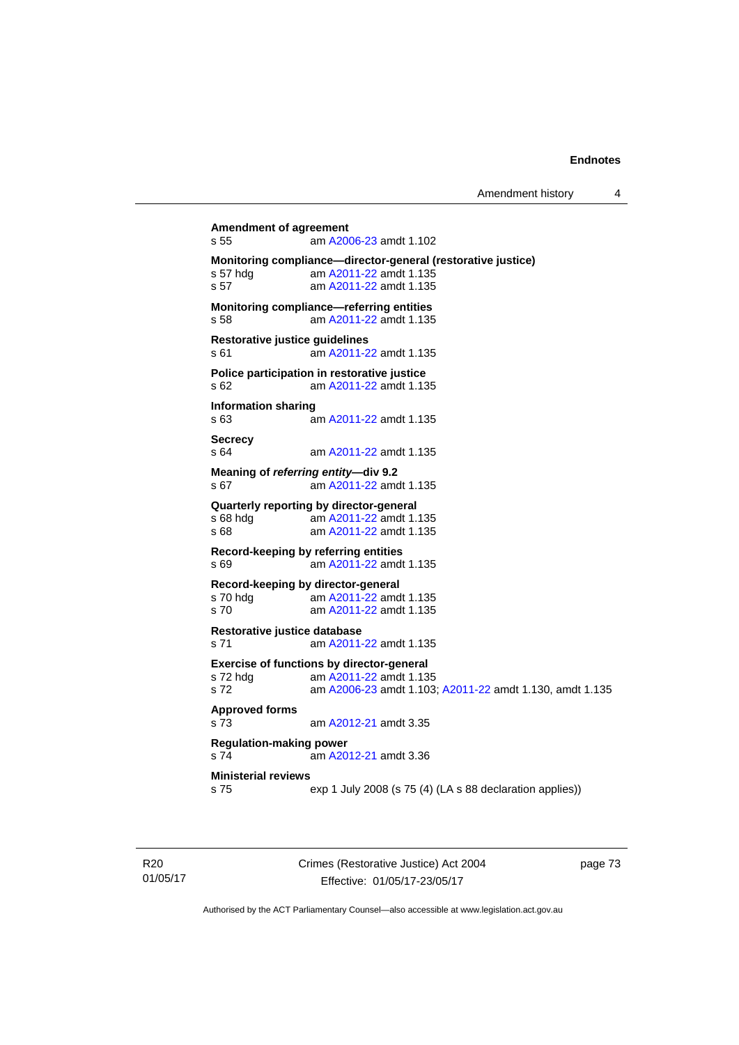**Amendment of agreement**
s 55 am A2006-23 amdt 1.102

**Monitoring compliance—director-general (restorative justice)**
s 57 hdg am A2011-22 amdt 1.135
s 57 am A2011-22 amdt 1.135

**Monitoring compliance—referring entities**
s 58 am A2011-22 amdt 1.135

**Restorative justice guidelines**
s 61 am A2011-22 amdt 1.135

**Police participation in restorative justice**
s 62 am A2011-22 amdt 1.135

**Information sharing**
s 63 am A2011-22 amdt 1.135

**Secrecy**
s 64 am A2011-22 amdt 1.135

**Meaning of *referring entity*—div 9.2**
s 67 am A2011-22 amdt 1.135

**Quarterly reporting by director-general**
s 68 hdg am A2011-22 amdt 1.135
s 68 am A2011-22 amdt 1.135

**Record-keeping by referring entities**
s 69 am A2011-22 amdt 1.135

**Record-keeping by director-general**
s 70 hdg am A2011-22 amdt 1.135
s 70 am A2011-22 amdt 1.135

**Restorative justice database**
s 71 am A2011-22 amdt 1.135

**Exercise of functions by director-general**
s 72 hdg am A2011-22 amdt 1.135
s 72 am A2006-23 amdt 1.103; A2011-22 amdt 1.130, amdt 1.135

**Approved forms**
s 73 am A2012-21 amdt 3.35

**Regulation-making power**
s 74 am A2012-21 amdt 3.36

**Ministerial reviews**
s 75 exp 1 July 2008 (s 75 (4) (LA s 88 declaration applies))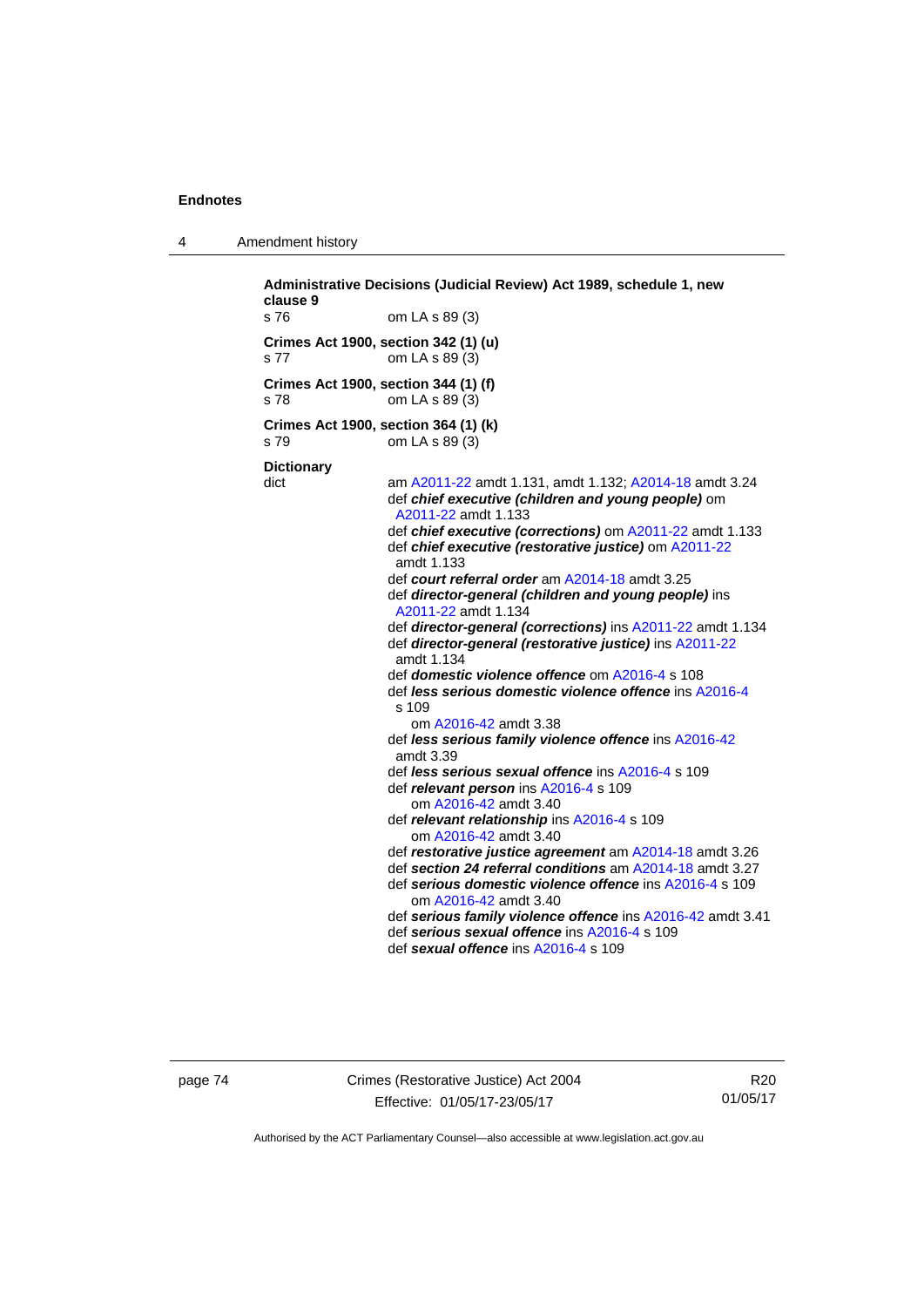**Administrative Decisions (Judicial Review) Act 1989, schedule 1, new clause 9**

s 76 om LA s 89 (3)

**Crimes Act 1900, section 342 (1) (u)**

s 77 om LA s 89 (3)

**Crimes Act 1900, section 344 (1) (f)**

s 78 om LA s 89 (3)

**Crimes Act 1900, section 364 (1) (k)**

s 79 om LA s 89 (3)

**Dictionary**

dict am A2011-22 amdt 1.131, amdt 1.132; A2014-18 amdt 3.24
def ***chief executive (children and young people)*** om A2011-22 amdt 1.133
def ***chief executive (corrections)*** om A2011-22 amdt 1.133
def ***chief executive (restorative justice)*** om A2011-22 amdt 1.133
def ***court referral order*** am A2014-18 amdt 3.25
def ***director-general (children and young people)*** ins A2011-22 amdt 1.134
def ***director-general (corrections)*** ins A2011-22 amdt 1.134
def ***director-general (restorative justice)*** ins A2011-22 amdt 1.134
def ***domestic violence offence*** om A2016-4 s 108
def ***less serious domestic violence offence*** ins A2016-4 s 109
om A2016-42 amdt 3.38
def ***less serious family violence offence*** ins A2016-42 amdt 3.39
def ***less serious sexual offence*** ins A2016-4 s 109
def ***relevant person*** ins A2016-4 s 109
om A2016-42 amdt 3.40
def ***relevant relationship*** ins A2016-4 s 109
om A2016-42 amdt 3.40
def ***restorative justice agreement*** am A2014-18 amdt 3.26
def ***section 24 referral conditions*** am A2014-18 amdt 3.27
def ***serious domestic violence offence*** ins A2016-4 s 109
om A2016-42 amdt 3.40
def ***serious family violence offence*** ins A2016-42 amdt 3.41
def ***serious sexual offence*** ins A2016-4 s 109
def ***sexual offence*** ins A2016-4 s 109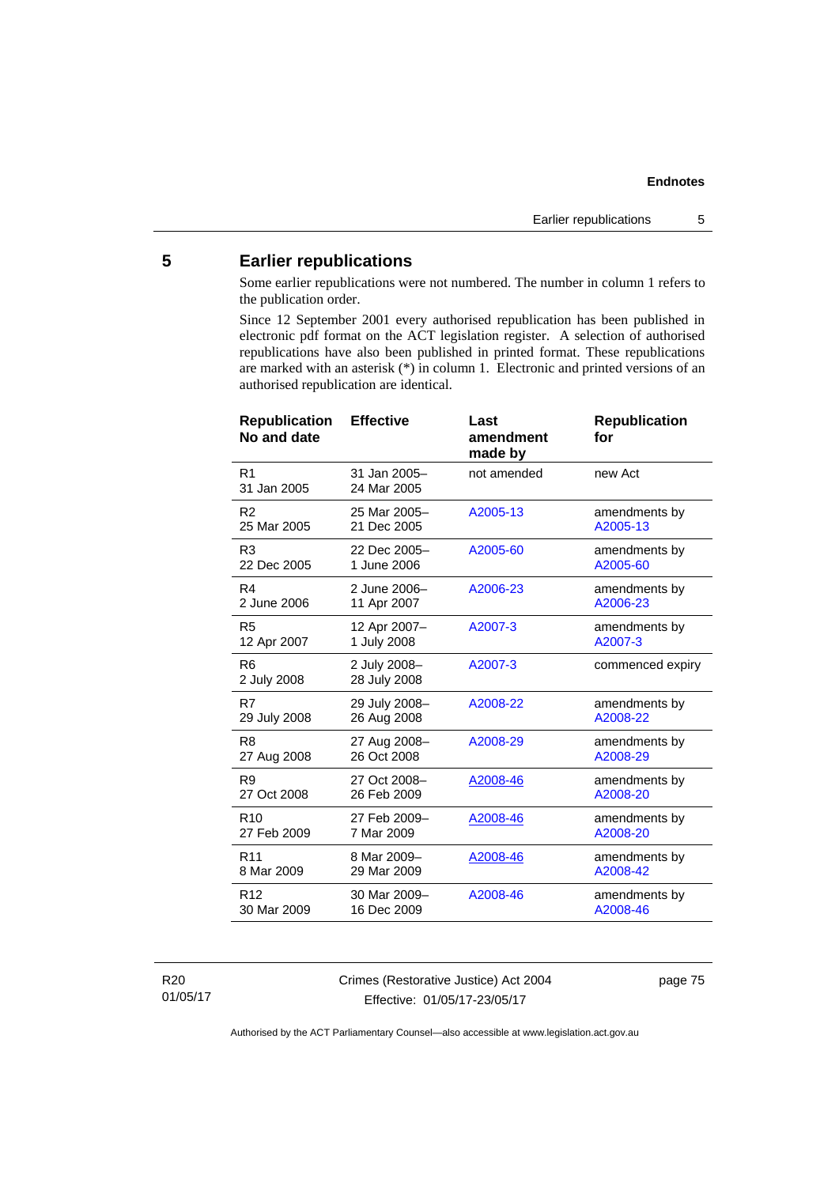## 5 Earlier republications

Some earlier republications were not numbered. The number in column 1 refers to the publication order.

Since 12 September 2001 every authorised republication has been published in electronic pdf format on the ACT legislation register. A selection of authorised republications have also been published in printed format. These republications are marked with an asterisk (*) in column 1. Electronic and printed versions of an authorised republication are identical.

| Republication No and date | Effective | Last amendment made by | Republication for |
|---|---|---|---|
| R1<br>31 Jan 2005 | 31 Jan 2005–<br>24 Mar 2005 | not amended | new Act |
| R2<br>25 Mar 2005 | 25 Mar 2005–<br>21 Dec 2005 | A2005-13 | amendments by A2005-13 |
| R3<br>22 Dec 2005 | 22 Dec 2005–<br>1 June 2006 | A2005-60 | amendments by A2005-60 |
| R4<br>2 June 2006 | 2 June 2006–<br>11 Apr 2007 | A2006-23 | amendments by A2006-23 |
| R5<br>12 Apr 2007 | 12 Apr 2007–<br>1 July 2008 | A2007-3 | amendments by A2007-3 |
| R6<br>2 July 2008 | 2 July 2008–<br>28 July 2008 | A2007-3 | commenced expiry |
| R7<br>29 July 2008 | 29 July 2008–<br>26 Aug 2008 | A2008-22 | amendments by A2008-22 |
| R8<br>27 Aug 2008 | 27 Aug 2008–<br>26 Oct 2008 | A2008-29 | amendments by A2008-29 |
| R9<br>27 Oct 2008 | 27 Oct 2008–<br>26 Feb 2009 | A2008-46 | amendments by A2008-20 |
| R10<br>27 Feb 2009 | 27 Feb 2009–<br>7 Mar 2009 | A2008-46 | amendments by A2008-20 |
| R11<br>8 Mar 2009 | 8 Mar 2009–<br>29 Mar 2009 | A2008-46 | amendments by A2008-42 |
| R12<br>30 Mar 2009 | 30 Mar 2009–<br>16 Dec 2009 | A2008-46 | amendments by A2008-46 |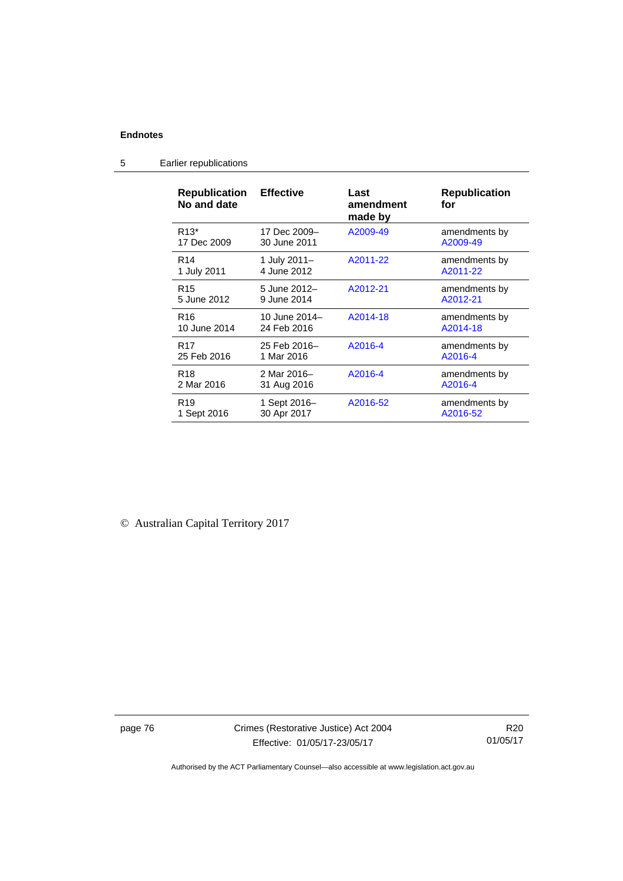## 5 Earlier republications

| Republication No and date | Effective | Last amendment made by | Republication for |
|---|---|---|---|
| R13* 17 Dec 2009 | 17 Dec 2009– 30 June 2011 | A2009-49 | amendments by A2009-49 |
| R14 1 July 2011 | 1 July 2011– 4 June 2012 | A2011-22 | amendments by A2011-22 |
| R15 5 June 2012 | 5 June 2012– 9 June 2014 | A2012-21 | amendments by A2012-21 |
| R16 10 June 2014 | 10 June 2014– 24 Feb 2016 | A2014-18 | amendments by A2014-18 |
| R17 25 Feb 2016 | 25 Feb 2016– 1 Mar 2016 | A2016-4 | amendments by A2016-4 |
| R18 2 Mar 2016 | 2 Mar 2016– 31 Aug 2016 | A2016-4 | amendments by A2016-4 |
| R19 1 Sept 2016 | 1 Sept 2016– 30 Apr 2017 | A2016-52 | amendments by A2016-52 |

© Australian Capital Territory 2017